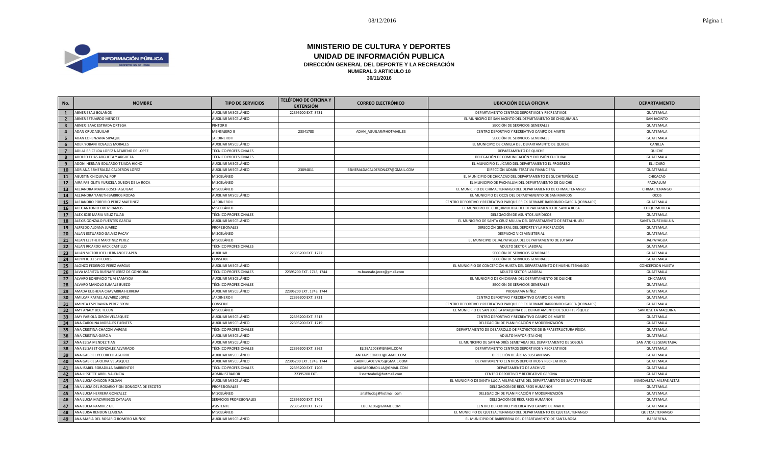# MINISTERIO DE CULTURA Y DEPORTES
## UNIDAD DE INFORMACIÓN PUBLICA
### DIRECCIÓN GENERAL DEL DEPORTE Y LA RECREACIÓN
**NUMERAL 3 ARTICULO 10**
**30/11/2016**

| No. | NOMBRE | TIPO DE SERVICIOS | TELÉFONO DE OFICINA Y EXTENSIÓN | CORREO ELECTRÓNICO | UBICACIÓN DE LA OFICINA | DEPARTAMENTO |
|---|---|---|---|---|---|---|
| 1 | ABNER ESAU BOLAÑOS | AUXILIAR MISCELÁNEO | 22395200 EXT. 3731 | | DEPARTAMENTO CENTROS DEPORTIVOS Y RECREATIVOS | GUATEMALA |
| 2 | ABNER ESTUARDO MENDEZ | AUXILIAR MISCELÁNEO | | | EL MUNICIPIO DE SAN JACINTO DEL DEPARTAMENTO DE CHIQUIMULA | SAN JACINTO |
| 3 | ABNER ISAAC ESTRADA ORTEGA | PINTOR II | | | SECCIÓN DE SERVICIOS GENERALES | GUATEMALA |
| 4 | ADAN CRUZ AGUILAR | MENSAJERO II | 23341783 | ADAN_AGUILAR@HOTMAIL.ES | CENTRO DEPORTIVO Y RECREATIVO CAMPO DE MARTE | GUATEMALA |
| 5 | ADAN LORENZANA SIPAQUE | JARDINERO II | | | SECCIÓN DE SERVICIOS GENERALES | GUATEMALA |
| 6 | ADER YOBANI ROSALES MORALES | AUXILIAR MISCELÁNEO | | | EL MUNICIPIO DE CANILLA DEL DEPARTAMENTO DE QUICHE | CANILLA |
| 7 | ADILIA BRICELDA LOPEZ NATARENO DE LOPEZ | TÉCNICO PROFESIONALES | | | DEPARTAMENTO DE QUICHE | QUICHE |
| 8 | ADOLFO ELIAS ARGUETA Y ARGUETA | TÉCNICO PROFESIONALES | | | DELEGACIÓN DE COMUNICACIÓN Y DIFUSIÓN CULTURAL | GUATEMALA |
| 9 | ADONI HERNAN EDUARDO TEJADA HICHO | AUXILIAR MISCELÁNEO | | | EL MUNICIPIO EL JÍCARO DEL DEPARTAMENTO EL PROGRESO | EL JICARO |
| 10 | ADRIANA ESMERALDA CALDERON LOPEZ | AUXILIAR MISCELÁNEO | 23894811 | ESMERALDACALDERON427@GMAIL.COM | DIRECCIÓN ADMINISTRATIVA FINANCIERA | GUATEMALA |
| 11 | AGUSTIN CHIQUIVAL POP | MISCELÁNEO | | | EL MUNICIPIO DE CHICACAO DEL DEPARTAMENTO DE SUCHITEPÉQUEZ | CHICACAO |
| 12 | AIRA FABIOLITA YURICELA DUBON DE LA ROCA | MISCELÁNEO | | | EL MUNICIPIO DE PACHALUM DEL DEPARTAMENTO DE QUICHE | PACHALUM |
| 13 | ALEJANDRA MARIA BOSCH AGUILAR | MISCELÁNEO | | | EL MUNICIPIO DE CHIMALTENANGO DEL DEPARTAMENTO DE CHIMALTENANGO | CHIMALTENANGO |
| 14 | ALEJANDRA YANETH BARRIOS RODAS | AUXILIAR MISCELÁNEO | | | EL MUNICIPIO DE OCOS DEL DEPARTAMENTO DE SAN MARCOS | OCOS |
| 15 | ALEJANDRO PORFIRIO PEREZ MARTINEZ | JARDINERO II | | | CENTRO DEPORTIVO Y RECREATIVO PARQUE ERICK BERNABÉ BARRONDO GARCÍA (JORNALES) | GUATEMALA |
| 16 | ALEX ANTONIO ORTIZ RAMOS | MISCELÁNEO | | | EL MUNICIPIO DE CHIQUIMULILLA DEL DEPARTAMENTO DE SANTA ROSA | CHIQUIMULILLA |
| 17 | ALEX JOSE MARIA VELIZ TUJAB | TÉCNICO PROFESIONALES | | | DELEGACIÓN DE ASUNTOS JURÍDICOS | GUATEMALA |
| 18 | ALEXIS GONZALO FUENTES GARCIA | AUXILIAR MISCELÁNEO | | | EL MUNICIPIO DE SANTA CRUZ MULUA DEL DEPARTAMENTO DE RETALHULEU | SANTA CURZ MULUA |
| 19 | ALFREDO ALDANA JUAREZ | PROFESIONALES | | | DIRECCIÓN GENERAL DEL DEPORTE Y LA RECREACIÓN | GUATEMALA |
| 20 | ALLAN ESTUARDO GALVEZ PACAY | MISCELÁNEO | | | DESPACHO VICEMINISTERIAL | GUATEMALA |
| 21 | ALLAN LESTHER MARTINEZ PEREZ | MISCELÁNEO | | | EL MUNICIPIO DE JALPATAGUA DEL DEPARTAMENTO DE JUTIAPA | JALPATAGUA |
| 22 | ALLAN RICARDO HACK CASTILLO | TÉCNICO PROFESIONALES | | | ADULTO SECTOR LABORAL | GUATEMALA |
| 23 | ALLAN VICTOR JOEL HERNANDEZ APEN | AUXILIAR | 22395200 EXT. 1722 | | SECCIÓN DE SERVICIOS GENERALES | GUATEMALA |
| 24 | ALLYN JULLESY FLORES | CONSERJE | | | SECCIÓN DE SERVICIOS GENERALES | GUATEMALA |
| 25 | ALONZO FEDERICO PEREZ VARGAS | AUXILIAR MISCELÁNEO | | | EL MUNICIPIO DE CONCEPCIÓN HUISTA DEL DEPARTAMENTO DE HUEHUETENANGO | CONCEPCION HUISTA |
| 26 | ALVA MARITZA BUENAFE JEREZ DE GONGORA | TÉCNICO PROFESIONALES | 22395200 EXT. 1743, 1744 | m.buenafe.jerez@gmail.com | ADULTO SECTOR LABORAL | GUATEMALA |
| 27 | ALVARO BONIFACIO TUM SAMAYOA | AUXILIAR MISCELÁNEO | | | EL MUNICIPIO DE CHICAMAN DEL DEPARTAMENTO DE QUICHE | CHICAMAN |
| 28 | ALVARO MANOLO SUMALE BUEZO | TÉCNICO PROFESIONALES | | | SECCION DE SERVICIOS GENERALES | GUATEMALA |
| 29 | AMADA ELISHEVA CHAVARRIA HERRERA | AUXILIAR MISCELÁNEO | 22395200 EXT. 1743, 1744 | | PROGRAMA NIÑEZ | GUATEMALA |
| 30 | AMILCAR RAFAEL ALVAREZ LOPEZ | JARDINERO II | 22395200 EXT. 3731 | | CENTRO DEPORTIVO Y RECREATIVO CAMPO DE MARTE | GUATEMALA |
| 31 | AMINTA ESPERANZA PEREZ SPON | CONSERJE | | | CENTRO DEPORTIVO Y RECREATIVO PARQUE ERICK BERNABÉ BARRONDO GARCÍA (JORNALES) | GUATEMALA |
| 32 | AMY ANALY BOL TECUN | MISCELÁNEO | | | EL MUNICIPIO DE SAN JOSÉ LA MAQUINA DEL DEPARTAMENTO DE SUCHITEPÉQUEZ | SAN JOSE LA MAQUINA |
| 33 | AMY FABIOLA GIRON VELASQUEZ | AUXILIAR MISCELÁNEO | 22395200 EXT. 3513 | | CENTRO DEPORTIVO Y RECREATIVO CAMPO DE MARTE | GUATEMALA |
| 34 | ANA CAROLINA MORALES FUENTES | AUXILIAR MISCELÁNEO | 22395200 EXT. 1719 | | DELEGACIÓN DE PLANIFICACIÓN Y MODERNIZACIÓN | GUATEMALA |
| 35 | ANA CRISTINA CHACON VARGAS | TÉCNICO PROFESIONALES | | | DEPARTAMENTO DE DESARROLLO DE PROYECTOS DE INFRAESTRUCTURA FÍSICA | GUATEMALA |
| 36 | ANA CRISTINA GARCIA | AUXILIAR MISCELÁNEO | | | ADULTO MAYOR (TAI CHI) | GUATEMALA |
| 37 | ANA ELISA MENDEZ TIAN | AUXILIAR MISCELÁNEO | | | EL MUNICIPIO DE SAN ANDRÉS SEMETABAJ DEL DEPARTAMENTO DE SOLOLÁ | SAN ANDRES SEMETABAJ |
| 38 | ANA ELISABET GONZALEZ ALVARADO | TÉCNICO PROFESIONALES | 22395200 EXT. 3562 | ELIZBA2008@GMAIL.COM | DEPARTAMENTO CENTROS DEPORTIVOS Y RECREATIVOS | GUATEMALA |
| 39 | ANA GABRIEL PECORELLI AGUIRRE | AUXILIAR MISCELÁNEO | | ANITAPECORELLI@GMAIL.COM | DIRECCIÓN DE ÁREAS SUSTANTIVAS | GUATEMALA |
| 40 | ANA GABRIELA OLIVA VELASQUEZ | AUXILIAR MISCELÁNEO | 22395200 EXT. 1743, 1744 | GABRIELAOLIVA75@GMAIL.COM | DEPARTAMENTO CENTROS DEPORTIVOS Y RECREATIVOS | GUATEMALA |
| 41 | ANA ISABEL BOBADILLA BARRIENTOS | TÉCNICO PROFESIONALES | 22395200 EXT. 1706 | ANAISABOBADILLA@GMAIL.COM | DEPARTAMENTO DE ARCHIVO | GUATEMALA |
| 42 | ANA LISSETTE ABRIL VALENCIA | ADMINISTRADOR | 22395200 EXT. | lissetteabril@hotmail.com | CENTRO DEPORTIVO Y RECREATIVO GERONA | GUATEMALA |
| 43 | ANA LUCIA CHACON ROLDAN | AUXILIAR MISCELÁNEO | | | EL MUNICIPIO DE SANTA LUCIA MILPAS ALTAS DEL DEPARTAMENTO DE SACATEPÉQUEZ | MAGDALENA MILPAS ALTAS |
| 44 | ANA LUCIA DEL ROSARIO FION GONGORA DE ESCOTO | PROFESIONALES | | | DELEGACIÓN DE RECURSOS HUMANOS | GUATEMALA |
| 45 | ANA LUCIA HERRERA GONZALEZ | MISCELÁNEO | | anahluciag@hotmail.com | DELEGACIÓN DE PLANIFICACIÓN Y MODERNIZACIÓN | GUATEMALA |
| 46 | ANA LUCIA MAZARIEGOS CATALAN | SERVICIOS PROFESIONALES | 22395200 EXT. 1701 | | DELEGACIÓN DE RECURSOS HUMANOS | GUATEMALA |
| 47 | ANA LUCIA RAMIREZ GIL | ASISTENTE | 22395200 EXT. 1737 | LUCIA10G@GMAIL.COM | CENTRO DEPORTIVO Y RECREATIVO CAMPO DE MARTE | GUATEMALA |
| 48 | ANA LUISA RENDON LLARENA | MISCELÁNEO | | | EL MUNICIPIO DE QUETZALTENANGO DEL DEPARTAMENTO DE QUETZALTENANGO | QUETZALTENANGO |
| 49 | ANA MARIA DEL ROSARIO ROMERO MUÑOZ | AUXILIAR MISCELÁNEO | | | EL MUNICIPIO DE BARBERENA DEL DEPARTAMENTO DE SANTA ROSA | BARBERENA |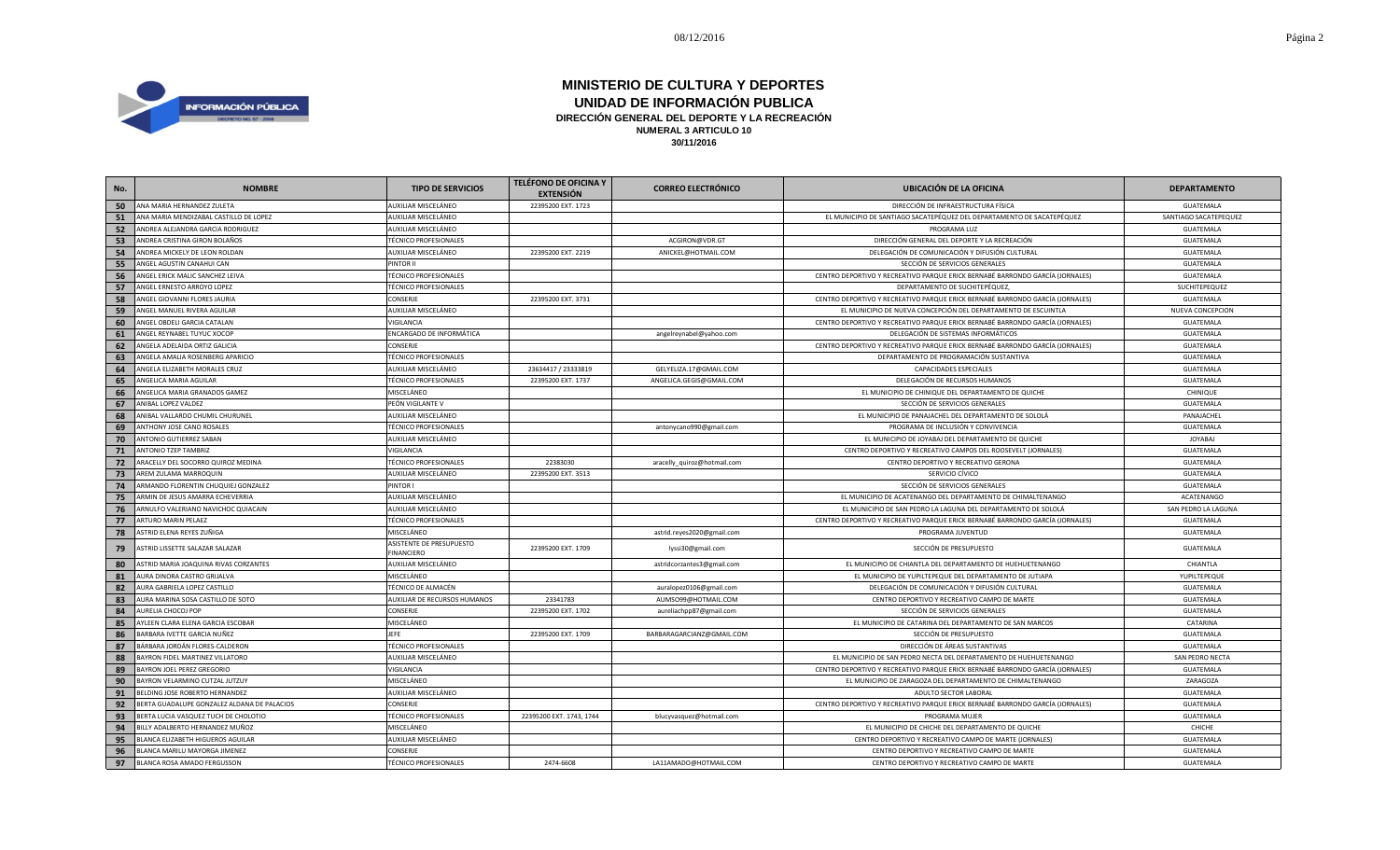# MINISTERIO DE CULTURA Y DEPORTES

## UNIDAD DE INFORMACIÓN PUBLICA

### DIRECCIÓN GENERAL DEL DEPORTE Y LA RECREACIÓN

**NUMERAL 3 ARTICULO 10**

**30/11/2016**

| No. | NOMBRE | TIPO DE SERVICIOS | TELÉFONO DE OFICINA Y EXTENSIÓN | CORREO ELECTRÓNICO | UBICACIÓN DE LA OFICINA | DEPARTAMENTO |
|---|---|---|---|---|---|---|
| 50 | ANA MARIA HERNANDEZ ZULETA | AUXILIAR MISCELÁNEO | 22395200 EXT. 1723 | | DIRECCIÓN DE INFRAESTRUCTURA FÍSICA | GUATEMALA |
| 51 | ANA MARIA MENDIZABAL CASTILLO DE LOPEZ | AUXILIAR MISCELÁNEO | | | EL MUNICIPIO DE SANTIAGO SACATEPÉQUEZ DEL DEPARTAMENTO DE SACATEPÉQUEZ | SANTIAGO SACATEPEQUEZ |
| 52 | ANDREA ALEJANDRA GARCIA RODRIGUEZ | AUXILIAR MISCELÁNEO | | | PROGRAMA LUZ | GUATEMALA |
| 53 | ANDREA CRISTINA GIRON BOLAÑOS | TÉCNICO PROFESIONALES | | ACGIRON@VDR.GT | DIRECCIÓN GENERAL DEL DEPORTE Y LA RECREACIÓN | GUATEMALA |
| 54 | ANDREA MICKELY DE LEON ROLDAN | AUXILIAR MISCELÁNEO | 22395200 EXT. 2219 | ANICKEL@HOTMAIL.COM | DELEGACIÓN DE COMUNICACIÓN Y DIFUSIÓN CULTURAL | GUATEMALA |
| 55 | ANGEL AGUSTIN CANAHUI CAN | PINTOR II | | | SECCIÓN DE SERVICIOS GENERALES | GUATEMALA |
| 56 | ANGEL ERICK MALIC SANCHEZ LEIVA | TÉCNICO PROFESIONALES | | | CENTRO DEPORTIVO Y RECREATIVO PARQUE ERICK BERNABÉ BARRONDO GARCÍA (JORNALES) | GUATEMALA |
| 57 | ANGEL ERNESTO ARROYO LOPEZ | TÉCNICO PROFESIONALES | | | DEPARTAMENTO DE SUCHITEPÉQUEZ, | SUCHITEPEQUEZ |
| 58 | ANGEL GIOVANNI FLORES JAURIA | CONSERJE | 22395200 EXT. 3731 | | CENTRO DEPORTIVO Y RECREATIVO PARQUE ERICK BERNABÉ BARRONDO GARCÍA (JORNALES) | GUATEMALA |
| 59 | ANGEL MANUEL RIVERA AGUILAR | AUXILIAR MISCELÁNEO | | | EL MUNICIPIO DE NUEVA CONCEPCIÓN DEL DEPARTAMENTO DE ESCUINTLA | NUEVA CONCEPCION |
| 60 | ANGEL OBDELI GARCIA CATALAN | VIGILANCIA | | | CENTRO DEPORTIVO Y RECREATIVO PARQUE ERICK BERNABÉ BARRONDO GARCÍA (JORNALES) | GUATEMALA |
| 61 | ANGEL REYNABEL TUYUC XOCOP | ENCARGADO DE INFORMÁTICA | | angelreynabel@yahoo.com | DELEGACIÓN DE SISTEMAS INFORMÁTICOS | GUATEMALA |
| 62 | ANGELA ADELAIDA ORTIZ GALICIA | CONSERJE | | | CENTRO DEPORTIVO Y RECREATIVO PARQUE ERICK BERNABÉ BARRONDO GARCÍA (JORNALES) | GUATEMALA |
| 63 | ANGELA AMALIA ROSENBERG APARICIO | TÉCNICO PROFESIONALES | | | DEPARTAMENTO DE PROGRAMACIÓN SUSTANTIVA | GUATEMALA |
| 64 | ANGELA ELIZABETH MORALES CRUZ | AUXILIAR MISCELÁNEO | 23634417 / 23333819 | GELYELIZA.17@GMAIL.COM | CAPACIDADES ESPECIALES | GUATEMALA |
| 65 | ANGELICA MARIA AGUILAR | TÉCNICO PROFESIONALES | 22395200 EXT. 1737 | ANGELICA.GEGIS@GMAIL.COM | DELEGACIÓN DE RECURSOS HUMANOS | GUATEMALA |
| 66 | ANGELICA MARIA GRANADOS GAMEZ | MISCELÁNEO | | | EL MUNICIPIO DE CHINIQUE DEL DEPARTAMENTO DE QUICHE | CHINIQUE |
| 67 | ANIBAL LOPEZ VALDEZ | PEÓN VIGILANTE V | | | SECCIÓN DE SERVICIOS GENERALES | GUATEMALA |
| 68 | ANIBAL VALLARDO CHUMIL CHURUNEL | AUXILIAR MISCELÁNEO | | | EL MUNICIPIO DE PANAJACHEL DEL DEPARTAMENTO DE SOLOLÁ | PANAJACHEL |
| 69 | ANTHONY JOSE CANO ROSALES | TÉCNICO PROFESIONALES | | antonycano990@gmail.com | PROGRAMA DE INCLUSIÓN Y CONVIVENCIA | GUATEMALA |
| 70 | ANTONIO GUTIERREZ SABAN | AUXILIAR MISCELÁNEO | | | EL MUNICIPIO DE JOYABAJ DEL DEPARTAMENTO DE QUICHE | JOYABAJ |
| 71 | ANTONIO TZEP TAMBRIZ | VIGILANCIA | | | CENTRO DEPORTIVO Y RECREATIVO CAMPOS DEL ROOSEVELT (JORNALES) | GUATEMALA |
| 72 | ARACELLY DEL SOCORRO QUIROZ MEDINA | TÉCNICO PROFESIONALES | 22383030 | aracelly_quiroz@hotmail.com | CENTRO DEPORTIVO Y RECREATIVO GERONA | GUATEMALA |
| 73 | AREM ZULAMA MARROQUIN | AUXILIAR MISCELÁNEO | 22395200 EXT. 3513 | | SERVICIO CÍVICO | GUATEMALA |
| 74 | ARMANDO FLORENTIN CHUQUIEJ GONZALEZ | PINTOR I | | | SECCIÓN DE SERVICIOS GENERALES | GUATEMALA |
| 75 | ARMIN DE JESUS AMARRA ECHEVERRIA | AUXILIAR MISCELÁNEO | | | EL MUNICIPIO DE ACATENANGO DEL DEPARTAMENTO DE CHIMALTENANGO | ACATENANGO |
| 76 | ARNULFO VALERIANO NAVICHOC QUIACAIN | AUXILIAR MISCELÁNEO | | | EL MUNICIPIO DE SAN PEDRO LA LAGUNA DEL DEPARTAMENTO DE SOLOLÁ | SAN PEDRO LA LAGUNA |
| 77 | ARTURO MARIN PELAEZ | TÉCNICO PROFESIONALES | | | CENTRO DEPORTIVO Y RECREATIVO PARQUE ERICK BERNABÉ BARRONDO GARCÍA (JORNALES) | GUATEMALA |
| 78 | ASTRID ELENA REYES ZUÑIGA | MISCELÁNEO | | astrid.reyes2020@gmail.com | PROGRAMA JUVENTUD | GUATEMALA |
| 79 | ASTRID LISSETTE SALAZAR SALAZAR | ASISTENTE DE PRESUPUESTO FINANCIERO | 22395200 EXT. 1709 | lyssi30@gmail.com | SECCIÓN DE PRESUPUESTO | GUATEMALA |
| 80 | ASTRID MARIA JOAQUINA RIVAS CORZANTES | AUXILIAR MISCELÁNEO | | astridcorzantes3@gmail.com | EL MUNICIPIO DE CHIANTLA DEL DEPARTAMENTO DE HUEHUETENANGO | CHIANTLA |
| 81 | AURA DINORA CASTRO GRIJALVA | MISCELÁNEO | | | EL MUNICIPIO DE YUPILTEPEQUE DEL DEPARTAMENTO DE JUTIAPA | YUPILTEPEQUE |
| 82 | AURA GABRIELA LOPEZ CASTILLO | TÉCNICO DE ALMACÉN | | auralopez0106@gmail.com | DELEGACIÓN DE COMUNICACIÓN Y DIFUSIÓN CULTURAL | GUATEMALA |
| 83 | AURA MARINA SOSA CASTILLO DE SOTO | AUXILIAR DE RECURSOS HUMANOS | 23341783 | AUMSO99@HOTMAIL.COM | CENTRO DEPORTIVO Y RECREATIVO CAMPO DE MARTE | GUATEMALA |
| 84 | AURELIA CHOCOJ POP | CONSERJE | 22395200 EXT. 1702 | aureliachpp87@gmail.com | SECCIÓN DE SERVICIOS GENERALES | GUATEMALA |
| 85 | AYLEEN CLARA ELENA GARCIA ESCOBAR | MISCELÁNEO | | | EL MUNICIPIO DE CATARINA DEL DEPARTAMENTO DE SAN MARCOS | CATARINA |
| 86 | BARBARA IVETTE GARCIA NUÑEZ | JEFE | 22395200 EXT. 1709 | BARBARAGARCIANZ@GMAIL.COM | SECCIÓN DE PRESUPUESTO | GUATEMALA |
| 87 | BÁRBARA JORDÁN FLORES-CALDERON | TÉCNICO PROFESIONALES | | | DIRECCIÓN DE ÁREAS SUSTANTIVAS | GUATEMALA |
| 88 | BAYRON FIDEL MARTINEZ VILLATORO | AUXILIAR MISCELÁNEO | | | EL MUNICIPIO DE SAN PEDRO NECTA DEL DEPARTAMENTO DE HUEHUETENANGO | SAN PEDRO NECTA |
| 89 | BAYRON JOEL PEREZ GREGORIO | VIGILANCIA | | | CENTRO DEPORTIVO Y RECREATIVO PARQUE ERICK BERNABÉ BARRONDO GARCÍA (JORNALES) | GUATEMALA |
| 90 | BAYRON VELARMINO CUTZAL JUTZUY | MISCELÁNEO | | | EL MUNICIPIO DE ZARAGOZA DEL DEPARTAMENTO DE CHIMALTENANGO | ZARAGOZA |
| 91 | BELDING JOSE ROBERTO HERNANDEZ | AUXILIAR MISCELÁNEO | | | ADULTO SECTOR LABORAL | GUATEMALA |
| 92 | BERTA GUADALUPE GONZALEZ ALDANA DE PALACIOS | CONSERJE | | | CENTRO DEPORTIVO Y RECREATIVO PARQUE ERICK BERNABÉ BARRONDO GARCÍA (JORNALES) | GUATEMALA |
| 93 | BERTA LUCIA VASQUEZ TUCH DE CHOLOTIO | TÉCNICO PROFESIONALES | 22395200 EXT. 1743, 1744 | blucyvasquez@hotmail.com | PROGRAMA MUJER | GUATEMALA |
| 94 | BILLY ADALBERTO HERNANDEZ MUÑOZ | MISCELÁNEO | | | EL MUNICIPIO DE CHICHE DEL DEPARTAMENTO DE QUICHE | CHICHE |
| 95 | BLANCA ELIZABETH HIGUEROS AGUILAR | AUXILIAR MISCELÁNEO | | | CENTRO DEPORTIVO Y RECREATIVO CAMPO DE MARTE (JORNALES) | GUATEMALA |
| 96 | BLANCA MARILU MAYORGA JIMENEZ | CONSERJE | | | CENTRO DEPORTIVO Y RECREATIVO CAMPO DE MARTE | GUATEMALA |
| 97 | BLANCA ROSA AMADO FERGUSSON | TÉCNICO PROFESIONALES | 2474-6608 | LA11AMADO@HOTMAIL.COM | CENTRO DEPORTIVO Y RECREATIVO CAMPO DE MARTE | GUATEMALA |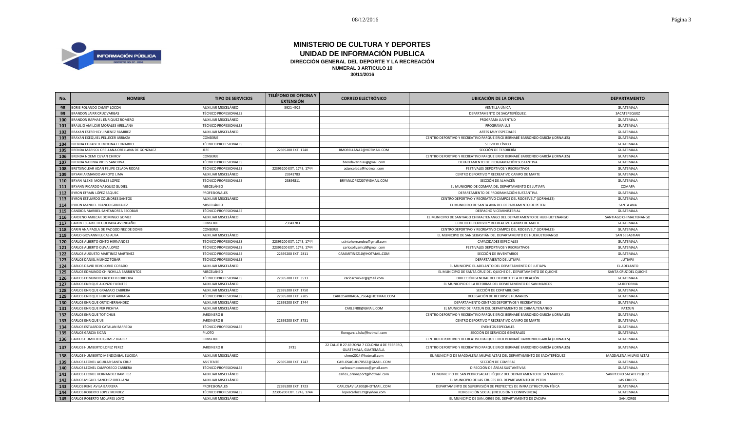# MINISTERIO DE CULTURA Y DEPORTES

## UNIDAD DE INFORMACIÓN PUBLICA

### DIRECCIÓN GENERAL DEL DEPORTE Y LA RECREACIÓN

**NUMERAL 3 ARTICULO 10**

**30/11/2016**

| No. | NOMBRE | TIPO DE SERVICIOS | TELÉFONO DE OFICINA Y EXTENSIÓN | CORREO ELECTRÓNICO | UBICACIÓN DE LA OFICINA | DEPARTAMENTO |
|---|---|---|---|---|---|---|
| 98 | BORIS ROLANDO CAMEY LOCON | AUXILIAR MISCELÁNEO | 5921-4925 | | VENTILLA ÚNICA | GUATEMALA |
| 99 | BRANDON JAIRR CRUZ VARGAS | TÉCNICO PROFESIONALES | | | DEPARTAMENTO DE SACATEPÉQUEZ, | SACATEPEQUEZ |
| 100 | BRANDON RAPHAEL ENRIQUEZ ROMERO | AUXILIAR MISCELÁNEO | | | PROGRAMA JUVENTUD | GUATEMALA |
| 101 | BRAULIO AMILCAR MORALES ARELLANA | TÉCNICO PROFESIONALES | | | PROGRAMA LUZ | GUATEMALA |
| 102 | BRAYAN ESTREHICY JIMENEZ RAMIREZ | AUXILIAR MISCELÁNEO | | | ARTES MUY ESPECIALES | GUATEMALA |
| 103 | BRAYAN EXEQUIEL PELLECER ARRIAZA | CONSERJE | | | CENTRO DEPORTIVO Y RECREATIVO PARQUE ERICK BERNABÉ BARRONDO GARCÍA (JORNALES) | GUATEMALA |
| 104 | BRENDA ELIZABETH MOLINA LEONARDO | TÉCNICO PROFESIONALES | | | SERVICIO CÍVICO | GUATEMALA |
| 105 | BRENDA MARISOL ORELLANA ORELLANA DE GONZALEZ | JEFE | 22395200 EXT. 1740 | BMORELLANA7@HOTMAIL.COM | SECCIÓN DE TESORERÍA | GUATEMALA |
| 106 | BRENDA NOEMI CUYAN CHIROY | CONSERJE | | | CENTRO DEPORTIVO Y RECREATIVO PARQUE ERICK BERNABÉ BARRONDO GARCÍA (JORNALES) | GUATEMALA |
| 107 | BRENDA VARINIA VIDES SANDOVAL | TÉCNICO PROFESIONALES | | brendavariniav@gmail.com | DEPARTAMENTO DE PROGRAMACIÓN SUSTANTIVA | GUATEMALA |
| 108 | BRETSINCLEAR ADAN FELIPE CELADA RODAS | TÉCNICO PROFESIONALES | 22395200 EXT. 1743, 1744 | adancelada@hotmail.com | FESTIVALES DEPORTIVOS Y RECREATIVOS | GUATEMALA |
| 109 | BRYAM ARMANDO ARROYO LIMA | AUXILIAR MISCELÁNEO | 23341783 | | CENTRO DEPORTIVO Y RECREATIVO CAMPO DE MARTE | GUATEMALA |
| 110 | BRYAN ALEXEI MORALES LOPEZ | TÉCNICO PROFESIONALES | 23894811 | BRYANLOPEZ207@GMAIL.COM | SECCIÓN DE ALMACÉN | GUATEMALA |
| 111 | BRYANN RICARDO VASQUEZ GUDIEL | MISCELÁNEO | | | EL MUNICIPIO DE COMAPA DEL DEPARTAMENTO DE JUTIAPA | COMAPA |
| 112 | BYRON EFRAIN LÓPEZ SAQUEC | PROFESIONALES | | | DEPARTAMENTO DE PROGRAMACIÓN SUSTANTIVA | GUATEMALA |
| 113 | BYRON ESTUARDO COLINDRES SANTOS | AUXILIAR MISCELÁNEO | | | CENTRO DEPORTIVO Y RECREATIVO CAMPOS DEL ROOSEVELT (JORNALES) | GUATEMALA |
| 114 | BYRON MANUEL FRANCO GONZALEZ | MISCELÁNEO | | | EL MUNICIPIO DE SANTA ANA DEL DEPARTAMENTO DE PETEN | SANTA ANA |
| 115 | CANDIDA MARIBEL SANTANDREA ESCOBAR | TÉCNICO PROFESIONALES | | | DESPACHO VICEMINISTERIAL | GUATEMALA |
| 116 | CARDENO AMILCAR DOMINGO GOMEZ | AUXILIAR MISCELÁNEO | | | EL MUNICIPIO DE SANTIAGO CHIMALTENANGO DEL DEPARTAMENTO DE HUEHUETENANGO | SANTIAGO CHIMALTENANGO |
| 117 | CAREN ESCARLETH GUEVARA AVENDAÑO | CONSERJE | 23341783 | | CENTRO DEPORTIVO Y RECREATIVO CAMPO DE MARTE | GUATEMALA |
| 118 | CARIN ANA PAOLA DE PAZ GODINEZ DE DONIS | CONSERJE | | | CENTRO DEPORTIVO Y RECREATIVO CAMPOS DEL ROOSEVELT (JORNALES) | GUATEMALA |
| 119 | CARLO GIOVANNI LUCAS ALVA | AUXILIAR MISCELÁNEO | | | EL MUNICIPIO DE SAN SEBASTIÁN DEL DEPARTAMENTO DE HUEHUETENANGO | SAN SEBASTIAN |
| 120 | CARLOS ALBERTO CINTO HERNANDEZ | TÉCNICO PROFESIONALES | 22395200 EXT. 1743, 1744 | ccintohernandez@gmail.com | CAPACIDADES ESPECIALES | GUATEMALA |
| 121 | CARLOS ALBERTO OLIVA LOPEZ | TÉCNICO PROFESIONALES | 22395200 EXT. 1743, 1744 | carlosolivamcd@gmail.com | FESTIVALES DEPORTIVOS Y RECREATIVOS | GUATEMALA |
| 122 | CARLOS AUGUSTO MARTINEZ MARTINEZ | TÉCNICO PROFESIONALES | 22395200 EXT. 2811 | CAMARTINEZ10@HOTMAIL.COM | SECCIÓN DE INVENTARIOS | GUATEMALA |
| 123 | CARLOS DANIEL MUÑOZ TOBAR | TÉCNICO PROFESIONALES | | | DEPARTAMENTO DE JUTIAPA | JUTIAPA |
| 124 | CARLOS DAVID REVOLORIO CORADO | AUXILIAR MISCELÁNEO | | | EL MUNICIPIO EL ADELANTO DEL DEPARTAMENTO DE JUTIAPA | EL ADELANTO |
| 125 | CARLOS EDMUNDO CHINCHILLA BARRIENTOS | MISCELÁNEO | | | EL MUNICIPIO DE SANTA CRUZ DEL QUICHE DEL DEPARTAMENTO DE QUICHE | SANTA CRUZ DEL QUICHE |
| 126 | CARLOS EDMUNDO CROCKER CORDOVA | TÉCNICO PROFESIONALES | 22395200 EXT. 3513 | carloscrocker@gmail.com | DIRECCIÓN GENERAL DEL DEPORTE Y LA RECREACIÓN | GUATEMALA |
| 127 | CARLOS ENRIQUE ALONZO FUENTES | AUXILIAR MISCELÁNEO | | | EL MUNICIPIO DE LA REFORMA DEL DEPARTAMENTO DE SAN MARCOS | LA REFORMA |
| 128 | CARLOS ENRIQUE GRAMAJO CABRERA | AUXILIAR MISCELÁNEO | 22395200 EXT. 1750 | | SECCIÓN DE CONTABILIDAD | GUATEMALA |
| 129 | CARLOS ENRIQUE HURTADO ARRIAGA | TÉCNICO PROFESIONALES | 22395200 EXT. 2205 | CARLOSARRIAGA_7564@HOTMAIL.COM | DELEGACIÓN DE RECURSOS HUMANOS | GUATEMALA |
| 130 | CARLOS ENRIQUE ORTIZ HERNANDEZ | AUXILIAR MISCELÁNEO | 22395200 EXT. 1744 | | DEPARTAMENTO CENTROS DEPORTIVOS Y RECREATIVOS | GUATEMALA |
| 131 | CARLOS ENRIQUE PER PICHIYA | AUXILIAR MISCELÁNEO | | CARLEN88@GMAIL.COM | EL MUNICIPIO DE PATZUN DEL DEPARTAMENTO DE CHIMALTENANGO | PATZUN |
| 132 | CARLOS ENRIQUE TOT CHUB | JARDINERO II | | | CENTRO DEPORTIVO Y RECREATIVO PARQUE ERICK BERNABÉ BARRONDO GARCÍA (JORNALES) | GUATEMALA |
| 133 | CARLOS ENRIQUE US | JARDINERO II | 22395200 EXT. 3731 | | CENTRO DEPORTIVO Y RECREATIVO CAMPO DE MARTE | GUATEMALA |
| 134 | CARLOS ESTUARDO CATALAN BARREDA | TÉCNICO PROFESIONALES | | | EVENTOS ESPECIALES | GUATEMALA |
| 135 | CARLOS GARCIA SICAN | PILOTO | | floregarcia.lulu@hotmail.com | SECCIÓN DE SERVICIOS GENERALES | GUATEMALA |
| 136 | CARLOS HUMBERTO GOMEZ JUAREZ | CONSERJE | | | CENTRO DEPORTIVO Y RECREATIVO PARQUE ERICK BERNABÉ BARRONDO GARCÍA (JORNALES) | GUATEMALA |
| 137 | CARLOS HUMBERTO LOPEZ PEREZ | JARDINERO II | 3731 | 22 CALLE B 27-69 ZONA 7 COLONIA 4 DE FEBRERO, GUATEMALA, GUATEMALA. | CENTRO DEPORTIVO Y RECREATIVO PARQUE ERICK BERNABÉ BARRONDO GARCÍA (JORNALES) | GUATEMALA |
| 138 | CARLOS HUMBERTO MENDIZABAL EUCEDA | AUXILIAR MISCELÁNEO | | chme2014@hotmail.com | EL MUNICIPIO DE MAGDALENA MILPAS ALTAS DEL DEPARTAMENTO DE SACATEPÉQUEZ | MAGDALENA MILPAS ALTAS |
| 139 | CARLOS LEONEL AGUILAR SANTA CRUZ | ASISTENTE | 22395200 EXT. 1747 | CARLOSAGUI170567@GMAIL.COM | SECCIÓN DE COMPRAS | GUATEMALA |
| 140 | CARLOS LEONEL CAMPOSECO CARRERA | TÉCNICO PROFESIONALES | | carloscamposecoc@gmail.com | DIRECCIÓN DE ÁREAS SUSTANTIVAS | GUATEMALA |
| 141 | CARLOS LEONEL HERNANDEZ RAMIREZ | AUXILIAR MISCELÁNEO | | carlos_orionsport@hotmail.com | EL MUNICIPIO DE SAN PEDRO SACATEPÉQUEZ DEL DEPARTAMENTO DE SAN MARCOS | SAN PEDRO SACATEPEQUEZ |
| 142 | CARLOS MIGUEL SANCHEZ ORELLANA | AUXILIAR MISCELÁNEO | | | EL MUNICIPIO DE LAS CRUCES DEL DEPARTAMENTO DE PETEN | LAS CRUCES |
| 143 | CARLOS RENE AVILA BARRERA | PROFESIONALES | 22395200 EXT. 1723 | CARLOSAVILA200@HOTMAIL.COM | DEPARTAMENTO DE SUPERVISIÓN DE PROYECTOS DE INFRAESTRUCTURA FÍSICA | GUATEMALA |
| 144 | CARLOS ROBERTO LOPEZ MENDEZ | TÉCNICO PROFESIONALES | 22395200 EXT. 1743, 1744 | lopezcarlos929@yahoo.com | REINSERCIÓN SOCIAL (INCLUSIÓN Y CONVIVENCIA) | GUATEMALA |
| 145 | CARLOS ROBERTO MOLARES LOYO | AUXILIAR MISCELÁNEO | | | EL MUNICIPIO DE SAN JORGE DEL DEPARTAMENTO DE ZACAPA | SAN JORGE |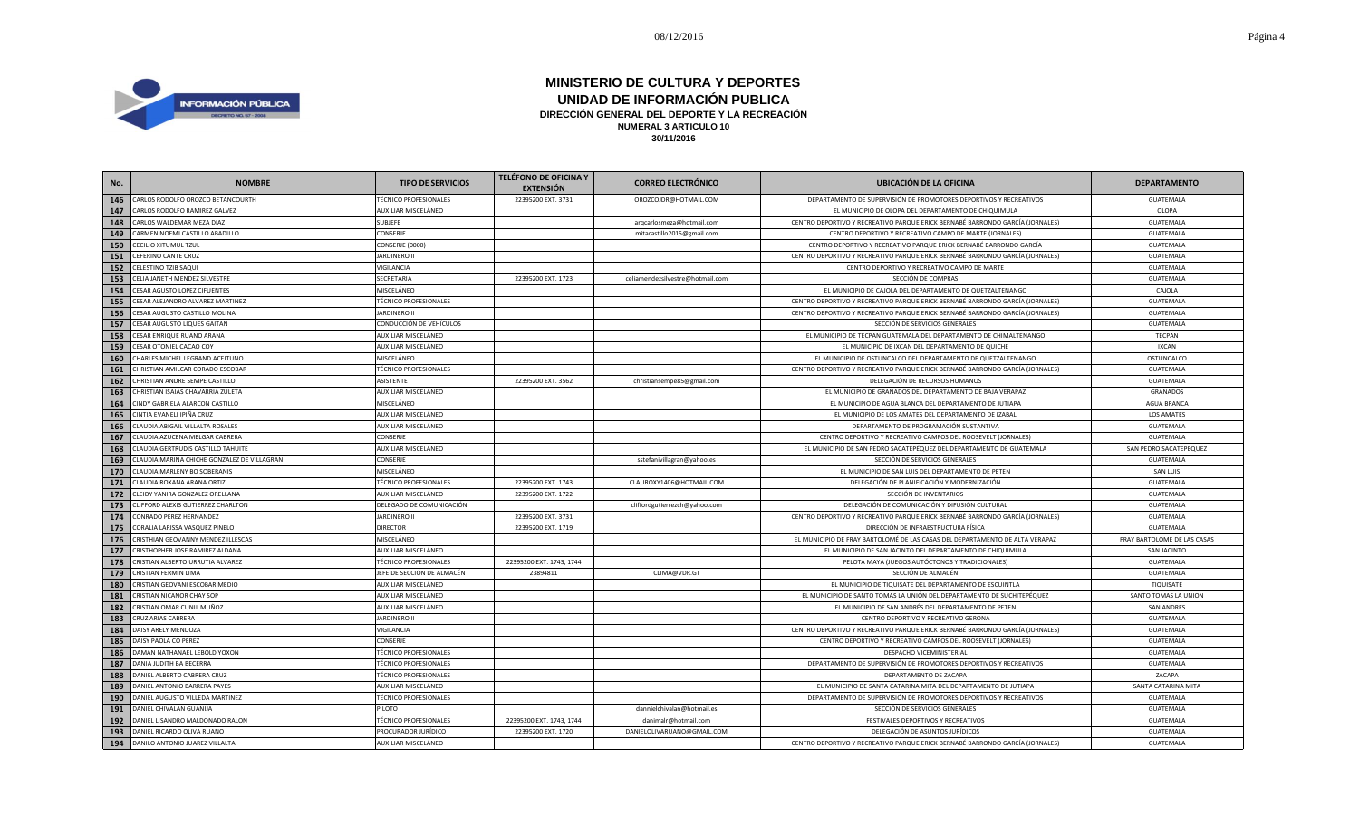# MINISTERIO DE CULTURA Y DEPORTES
## UNIDAD DE INFORMACIÓN PUBLICA
### DIRECCIÓN GENERAL DEL DEPORTE Y LA RECREACIÓN
**NUMERAL 3 ARTICULO 10**
**30/11/2016**

| No. | NOMBRE | TIPO DE SERVICIOS | TELÉFONO DE OFICINA Y EXTENSIÓN | CORREO ELECTRÓNICO | UBICACIÓN DE LA OFICINA | DEPARTAMENTO |
|---|---|---|---|---|---|---|
| 146 | CARLOS RODOLFO OROZCO BETANCOURTH | TÉCNICO PROFESIONALES | 22395200 EXT. 3731 | OROZCOJDR@HOTMAIL.COM | DEPARTAMENTO DE SUPERVISIÓN DE PROMOTORES DEPORTIVOS Y RECREATIVOS | GUATEMALA |
| 147 | CARLOS RODOLFO RAMIREZ GALVEZ | AUXILIAR MISCELÁNEO | | | EL MUNICIPIO DE OLOPA DEL DEPARTAMENTO DE CHIQUIMULA | OLOPA |
| 148 | CARLOS WALDEMAR MEZA DIAZ | SUBJEFE | | arqcarlosmeza@hotmail.com | CENTRO DEPORTIVO Y RECREATIVO PARQUE ERICK BERNABÉ BARRONDO GARCÍA (JORNALES) | GUATEMALA |
| 149 | CARMEN NOEMI CASTILLO ABADILLO | CONSERJE | | mitacastillo2015@gmail.com | CENTRO DEPORTIVO Y RECREATIVO CAMPO DE MARTE (JORNALES) | GUATEMALA |
| 150 | CECILIO XITUMUL TZUL | CONSERJE (0000) | | | CENTRO DEPORTIVO Y RECREATIVO PARQUE ERICK BERNABÉ BARRONDO GARCÍA | GUATEMALA |
| 151 | CEFERINO CANTE CRUZ | JARDINERO II | | | CENTRO DEPORTIVO Y RECREATIVO PARQUE ERICK BERNABÉ BARRONDO GARCÍA (JORNALES) | GUATEMALA |
| 152 | CELESTINO TZIB SAQUI | VIGILANCIA | | | CENTRO DEPORTIVO Y RECREATIVO CAMPO DE MARTE | GUATEMALA |
| 153 | CELIA JANETH MENDEZ SILVESTRE | SECRETARIA | 22395200 EXT. 1723 | celiamendezsilvestre@hotmail.com | SECCIÓN DE COMPRAS | GUATEMALA |
| 154 | CESAR AGUSTO LOPEZ CIFUENTES | MISCELÁNEO | | | EL MUNICIPIO DE CAJOLA DEL DEPARTAMENTO DE QUETZALTENANGO | CAJOLA |
| 155 | CESAR ALEJANDRO ALVAREZ MARTINEZ | TÉCNICO PROFESIONALES | | | CENTRO DEPORTIVO Y RECREATIVO PARQUE ERICK BERNABÉ BARRONDO GARCÍA (JORNALES) | GUATEMALA |
| 156 | CESAR AUGUSTO CASTILLO MOLINA | JARDINERO II | | | CENTRO DEPORTIVO Y RECREATIVO PARQUE ERICK BERNABÉ BARRONDO GARCÍA (JORNALES) | GUATEMALA |
| 157 | CESAR AUGUSTO LIQUES GAITAN | CONDUCCIÓN DE VEHÍCULOS | | | SECCIÓN DE SERVICIOS GENERALES | GUATEMALA |
| 158 | CESAR ENRIQUE RUANO ARANA | AUXILIAR MISCELÁNEO | | | EL MUNICIPIO DE TECPAN GUATEMALA DEL DEPARTAMENTO DE CHIMALTENANGO | TECPAN |
| 159 | CESAR OTONIEL CACAO COY | AUXILIAR MISCELÁNEO | | | EL MUNICIPIO DE IXCAN DEL DEPARTAMENTO DE QUICHE | IXCAN |
| 160 | CHARLES MICHEL LEGRAND ACEITUNO | MISCELÁNEO | | | EL MUNICIPIO DE OSTUNCALCO DEL DEPARTAMENTO DE QUETZALTENANGO | OSTUNCALCO |
| 161 | CHRISTIAN AMILCAR CORADO ESCOBAR | TÉCNICO PROFESIONALES | | | CENTRO DEPORTIVO Y RECREATIVO PARQUE ERICK BERNABÉ BARRONDO GARCÍA (JORNALES) | GUATEMALA |
| 162 | CHRISTIAN ANDRE SEMPE CASTILLO | ASISTENTE | 22395200 EXT. 3562 | christiansempe85@gmail.com | DELEGACIÓN DE RECURSOS HUMANOS | GUATEMALA |
| 163 | CHRISTIAN ISAIAS CHAVARRIA ZULETA | AUXILIAR MISCELÁNEO | | | EL MUNICIPIO DE GRANADOS DEL DEPARTAMENTO DE BAJA VERAPAZ | GRANADOS |
| 164 | CINDY GABRIELA ALARCON CASTILLO | MISCELÁNEO | | | EL MUNICIPIO DE AGUA BLANCA DEL DEPARTAMENTO DE JUTIAPA | AGUA BRANCA |
| 165 | CINTIA EVANELI IPIÑA CRUZ | AUXILIAR MISCELÁNEO | | | EL MUNICIPIO DE LOS AMATES DEL DEPARTAMENTO DE IZABAL | LOS AMATES |
| 166 | CLAUDIA ABIGAIL VILLALTA ROSALES | AUXILIAR MISCELÁNEO | | | DEPARTAMENTO DE PROGRAMACIÓN SUSTANTIVA | GUATEMALA |
| 167 | CLAUDIA AZUCENA MELGAR CABRERA | CONSERJE | | | CENTRO DEPORTIVO Y RECREATIVO CAMPOS DEL ROOSEVELT (JORNALES) | GUATEMALA |
| 168 | CLAUDIA GERTRUDIS CASTILLO TAHUITE | AUXILIAR MISCELÁNEO | | | EL MUNICIPIO DE SAN PEDRO SACATEPÉQUEZ DEL DEPARTAMENTO DE GUATEMALA | SAN PEDRO SACATEPEQUEZ |
| 169 | CLAUDIA MARINA CHICHE GONZALEZ DE VILLAGRAN | CONSERJE | | sstefanivillagran@yahoo.es | SECCIÓN DE SERVICIOS GENERALES | GUATEMALA |
| 170 | CLAUDIA MARLENY BO SOBERANIS | MISCELÁNEO | | | EL MUNICIPIO DE SAN LUIS DEL DEPARTAMENTO DE PETEN | SAN LUIS |
| 171 | CLAUDIA ROXANA ARANA ORTIZ | TÉCNICO PROFESIONALES | 22395200 EXT. 1743 | CLAUROXY1406@HOTMAIL.COM | DELEGACIÓN DE PLANIFICACIÓN Y MODERNIZACIÓN | GUATEMALA |
| 172 | CLEIDY YANIRA GONZALEZ ORELLANA | AUXILIAR MISCELÁNEO | 22395200 EXT. 1722 | | SECCIÓN DE INVENTARIOS | GUATEMALA |
| 173 | CLIFFORD ALEXIS GUTIERREZ CHARLTON | DELEGADO DE COMUNICACIÓN | | cliffordgutierrezch@yahoo.com | DELEGACIÓN DE COMUNICACIÓN Y DIFUSIÓN CULTURAL | GUATEMALA |
| 174 | CONRADO PEREZ HERNANDEZ | JARDINERO II | 22395200 EXT. 3731 | | CENTRO DEPORTIVO Y RECREATIVO PARQUE ERICK BERNABÉ BARRONDO GARCÍA (JORNALES) | GUATEMALA |
| 175 | CORALIA LARISSA VASQUEZ PINELO | DIRECTOR | 22395200 EXT. 1719 | | DIRECCIÓN DE INFRAESTRUCTURA FÍSICA | GUATEMALA |
| 176 | CRISTHIAN GEOVANNY MENDEZ ILLESCAS | MISCELÁNEO | | | EL MUNICIPIO DE FRAY BARTOLOMÉ DE LAS CASAS DEL DEPARTAMENTO DE ALTA VERAPAZ | FRAY BARTOLOME DE LAS CASAS |
| 177 | CRISTHOPHER JOSE RAMIREZ ALDANA | AUXILIAR MISCELÁNEO | | | EL MUNICIPIO DE SAN JACINTO DEL DEPARTAMENTO DE CHIQUIMULA | SAN JACINTO |
| 178 | CRISTIAN ALBERTO URRUTIA ALVAREZ | TÉCNICO PROFESIONALES | 22395200 EXT. 1743, 1744 | | PELOTA MAYA (JUEGOS AUTÓCTONOS Y TRADICIONALES) | GUATEMALA |
| 179 | CRISTIAN FERMIN LIMA | JEFE DE SECCIÓN DE ALMACÉN | 23894811 | CLIMA@VDR.GT | SECCIÓN DE ALMACÉN | GUATEMALA |
| 180 | CRISTIAN GEOVANI ESCOBAR MEDIO | AUXILIAR MISCELÁNEO | | | EL MUNICIPIO DE TIQUISATE DEL DEPARTAMENTO DE ESCUINTLA | TIQUISATE |
| 181 | CRISTIAN NICANOR CHAY SOP | AUXILIAR MISCELÁNEO | | | EL MUNICIPIO DE SANTO TOMAS LA UNIÓN DEL DEPARTAMENTO DE SUCHITEPÉQUEZ | SANTO TOMAS LA UNION |
| 182 | CRISTIAN OMAR CUNIL MUÑOZ | AUXILIAR MISCELÁNEO | | | EL MUNICIPIO DE SAN ANDRÉS DEL DEPARTAMENTO DE PETEN | SAN ANDRES |
| 183 | CRUZ ARIAS CABRERA | JARDINERO II | | | CENTRO DEPORTIVO Y RECREATIVO GERONA | GUATEMALA |
| 184 | DAISY ARELY MENDOZA | VIGILANCIA | | | CENTRO DEPORTIVO Y RECREATIVO PARQUE ERICK BERNABÉ BARRONDO GARCÍA (JORNALES) | GUATEMALA |
| 185 | DAISY PAOLA CO PEREZ | CONSERJE | | | CENTRO DEPORTIVO Y RECREATIVO CAMPOS DEL ROOSEVELT (JORNALES) | GUATEMALA |
| 186 | DAMAN NATHANAEL LEBOLD YOXON | TÉCNICO PROFESIONALES | | | DESPACHO VICEMINISTERIAL | GUATEMALA |
| 187 | DANIA JUDITH BA BECERRA | TÉCNICO PROFESIONALES | | | DEPARTAMENTO DE SUPERVISIÓN DE PROMOTORES DEPORTIVOS Y RECREATIVOS | GUATEMALA |
| 188 | DANIEL ALBERTO CABRERA CRUZ | TÉCNICO PROFESIONALES | | | DEPARTAMENTO DE ZACAPA | ZACAPA |
| 189 | DANIEL ANTONIO BARRERA PAYES | AUXILIAR MISCELÁNEO | | | EL MUNICIPIO DE SANTA CATARINA MITA DEL DEPARTAMENTO DE JUTIAPA | SANTA CATARINA MITA |
| 190 | DANIEL AUGUSTO VILLEDA MARTINEZ | TÉCNICO PROFESIONALES | | | DEPARTAMENTO DE SUPERVISIÓN DE PROMOTORES DEPORTIVOS Y RECREATIVOS | GUATEMALA |
| 191 | DANIEL CHIVALAN GUANIJA | PILOTO | | dannielchivalan@hotmail.es | SECCIÓN DE SERVICIOS GENERALES | GUATEMALA |
| 192 | DANIEL LISANDRO MALDONADO RALON | TÉCNICO PROFESIONALES | 22395200 EXT. 1743, 1744 | danimalr@hotmail.com | FESTIVALES DEPORTIVOS Y RECREATIVOS | GUATEMALA |
| 193 | DANIEL RICARDO OLIVA RUANO | PROCURADOR JURÍDICO | 22395200 EXT. 1720 | DANIELOLIVARUANO@GMAIL.COM | DELEGACIÓN DE ASUNTOS JURÍDICOS | GUATEMALA |
| 194 | DANILO ANTONIO JUAREZ VILLALTA | AUXILIAR MISCELÁNEO | | | CENTRO DEPORTIVO Y RECREATIVO PARQUE ERICK BERNABÉ BARRONDO GARCÍA (JORNALES) | GUATEMALA |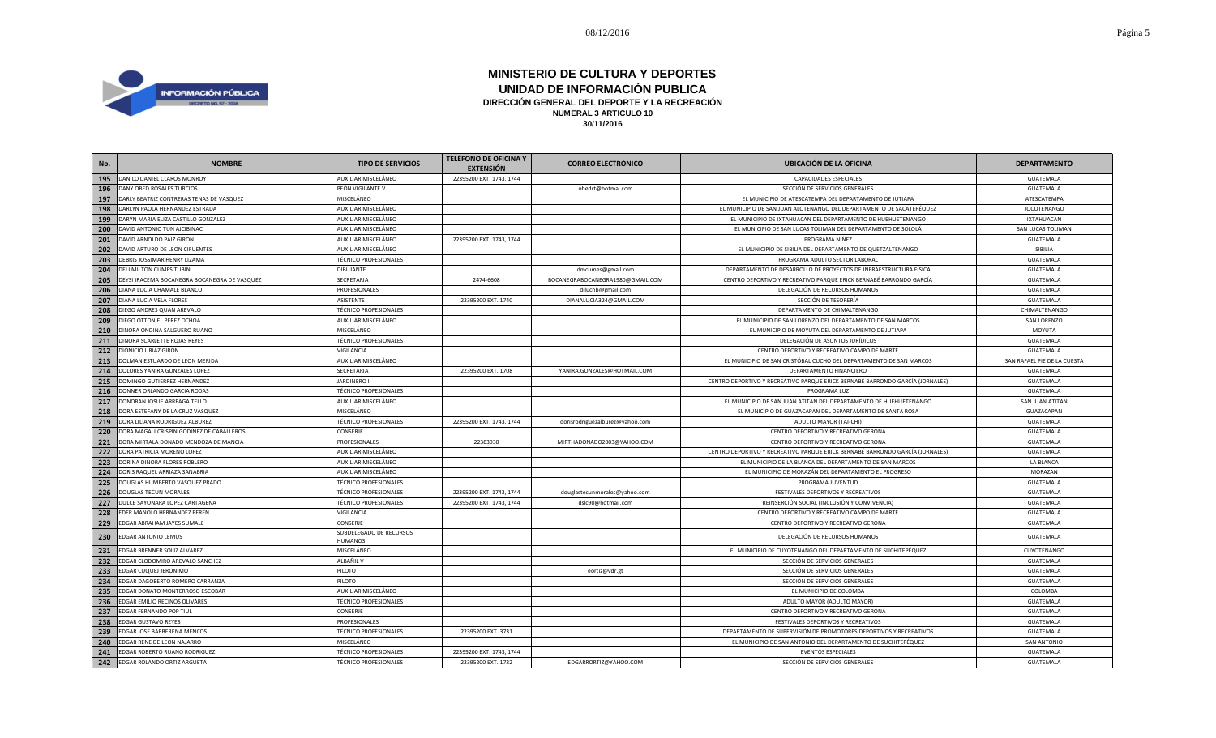# MINISTERIO DE CULTURA Y DEPORTES
## UNIDAD DE INFORMACIÓN PUBLICA
### DIRECCIÓN GENERAL DEL DEPORTE Y LA RECREACIÓN
**NUMERAL 3 ARTICULO 10**
**30/11/2016**

| No. | NOMBRE | TIPO DE SERVICIOS | TELÉFONO DE OFICINA Y EXTENSIÓN | CORREO ELECTRÓNICO | UBICACIÓN DE LA OFICINA | DEPARTAMENTO |
|---|---|---|---|---|---|---|
| 195 | DANILO DANIEL CLAROS MONROY | AUXILIAR MISCELÁNEO | 22395200 EXT. 1743, 1744 | | CAPACIDADES ESPECIALES | GUATEMALA |
| 196 | DANY OBED ROSALES TURCIOS | PEÓN VIGILANTE V | | obedrt@hotmai.com | SECCIÓN DE SERVICIOS GENERALES | GUATEMALA |
| 197 | DARLY BEATRIZ CONTRERAS TENAS DE VASQUEZ | MISCELÁNEO | | | EL MUNICIPIO DE ATESCATEMPA DEL DEPARTAMENTO DE JUTIAPA | ATESCATEMPA |
| 198 | DARLYN PAOLA HERNANDEZ ESTRADA | AUXILIAR MISCELÁNEO | | | EL MUNICIPIO DE SAN JUAN ALOTENANGO DEL DEPARTAMENTO DE SACATEPÉQUEZ | JOCOTENANGO |
| 199 | DARYN MARIA ELIZA CASTILLO GONZALEZ | AUXILIAR MISCELÁNEO | | | EL MUNICIPIO DE IXTAHUACAN DEL DEPARTAMENTO DE HUEHUETENANGO | IXTAHUACAN |
| 200 | DAVID ANTONIO TUN AJCIBINAC | AUXILIAR MISCELÁNEO | | | EL MUNICIPIO DE SAN LUCAS TOLIMAN DEL DEPARTAMENTO DE SOLOLÁ | SAN LUCAS TOLIMAN |
| 201 | DAVID ARNOLDO PAIZ GIRON | AUXILIAR MISCELÁNEO | 22395200 EXT. 1743, 1744 | | PROGRAMA NIÑEZ | GUATEMALA |
| 202 | DAVID ARTURO DE LEON CIFUENTES | AUXILIAR MISCELÁNEO | | | EL MUNICIPIO DE SIBILIA DEL DEPARTAMENTO DE QUETZALTENANGO | SIBILIA |
| 203 | DEBRIS JOSSIMAR HENRY LIZAMA | TÉCNICO PROFESIONALES | | | PROGRAMA ADULTO SECTOR LABORAL | GUATEMALA |
| 204 | DELI MILTON CUMES TUBIN | DIBUJANTE | | dmcumes@gmail.com | DEPARTAMENTO DE DESARROLLO DE PROYECTOS DE INFRAESTRUCTURA FÍSICA | GUATEMALA |
| 205 | DEYSI IRACEMA BOCANEGRA BOCANEGRA DE VASQUEZ | SECRETARIA | 2474-6608 | BOCANEGRABOCANEGRA1980@GMAIL.COM | CENTRO DEPORTIVO Y RECREATIVO PARQUE ERICK BERNABÉ BARRONDO GARCÍA | GUATEMALA |
| 206 | DIANA LUCIA CHAMALE BLANCO | PROFESIONALES | | diluchb@gmail.com | DELEGACIÓN DE RECURSOS HUMANOS | GUATEMALA |
| 207 | DIANA LUCIA VELA FLORES | ASISTENTE | 22395200 EXT. 1740 | DIANALUCIA324@GMAIL.COM | SECCIÓN DE TESORERÍA | GUATEMALA |
| 208 | DIEGO ANDRES QUAN AREVALO | TÉCNICO PROFESIONALES | | | DEPARTAMENTO DE CHIMALTENANGO | CHIMALTENANGO |
| 209 | DIEGO OTTONIEL PEREZ OCHOA | AUXILIAR MISCELÁNEO | | | EL MUNICIPIO DE SAN LORENZO DEL DEPARTAMENTO DE SAN MARCOS | SAN LORENZO |
| 210 | DINORA ONDINA SALGUERO RUANO | MISCELÁNEO | | | EL MUNICIPIO DE MOYUTA DEL DEPARTAMENTO DE JUTIAPA | MOYUTA |
| 211 | DINORA SCARLETTE ROJAS REYES | TÉCNICO PROFESIONALES | | | DELEGACIÓN DE ASUNTOS JURÍDICOS | GUATEMALA |
| 212 | DIONICIO URIAZ GIRON | VIGILANCIA | | | CENTRO DEPORTIVO Y RECREATIVO CAMPO DE MARTE | GUATEMALA |
| 213 | DOLMAN ESTUARDO DE LEON MERIDA | AUXILIAR MISCELÁNEO | | | EL MUNICIPIO DE SAN CRISTÓBAL CUCHO DEL DEPARTAMENTO DE SAN MARCOS | SAN RAFAEL PIE DE LA CUESTA |
| 214 | DOLORES YANIRA GONZALES LOPEZ | SECRETARIA | 22395200 EXT. 1708 | YANIRA.GONZALES@HOTMAIL.COM | DEPARTAMENTO FINANCIERO | GUATEMALA |
| 215 | DOMINGO GUTIERREZ HERNANDEZ | JARDINERO II | | | CENTRO DEPORTIVO Y RECREATIVO PARQUE ERICK BERNABÉ BARRONDO GARCÍA (JORNALES) | GUATEMALA |
| 216 | DONNER ORLANDO GARCIA RODAS | TÉCNICO PROFESIONALES | | | PROGRAMA LUZ | GUATEMALA |
| 217 | DONOBAN JOSUE ARREAGA TELLO | AUXILIAR MISCELÁNEO | | | EL MUNICIPIO DE SAN JUAN ATITAN DEL DEPARTAMENTO DE HUEHUETENANGO | SAN JUAN ATITAN |
| 218 | DORA ESTEFANY DE LA CRUZ VASQUEZ | MISCELÁNEO | | | EL MUNICIPIO DE GUAZACAPAN DEL DEPARTAMENTO DE SANTA ROSA | GUAZACAPAN |
| 219 | DORA LILIANA RODRIGUEZ ALBUREZ | TÉCNICO PROFESIONALES | 22395200 EXT. 1743, 1744 | dorisrodriguezalburez@yahoo.com | ADULTO MAYOR (TAI-CHI) | GUATEMALA |
| 220 | DORA MAGALI CRISPIN GODINEZ DE CABALLEROS | CONSERJE | | | CENTRO DEPORTIVO Y RECREATIVO GERONA | GUATEMALA |
| 221 | DORA MIRTALA DONADO MENDOZA DE MANCIA | PROFESIONALES | 22383030 | MIRTHADONADO2003@YAHOO.COM | CENTRO DEPORTIVO Y RECREATIVO GERONA | GUATEMALA |
| 222 | DORA PATRICIA MORENO LOPEZ | AUXILIAR MISCELÁNEO | | | CENTRO DEPORTIVO Y RECREATIVO PARQUE ERICK BERNABÉ BARRONDO GARCÍA (JORNALES) | GUATEMALA |
| 223 | DORINA DINORA FLORES ROBLERO | AUXILIAR MISCELÁNEO | | | EL MUNICIPIO DE LA BLANCA DEL DEPARTAMENTO DE SAN MARCOS | LA BLANCA |
| 224 | DORIS RAQUEL ARRIAZA SANABRIA | AUXILIAR MISCELÁNEO | | | EL MUNICIPIO DE MORAZÁN DEL DEPARTAMENTO EL PROGRESO | MORAZAN |
| 225 | DOUGLAS HUMBERTO VASQUEZ PRADO | TÉCNICO PROFESIONALES | | | PROGRAMA JUVENTUD | GUATEMALA |
| 226 | DOUGLAS TECUN MORALES | TÉCNICO PROFESIONALES | 22395200 EXT. 1743, 1744 | douglastecunmorales@yahoo.com | FESTIVALES DEPORTIVOS Y RECREATIVOS | GUATEMALA |
| 227 | DULCE SAYONARA LOPEZ CARTAGENA | TÉCNICO PROFESIONALES | 22395200 EXT. 1743, 1744 | dslc90@hotmail.com | REINSERCIÓN SOCIAL (INCLUSIÓN Y CONVIVENCIA) | GUATEMALA |
| 228 | EDER MANOLO HERNANDEZ PEREN | VIGILANCIA | | | CENTRO DEPORTIVO Y RECREATIVO CAMPO DE MARTE | GUATEMALA |
| 229 | EDGAR ABRAHAM JAYES SUMALE | CONSERJE | | | CENTRO DEPORTIVO Y RECREATIVO GERONA | GUATEMALA |
| 230 | EDGAR ANTONIO LEMUS | SUBDELEGADO DE RECURSOS HUMANOS | | | DELEGACIÓN DE RECURSOS HUMANOS | GUATEMALA |
| 231 | EDGAR BRENNER SOLIZ ALVAREZ | MISCELÁNEO | | | EL MUNICIPIO DE CUYOTENANGO DEL DEPARTAMENTO DE SUCHITEPÉQUEZ | CUYOTENANGO |
| 232 | EDGAR CLODOMIRO AREVALO SANCHEZ | ALBAÑIL V | | | SECCIÓN DE SERVICIOS GENERALES | GUATEMALA |
| 233 | EDGAR CUQUEJ JERONIMO | PILOTO | | eortiz@vdr.gt | SECCIÓN DE SERVICIOS GENERALES | GUATEMALA |
| 234 | EDGAR DAGOBERTO ROMERO CARRANZA | PILOTO | | | SECCIÓN DE SERVICIOS GENERALES | GUATEMALA |
| 235 | EDGAR DONATO MONTERROSO ESCOBAR | AUXILIAR MISCELÁNEO | | | EL MUNICIPIO DE COLOMBA | COLOMBA |
| 236 | EDGAR EMILIO RECINOS OLIVARES | TÉCNICO PROFESIONALES | | | ADULTO MAYOR (ADULTO MAYOR) | GUATEMALA |
| 237 | EDGAR FERNANDO POP TIUL | CONSERJE | | | CENTRO DEPORTIVO Y RECREATIVO GERONA | GUATEMALA |
| 238 | EDGAR GUSTAVO REYES | PROFESIONALES | | | FESTIVALES DEPORTIVOS Y RECREATIVOS | GUATEMALA |
| 239 | EDGAR JOSE BARBERENA MENCOS | TÉCNICO PROFESIONALES | 22395200 EXT. 3731 | | DEPARTAMENTO DE SUPERVISIÓN DE PROMOTORES DEPORTIVOS Y RECREATIVOS | GUATEMALA |
| 240 | EDGAR RENE DE LEON NAJARRO | MISCELÁNEO | | | EL MUNICIPIO DE SAN ANTONIO DEL DEPARTAMENTO DE SUCHITEPÉQUEZ | SAN ANTONIO |
| 241 | EDGAR ROBERTO RUANO RODRIGUEZ | TÉCNICO PROFESIONALES | 22395200 EXT. 1743, 1744 | | EVENTOS ESPECIALES | GUATEMALA |
| 242 | EDGAR ROLANDO ORTIZ ARGUETA | TÉCNICO PROFESIONALES | 22395200 EXT. 1722 | EDGARRORTIZ@YAHOO.COM | SECCIÓN DE SERVICIOS GENERALES | GUATEMALA |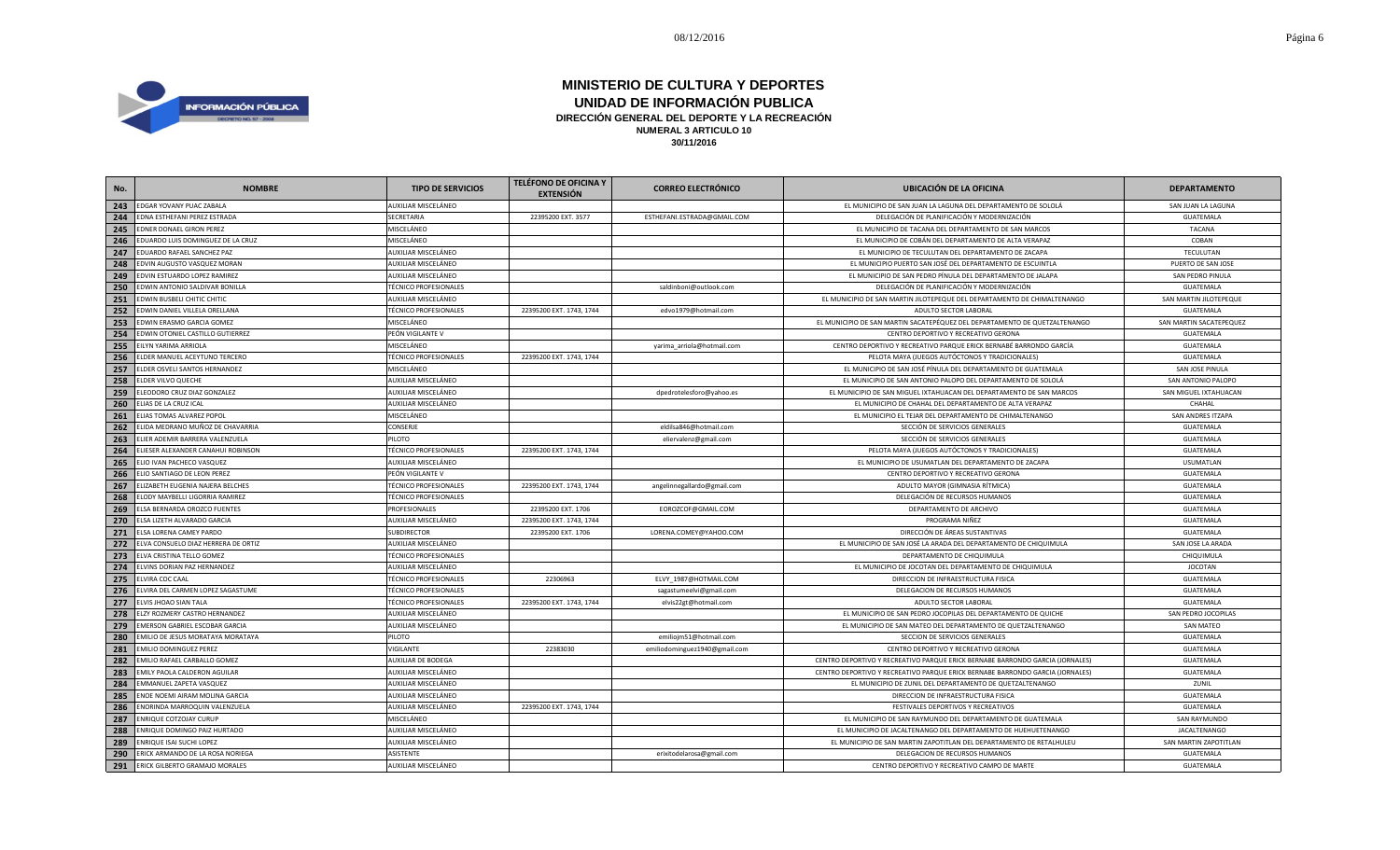# MINISTERIO DE CULTURA Y DEPORTES
## UNIDAD DE INFORMACIÓN PUBLICA
### DIRECCIÓN GENERAL DEL DEPORTE Y LA RECREACIÓN
**NUMERAL 3 ARTICULO 10**
**30/11/2016**

| No. | NOMBRE | TIPO DE SERVICIOS | TELÉFONO DE OFICINA Y EXTENSIÓN | CORREO ELECTRÓNICO | UBICACIÓN DE LA OFICINA | DEPARTAMENTO |
|---|---|---|---|---|---|---|
| 243 | EDGAR YOVANY PUAC ZABALA | AUXILIAR MISCELÁNEO | | | EL MUNICIPIO DE SAN JUAN LA LAGUNA DEL DEPARTAMENTO DE SOLOLÁ | SAN JUAN LA LAGUNA |
| 244 | EDNA ESTHEFANI PEREZ ESTRADA | SECRETARIA | 22395200 EXT. 3577 | ESTHEFANI.ESTRADA@GMAIL.COM | DELEGACIÓN DE PLANIFICACIÓN Y MODERNIZACIÓN | GUATEMALA |
| 245 | EDNER DONAEL GIRON PEREZ | MISCELÁNEO | | | EL MUNICIPIO DE TACANA DEL DEPARTAMENTO DE SAN MARCOS | TACANA |
| 246 | EDUARDO LUIS DOMINGUEZ DE LA CRUZ | MISCELÁNEO | | | EL MUNICIPIO DE COBÁN DEL DEPARTAMENTO DE ALTA VERAPAZ | COBAN |
| 247 | EDUARDO RAFAEL SANCHEZ PAZ | AUXILIAR MISCELÁNEO | | | EL MUNICIPIO DE TECULUTAN DEL DEPARTAMENTO DE ZACAPA | TECULUTAN |
| 248 | EDVIN AUGUSTO VASQUEZ MORAN | AUXILIAR MISCELÁNEO | | | EL MUNICIPIO PUERTO SAN JOSÉ DEL DEPARTAMENTO DE ESCUINTLA | PUERTO DE SAN JOSE |
| 249 | EDVIN ESTUARDO LOPEZ RAMIREZ | AUXILIAR MISCELÁNEO | | | EL MUNICIPIO DE SAN PEDRO PÍNULA DEL DEPARTAMENTO DE JALAPA | SAN PEDRO PINULA |
| 250 | EDWIN ANTONIO SALDIVAR BONILLA | TÉCNICO PROFESIONALES | | saldinboni@outlook.com | DELEGACIÓN DE PLANIFICACIÓN Y MODERNIZACIÓN | GUATEMALA |
| 251 | EDWIN BUSBELI CHITIC CHITIC | AUXILIAR MISCELÁNEO | | | EL MUNICIPIO DE SAN MARTIN JILOTEPEQUE DEL DEPARTAMENTO DE CHIMALTENANGO | SAN MARTIN JILOTEPEQUE |
| 252 | EDWIN DANIEL VILLELA ORELLANA | TÉCNICO PROFESIONALES | 22395200 EXT. 1743, 1744 | edvo1979@hotmail.com | ADULTO SECTOR LABORAL | GUATEMALA |
| 253 | EDWIN ERASMO GARCIA GOMEZ | MISCELÁNEO | | | EL MUNICIPIO DE SAN MARTIN SACATEPÉQUEZ DEL DEPARTAMENTO DE QUETZALTENANGO | SAN MARTIN SACATEPEQUEZ |
| 254 | EDWIN OTONIEL CASTILLO GUTIERREZ | PEÓN VIGILANTE V | | | CENTRO DEPORTIVO Y RECREATIVO GERONA | GUATEMALA |
| 255 | EILYN YARIMA ARRIOLA | MISCELÁNEO | | yarima_arriola@hotmail.com | CENTRO DEPORTIVO Y RECREATIVO PARQUE ERICK BERNABÉ BARRONDO GARCÍA | GUATEMALA |
| 256 | ELDER MANUEL ACEYTUNO TERCERO | TÉCNICO PROFESIONALES | 22395200 EXT. 1743, 1744 | | PELOTA MAYA (JUEGOS AUTÓCTONOS Y TRADICIONALES) | GUATEMALA |
| 257 | ELDER OSVELI SANTOS HERNANDEZ | MISCELÁNEO | | | EL MUNICIPIO DE SAN JOSÉ PÍNULA DEL DEPARTAMENTO DE GUATEMALA | SAN JOSE PINULA |
| 258 | ELDER VILVO QUECHE | AUXILIAR MISCELÁNEO | | | EL MUNICIPIO DE SAN ANTONIO PALOPO DEL DEPARTAMENTO DE SOLOLÁ | SAN ANTONIO PALOPO |
| 259 | ELEODORO CRUZ DIAZ GONZALEZ | AUXILIAR MISCELÁNEO | | dpedrotelesforo@yahoo.es | EL MUNICIPIO DE SAN MIGUEL IXTAHUACAN DEL DEPARTAMENTO DE SAN MARCOS | SAN MIGUEL IXTAHUACAN |
| 260 | ELIAS DE LA CRUZ ICAL | AUXILIAR MISCELÁNEO | | | EL MUNICIPIO DE CHAHAL DEL DEPARTAMENTO DE ALTA VERAPAZ | CHAHAL |
| 261 | ELIAS TOMAS ALVAREZ POPOL | MISCELÁNEO | | | EL MUNICIPIO EL TEJAR DEL DEPARTAMENTO DE CHIMALTENANGO | SAN ANDRES ITZAPA |
| 262 | ELIDA MEDRANO MUÑOZ DE CHAVARRIA | CONSERJE | | eldilsa846@hotmail.com | SECCIÓN DE SERVICIOS GENERALES | GUATEMALA |
| 263 | ELIER ADEMIR BARRERA VALENZUELA | PILOTO | | eliervalenz@gmail.com | SECCIÓN DE SERVICIOS GENERALES | GUATEMALA |
| 264 | ELIESER ALEXANDER CANAHUI ROBINSON | TÉCNICO PROFESIONALES | 22395200 EXT. 1743, 1744 | | PELOTA MAYA (JUEGOS AUTÓCTONOS Y TRADICIONALES) | GUATEMALA |
| 265 | ELIO IVAN PACHECO VASQUEZ | AUXILIAR MISCELÁNEO | | | EL MUNICIPIO DE USUMATLAN DEL DEPARTAMENTO DE ZACAPA | USUMATLAN |
| 266 | ELIO SANTIAGO DE LEON PEREZ | PEÓN VIGILANTE V | | | CENTRO DEPORTIVO Y RECREATIVO GERONA | GUATEMALA |
| 267 | ELIZABETH EUGENIA NAJERA BELCHES | TÉCNICO PROFESIONALES | 22395200 EXT. 1743, 1744 | angelinnegallardo@gmail.com | ADULTO MAYOR (GIMNASIA RÍTMICA) | GUATEMALA |
| 268 | ELODY MAYBELLI LIGORRIA RAMIREZ | TÉCNICO PROFESIONALES | | | DELEGACIÓN DE RECURSOS HUMANOS | GUATEMALA |
| 269 | ELSA BERNARDA OROZCO FUENTES | PROFESIONALES | 22395200 EXT. 1706 | EOROZCOF@GMAIL.COM | DEPARTAMENTO DE ARCHIVO | GUATEMALA |
| 270 | ELSA LIZETH ALVARADO GARCIA | AUXILIAR MISCELÁNEO | 22395200 EXT. 1743, 1744 | | PROGRAMA NIÑEZ | GUATEMALA |
| 271 | ELSA LORENA CAMEY PARDO | SUBDIRECTOR | 22395200 EXT. 1706 | LORENA.COMEY@YAHOO.COM | DIRECCIÓN DE ÁREAS SUSTANTIVAS | GUATEMALA |
| 272 | ELVA CONSUELO DIAZ HERRERA DE ORTIZ | AUXILIAR MISCELÁNEO | | | EL MUNICIPIO DE SAN JOSÉ LA ARADA DEL DEPARTAMENTO DE CHIQUIMULA | SAN JOSE LA ARADA |
| 273 | ELVA CRISTINA TELLO GOMEZ | TÉCNICO PROFESIONALES | | | DEPARTAMENTO DE CHIQUIMULA | CHIQUIMULA |
| 274 | ELVINS DORIAN PAZ HERNANDEZ | AUXILIAR MISCELÁNEO | | | EL MUNICIPIO DE JOCOTAN DEL DEPARTAMENTO DE CHIQUIMULA | JOCOTAN |
| 275 | ELVIRA COC CAAL | TÉCNICO PROFESIONALES | 22306963 | ELVY_1987@HOTMAIL.COM | DIRECCION DE INFRAESTRUCTURA FISICA | GUATEMALA |
| 276 | ELVIRA DEL CARMEN LOPEZ SAGASTUME | TÉCNICO PROFESIONALES | | sagastumeelvi@gmail.com | DELEGACION DE RECURSOS HUMANOS | GUATEMALA |
| 277 | ELVIS JHOAO SIAN TALA | TÉCNICO PROFESIONALES | 22395200 EXT. 1743, 1744 | elvis22gt@hotmail.com | ADULTO SECTOR LABORAL | GUATEMALA |
| 278 | ELZY ROZMERY CASTRO HERNANDEZ | AUXILIAR MISCELÁNEO | | | EL MUNICIPIO DE SAN PEDRO JOCOPILAS DEL DEPARTAMENTO DE QUICHE | SAN PEDRO JOCOPILAS |
| 279 | EMERSON GABRIEL ESCOBAR GARCIA | AUXILIAR MISCELÁNEO | | | EL MUNICIPIO DE SAN MATEO DEL DEPARTAMENTO DE QUETZALTENANGO | SAN MATEO |
| 280 | EMILIO DE JESUS MORATAYA MORATAYA | PILOTO | | emiliojm51@hotmail.com | SECCION DE SERVICIOS GENERALES | GUATEMALA |
| 281 | EMILIO DOMINGUEZ PEREZ | VIGILANTE | 22383030 | emiliodominguez1940@gmail.com | CENTRO DEPORTIVO Y RECREATIVO GERONA | GUATEMALA |
| 282 | EMILIO RAFAEL CARBALLO GOMEZ | AUXILIAR DE BODEGA | | | CENTRO DEPORTIVO Y RECREATIVO PARQUE ERICK BERNABE BARRONDO GARCIA (JORNALES) | GUATEMALA |
| 283 | EMILY PAOLA CALDERON AGUILAR | AUXILIAR MISCELÁNEO | | | CENTRO DEPORTIVO Y RECREATIVO PARQUE ERICK BERNABE BARRONDO GARCIA (JORNALES) | GUATEMALA |
| 284 | EMMANUEL ZAPETA VASQUEZ | AUXILIAR MISCELÁNEO | | | EL MUNICIPIO DE ZUNIL DEL DEPARTAMENTO DE QUETZALTENANGO | ZUNIL |
| 285 | ENOE NOEMI AIRAM MOLINA GARCIA | AUXILIAR MISCELÁNEO | | | DIRECCION DE INFRAESTRUCTURA FISICA | GUATEMALA |
| 286 | ENORINDA MARROQUIN VALENZUELA | AUXILIAR MISCELÁNEO | 22395200 EXT. 1743, 1744 | | FESTIVALES DEPORTIVOS Y RECREATIVOS | GUATEMALA |
| 287 | ENRIQUE COTZOJAY CURUP | MISCELÁNEO | | | EL MUNICIPIO DE SAN RAYMUNDO DEL DEPARTAMENTO DE GUATEMALA | SAN RAYMUNDO |
| 288 | ENRIQUE DOMINGO PAIZ HURTADO | AUXILIAR MISCELÁNEO | | | EL MUNICIPIO DE JACALTENANGO DEL DEPARTAMENTO DE HUEHUETENANGO | JACALTENANGO |
| 289 | ENRIQUE ISAI SUCHI LOPEZ | AUXILIAR MISCELÁNEO | | | EL MUNICIPIO DE SAN MARTIN ZAPOTITLAN DEL DEPARTAMENTO DE RETALHULEU | SAN MARTIN ZAPOTITLAN |
| 290 | ERICK ARMANDO DE LA ROSA NORIEGA | ASISTENTE | | erixitodelarosa@gmail.com | DELEGACION DE RECURSOS HUMANOS | GUATEMALA |
| 291 | ERICK GILBERTO GRAMAJO MORALES | AUXILIAR MISCELÁNEO | | | CENTRO DEPORTIVO Y RECREATIVO CAMPO DE MARTE | GUATEMALA |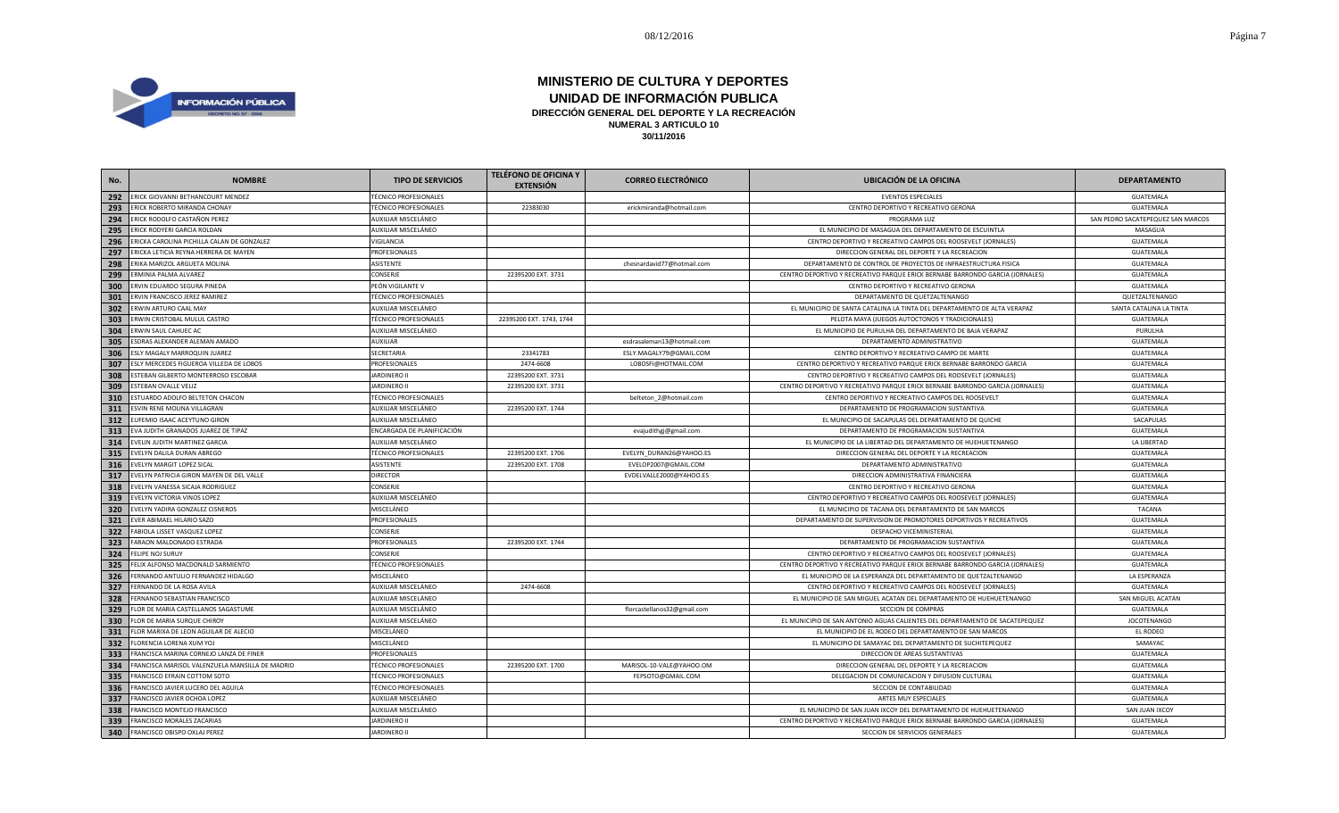# MINISTERIO DE CULTURA Y DEPORTES
## UNIDAD DE INFORMACIÓN PUBLICA
### DIRECCIÓN GENERAL DEL DEPORTE Y LA RECREACIÓN
**NUMERAL 3 ARTICULO 10**
**30/11/2016**

| No. | NOMBRE | TIPO DE SERVICIOS | TELÉFONO DE OFICINA Y EXTENSIÓN | CORREO ELECTRÓNICO | UBICACIÓN DE LA OFICINA | DEPARTAMENTO |
|---|---|---|---|---|---|---|
| 292 | ERICK GIOVANNI BETHANCOURT MENDEZ | TÉCNICO PROFESIONALES | | | EVENTOS ESPECIALES | GUATEMALA |
| 293 | ERICK ROBERTO MIRANDA CHONAY | TÉCNICO PROFESIONALES | 22383030 | erickmiranda@hotmail.com | CENTRO DEPORTIVO Y RECREATIVO GERONA | GUATEMALA |
| 294 | ERICK RODOLFO CASTAÑON PEREZ | AUXILIAR MISCELÁNEO | | | PROGRAMA LUZ | SAN PEDRO SACATEPEQUEZ SAN MARCOS |
| 295 | ERICK RODYERI GARCIA ROLDAN | AUXILIAR MISCELÁNEO | | | EL MUNICIPIO DE MASAGUA DEL DEPARTAMENTO DE ESCUINTLA | MASAGUA |
| 296 | ERICKA CAROLINA PICHILLA CALAN DE GONZALEZ | VIGILANCIA | | | CENTRO DEPORTIVO Y RECREATIVO CAMPOS DEL ROOSEVELT (JORNALES) | GUATEMALA |
| 297 | ERICKA LETICIA REYNA HERRERA DE MAYEN | PROFESIONALES | | | DIRECCION GENERAL DEL DEPORTE Y LA RECREACION | GUATEMALA |
| 298 | ERIKA MARIZOL ARGUETA MOLINA | ASISTENTE | | chesnardavid77@hotmail.com | DEPARTAMENTO DE CONTROL DE PROYECTOS DE INFRAESTRUCTURA FISICA | GUATEMALA |
| 299 | ERMINIA PALMA ALVAREZ | CONSERJE | 22395200 EXT. 3731 | | CENTRO DEPORTIVO Y RECREATIVO PARQUE ERICK BERNABE BARRONDO GARCIA (JORNALES) | GUATEMALA |
| 300 | ERVIN EDUARDO SEGURA PINEDA | PEÓN VIGILANTE V | | | CENTRO DEPORTIVO Y RECREATIVO GERONA | GUATEMALA |
| 301 | ERVIN FRANCISCO JEREZ RAMIREZ | TÉCNICO PROFESIONALES | | | DEPARTAMENTO DE QUETZALTENANGO | QUETZALTENANGO |
| 302 | ERWIN ARTURO CAAL MAY | AUXILIAR MISCELÁNEO | | | EL MUNICIPIO DE SANTA CATALINA LA TINTA DEL DEPARTAMENTO DE ALTA VERAPAZ | SANTA CATALINA LA TINTA |
| 303 | ERWIN CRISTOBAL MULUL CASTRO | TÉCNICO PROFESIONALES | 22395200 EXT. 1743, 1744 | | PELOTA MAYA (JUEGOS AUTOCTONOS Y TRADICIONALES) | GUATEMALA |
| 304 | ERWIN SAUL CAHUEC AC | AUXILIAR MISCELÁNEO | | | EL MUNICIPIO DE PURULHA DEL DEPARTAMENTO DE BAJA VERAPAZ | PURULHA |
| 305 | ESDRAS ALEXANDER ALEMAN AMADO | AUXILIAR | | esdrasaleman13@hotmail.com | DEPARTAMENTO ADMINISTRATIVO | GUATEMALA |
| 306 | ESLY MAGALY MARROQUIN JUAREZ | SECRETARIA | 23341783 | ESLY.MAGALY79@GMAIL.COM | CENTRO DEPORTIVO Y RECREATIVO CAMPO DE MARTE | GUATEMALA |
| 307 | ESLY MERCEDES FIGUEROA VILLEDA DE LOBOS | PROFESIONALES | 2474-6608 | LOBOSFI@HOTMAIL.COM | CENTRO DEPORTIVO Y RECREATIVO PARQUE ERICK BERNABE BARRONDO GARCIA | GUATEMALA |
| 308 | ESTEBAN GILBERTO MONTERROSO ESCOBAR | JARDINERO II | 22395200 EXT. 3731 | | CENTRO DEPORTIVO Y RECREATIVO CAMPOS DEL ROOSEVELT (JORNALES) | GUATEMALA |
| 309 | ESTEBAN OVALLE VELIZ | JARDINERO II | 22395200 EXT. 3731 | | CENTRO DEPORTIVO Y RECREATIVO PARQUE ERICK BERNABE BARRONDO GARCIA (JORNALES) | GUATEMALA |
| 310 | ESTUARDO ADOLFO BELTETON CHACON | TÉCNICO PROFESIONALES | | belteton_2@hotmail.com | CENTRO DEPORTIVO Y RECREATIVO CAMPOS DEL ROOSEVELT | GUATEMALA |
| 311 | ESVIN RENE MOLINA VILLAGRAN | AUXILIAR MISCELÁNEO | 22395200 EXT. 1744 | | DEPARTAMENTO DE PROGRAMACION SUSTANTIVA | GUATEMALA |
| 312 | EUFEMIO ISAAC ACEYTUNO GIRON | AUXILIAR MISCELÁNEO | | | EL MUNICIPIO DE SACAPULAS DEL DEPARTAMENTO DE QUICHE | SACAPULAS |
| 313 | EVA JUDITH GRANADOS JUAREZ DE TIPAZ | ENCARGADA DE PLANIFICACIÓN | | evajudithgj@gmail.com | DEPARTAMENTO DE PROGRAMACION SUSTANTIVA | GUATEMALA |
| 314 | EVELIN JUDITH MARTINEZ GARCIA | AUXILIAR MISCELÁNEO | | | EL MUNICIPIO DE LA LIBERTAD DEL DEPARTAMENTO DE HUEHUETENANGO | LA LIBERTAD |
| 315 | EVELYN DALILA DURAN ABREGO | TÉCNICO PROFESIONALES | 22395200 EXT. 1706 | EVELYN_DURAN26@YAHOO.ES | DIRECCION GENERAL DEL DEPORTE Y LA RECREACION | GUATEMALA |
| 316 | EVELYN MARGIT LOPEZ SICAL | ASISTENTE | 22395200 EXT. 1708 | EVELOP2007@GMAIL.COM | DEPARTAMENTO ADMINISTRATIVO | GUATEMALA |
| 317 | EVELYN PATRICIA GIRON MAYEN DE DEL VALLE | DIRECTOR | | EVDELVALLE2000@YAHOO.ES | DIRECCION ADMINISTRATIVA FINANCIERA | GUATEMALA |
| 318 | EVELYN VANESSA SICAJA RODRIGUEZ | CONSERJE | | | CENTRO DEPORTIVO Y RECREATIVO GERONA | GUATEMALA |
| 319 | EVELYN VICTORIA VINOS LOPEZ | AUXILIAR MISCELÁNEO | | | CENTRO DEPORTIVO Y RECREATIVO CAMPOS DEL ROOSEVELT (JORNALES) | GUATEMALA |
| 320 | EVELYN YADIRA GONZALEZ CISNEROS | MISCELÁNEO | | | EL MUNICIPIO DE TACANA DEL DEPARTAMENTO DE SAN MARCOS | TACANA |
| 321 | EVER ABIMAEL HILARIO SAZO | PROFESIONALES | | | DEPARTAMENTO DE SUPERVISION DE PROMOTORES DEPORTIVOS Y RECREATIVOS | GUATEMALA |
| 322 | FABIOLA LISSET VASQUEZ LOPEZ | CONSERJE | | | DESPACHO VICEMINISTERIAL | GUATEMALA |
| 323 | FARAON MALDONADO ESTRADA | PROFESIONALES | 22395200 EXT. 1744 | | DEPARTAMENTO DE PROGRAMACION SUSTANTIVA | GUATEMALA |
| 324 | FELIPE NOJ SURUY | CONSERJE | | | CENTRO DEPORTIVO Y RECREATIVO CAMPOS DEL ROOSEVELT (JORNALES) | GUATEMALA |
| 325 | FELIX ALFONSO MACDONALD SARMIENTO | TÉCNICO PROFESIONALES | | | CENTRO DEPORTIVO Y RECREATIVO PARQUE ERICK BERNABE BARRONDO GARCIA (JORNALES) | GUATEMALA |
| 326 | FERNANDO ANTULIO FERNANDEZ HIDALGO | MISCELÁNEO | | | EL MUNICIPIO DE LA ESPERANZA DEL DEPARTAMENTO DE QUETZALTENANGO | LA ESPERANZA |
| 327 | FERNANDO DE LA ROSA AVILA | AUXILIAR MISCELÁNEO | 2474-6608 | | CENTRO DEPORTIVO Y RECREATIVO CAMPOS DEL ROOSEVELT (JORNALES) | GUATEMALA |
| 328 | FERNANDO SEBASTIAN FRANCISCO | AUXILIAR MISCELÁNEO | | | EL MUNICIPIO DE SAN MIGUEL ACATAN DEL DEPARTAMENTO DE HUEHUETENANGO | SAN MIGUEL ACATAN |
| 329 | FLOR DE MARIA CASTELLANOS SAGASTUME | AUXILIAR MISCELÁNEO | | florcastellanos32@gmail.com | SECCION DE COMPRAS | GUATEMALA |
| 330 | FLOR DE MARIA SURQUE CHIROY | AUXILIAR MISCELÁNEO | | | EL MUNICIPIO DE SAN ANTONIO AGUAS CALIENTES DEL DEPARTAMENTO DE SACATEPEQUEZ | JOCOTENANGO |
| 331 | FLOR MARIXA DE LEON AGUILAR DE ALECIO | MISCELÁNEO | | | EL MUNICIPIO DE EL RODEO DEL DEPARTAMENTO DE SAN MARCOS | EL RODEO |
| 332 | FLORENCIA LORENA XUM YOJ | MISCELÁNEO | | | EL MUNICIPIO DE SAMAYAC DEL DEPARTAMENTO DE SUCHITEPEQUEZ | SAMAYAC |
| 333 | FRANCISCA MARINA CORNEJO LANZA DE FINER | PROFESIONALES | | | DIRECCION DE AREAS SUSTANTIVAS | GUATEMALA |
| 334 | FRANCISCA MARISOL VALENZUELA MANSILLA DE MADRID | TÉCNICO PROFESIONALES | 22395200 EXT. 1700 | MARISOL-10-VALE@YAHOO.OM | DIRECCION GENERAL DEL DEPORTE Y LA RECREACION | GUATEMALA |
| 335 | FRANCISCO EFRAIN COTTOM SOTO | TÉCNICO PROFESIONALES | | FEPSOTO@GMAIL.COM | DELEGACION DE COMUNICACION Y DIFUSION CULTURAL | GUATEMALA |
| 336 | FRANCISCO JAVIER LUCERO DEL AGUILA | TÉCNICO PROFESIONALES | | | SECCION DE CONTABILIDAD | GUATEMALA |
| 337 | FRANCISCO JAVIER OCHOA LOPEZ | AUXILIAR MISCELÁNEO | | | ARTES MUY ESPECIALES | GUATEMALA |
| 338 | FRANCISCO MONTEJO FRANCISCO | AUXILIAR MISCELÁNEO | | | EL MUNICIPIO DE SAN JUAN IXCOY DEL DEPARTAMENTO DE HUEHUETENANGO | SAN JUAN IXCOY |
| 339 | FRANCISCO MORALES ZACARIAS | JARDINERO II | | | CENTRO DEPORTIVO Y RECREATIVO PARQUE ERICK BERNABE BARRONDO GARCIA (JORNALES) | GUATEMALA |
| 340 | FRANCISCO OBISPO OXLAJ PEREZ | JARDINERO II | | | SECCION DE SERVICIOS GENERALES | GUATEMALA |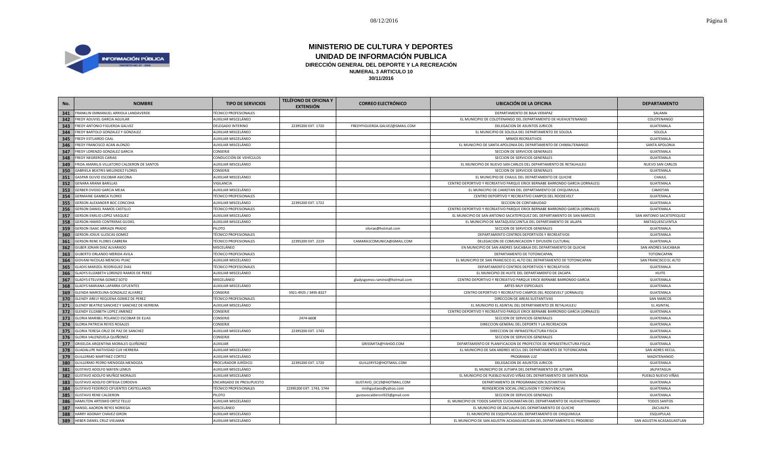# MINISTERIO DE CULTURA Y DEPORTES

## UNIDAD DE INFORMACIÓN PUBLICA

### DIRECCIÓN GENERAL DEL DEPORTE Y LA RECREACIÓN

**NUMERAL 3 ARTICULO 10**

**30/11/2016**

| No. | NOMBRE | TIPO DE SERVICIOS | TELÉFONO DE OFICINA Y EXTENSIÓN | CORREO ELECTRÓNICO | UBICACIÓN DE LA OFICINA | DEPARTAMENTO |
|---|---|---|---|---|---|---|
| 341 | FRANKLIN EMMANUEL ARRIOLA LANDAVERDE | TÉCNICO PROFESIONALES | | | DEPARTAMENTO DE BAJA VERAPAZ | SALAMA |
| 342 | FREDY ADUVIEL GARCIA AGUILAR | AUXILIAR MISCELÁNEO | | | EL MUNICIPIO DE COLOTENANGO DEL DEPARTAMENTO DE HUEHUETENANGO | COLOTENANGO |
| 343 | FREDY ANTONIO FIGUEROA GALVEZ | DELEGADO INTERINO | 22395200 EXT. 1720 | FREDYFIGUEROA.GALVEZ@GMAIL.COM | DELEGACION DE ASUNTOS JURICOS | GUATEMALA |
| 344 | FREDY BARTOLO GONZALEZ Y GONZALEZ | AUXILIAR MISCELÁNEO | | | EL MUNICIPIO DE SOLOLA DEL DEPARTAMENTO DE SOLOLA | SOLOLA |
| 345 | FREDY ESTUARDO CAAL | AUXILIAR MISCELÁNEO | | | MIMOS RECREATIVOS | GUATEMALA |
| 346 | FREDY FRANCISCO ACAN ALONZO | AUXILIAR MISCELÁNEO | | | EL MUNICIPIO DE SANTA APOLONIA DEL DEPARTAMENTO DE CHIMALTENANGO | SANTA APOLONIA |
| 347 | FREDY LORENZO GONZALEZ GARCIA | CONSERJE | | | SECCION DE SERVICIOS GENERALES | GUATEMALA |
| 348 | FREDY NEGREROS CARIAS | CONDUCCIÓN DE VEHÍCULOS | | | SECCION DE SERVICIOS GENERALES | GUATEMALA |
| 349 | FRIDA AMARILIS VILLATORO CALDERON DE SANTOS | AUXILIAR MISCELÁNEO | | | EL MUNICIPIO DE NUEVO SAN CARLOS DEL DEPARTAMENTO DE RETALHULEU | NUEVO SAN CARLOS |
| 350 | GABRIELA BEATRIS MELENDEZ FLORES | CONSERJE | | | SECCION DE SERVICIOS GENERALES | GUATEMALA |
| 351 | GASPAR OLIVIO ESCOBAR ASICONA | AUXILIAR MISCELÁNEO | | | EL MUNICIPIO DE CHAJUL DEL DEPARTAMENTO DE QUICHE | CHAJUL |
| 352 | GENARA ARANA BARILLAS | VIGILANCIA | | | CENTRO DEPORTIVO Y RECREATIVO PARQUE ERICK BERNABE BARRONDO GARCIA (JORNALES) | GUATEMALA |
| 353 | GERBER OVIDIO GARCIA MEJIA | AUXILIAR MISCELÁNEO | | | EL MUNICIPIO DE CAMOTAN DEL DEPARTAMENTO DE CHIQUIMULA | CAMOTAN |
| 354 | GERMAINE GAMBOA FLORES | TÉCNICO PROFESIONALES | | | CENTRO DEPORTIVO Y RECREATIVO CAMPOS DEL ROOSEVELT | GUATEMALA |
| 355 | GERSON ALEXANDER BOC CONCOHA | AUXILIAR MISCELÁNEO | 22395200 EXT. 1722 | | SECCION DE CONTABILIDAD | GUATEMALA |
| 356 | GERSON DANIEL RAMOS CASTILLO | TÉCNICO PROFESIONALES | | | CENTRO DEPORTIVO Y RECREATIVO PARQUE ERICK BERNABE BARRONDO GARCIA (JORNALES) | GUATEMALA |
| 357 | GERSON EMILIO LOPEZ VASQUEZ | AUXILIAR MISCELÁNEO | | | EL MUNICIPIO DE SAN ANTONIO SACATEPEQUEZ DEL DEPARTAMENTO DE SAN MARCOS | SAN ANTONIO SACATEPEQUEZ |
| 358 | GERSON HAMID CONTRERAS GUDIEL | AUXILIAR MISCELÁNEO | | | EL MUNICIPIO DE MATAQUESCUINTLA DEL DEPARTAMENTO DE JALAPA | MATAQUESCUINTLA |
| 359 | GERSON ISAAC ARRIAZA PRADO | PILOTO | | silorae@hotmail.com | SECCION DE SERVICIOS GENERALES | GUATEMALA |
| 360 | GERSON JOSUE ILLESCAS GOMEZ | TÉCNICO PROFESIONALES | | | DEPARTAMENTO CENTROS DEPORTIVOS Y RECREATIVOS | GUATEMALA |
| 361 | GERSON RENE FLORES CABRERA | TÉCNICO PROFESIONALES | 22395200 EXT. 2219 | CAMARA1COMUNICA@GMAIL.COM | DELEGACION DE COMUNICACION Y DIFUSION CULTURAL | GUATEMALA |
| 362 | GILBER JONAN DIAZ ALVARADO | MISCELÁNEO | | | EN MUNICIPIO DE SAN ANDRES SAJCABAJA DEL DEPARTAMENTO DE QUICHE | SAN ANDRES SAJCABAJA |
| 363 | GILBERTO ORLANDO MERIDA AVILA | TÉCNICO PROFESIONALES | | | DEPARTAMENTO DE TOTONICAPAN, | TOTONICAPAN |
| 364 | GIOVANI NICOLAS MENCHU PUAC | AUXILIAR MISCELÁNEO | | | EL MUNICIPIO DE SAN FRANCISCO EL ALTO DEL DEPARTAMENTO DE TOTONICAPAN | SAN FRANCISCO EL ALTO |
| 365 | GLADIS MARIZOL RODRIGUEZ DIAS | TÉCNICO PROFESIONALES | | | DEPARTAMENTO CENTROS DEPORTIVOS Y RECREATIVOS | GUATEMALA |
| 366 | GLADYS ELIZABETH LORENZO RAMOS DE PEREZ | AUXILIAR MISCELÁNEO | | | EL MUNICIPIO DE HUITE DEL DEPARTAMENTO DE ZACAPA | HUITE |
| 367 | GLADYS ETELVINA GOMEZ SOTO | MISCELÁNEO | | gladysgomez.ramirez@hotmail.com | CENTRO DEPORTIVO Y RECREATIVO PARQUE ERICK BERNABE BARRONDO GARCIA | GUATEMALA |
| 368 | GLADYS MARIANA LAPARRA CIFUENTES | AUXILIAR MISCELÁNEO | | | ARTES MUY ESPECIALES | GUATEMALA |
| 369 | GLENDA MARCELINA GONZALEZ ALVAREZ | CONSERJE | 5921-4925 / 3495-8327 | | CENTRO DEPORTIVO Y RECREATIVO CAMPOS DEL ROOSEVELT (JORNALES) | GUATEMALA |
| 370 | GLENDY ARELY REQUENA GOMEZ DE PEREZ | TÉCNICO PROFESIONALES | | | DIRECCION DE AREAS SUSTANTIVAS | SAN MARCOS |
| 371 | GLENDY BEATRIZ SANCHEZ Y SANCHEZ DE HERRERA | AUXILIAR MISCELÁNEO | | | EL MUNICIPIO EL ASINTAL DEL DEPARTAMENTO DE RETALHULEU | EL ASINTAL |
| 372 | GLENDY ELIZABETH LOPEZ JIMENEZ | CONSERJE | | | CENTRO DEPORTIVO Y RECREATIVO PARQUE ERICK BERNABE BARRONDO GARCIA (JORNALES) | GUATEMALA |
| 373 | GLORIA MARIBEL POLANCO ESCOBAR DE ELIAS | CONSERJE | 2474-6608 | | SECCION DE SERVICIOS GENERALES | GUATEMALA |
| 374 | GLORIA PATRICIA REYES ROSALES | CONSERJE | | | DIRECCION GENERAL DEL DEPORTE Y LA RECREACION | GUATEMALA |
| 375 | GLORIA TERESA CRUZ DE PAZ DE SANCHEZ | AUXILIAR MISCELÁNEO | 22395200 EXT. 1743 | | DIRECCION DE INFRAESTRUCTURA FISICA | GUATEMALA |
| 376 | GLORIA VALENZUELA QUIÑONEZ | CONSERJE | | | SECCION DE SERVICIOS GENERALES | GUATEMALA |
| 377 | GRISELDA ARGENTINA MORALES QUIÑONEZ | AUXILIAR | | GRISSMITA@YAHOO.COM | DEPARTAMENTO DE PLANIFICACION DE PROYECTOS DE INFRAESTRUCTURA FISICA | GUATEMALA |
| 378 | GUADALUPE NATIVIDAD CUX HERRERA | AUXILIAR MISCELÁNEO | | | EL MUNICIPIO DE SAN ANDRES XECUL DEL DEPARTAMENTO DE TOTONICAPAN | SAN ADRES XECUL |
| 379 | GUILLERMO MARTINEZ CORTEZ | AUXILIAR MISCELÁNEO | | | PROGRAMA LUZ | MAZATENANGO |
| 380 | GUILLERMO PEDRO MENDOZA MENDOZA | PROCURADOR JURÍDICO | 22395200 EXT. 1720 | GUILLERY52@HOTMAIL.COM | DELEGACION DE ASUNTOS JURICOS | GUATEMALA |
| 381 | GUSTAVO ADOLFO MAYEN LEMUS | AUXILIAR MISCELÁNEO | | | EL MUNICIPIO DE JUTIAPA DEL DEPARTAMENTO DE JUTIAPA | JALPATAGUA |
| 382 | GUSTAVO ADOLFO MUÑOZ MORALES | AUXILIAR MISCELÁNEO | | | EL MUNICIPIO DE PUEBLO NUEVO VIÑAS DEL DEPARTAMENTO DE SANTA ROSA | PUEBLO NUEVO VIÑAS |
| 383 | GUSTAVO ADOLFO ORTEGA CORDOVA | ENCARGADO DE PRESUPUESTO | | GUSTAVO_OC19@HOTMAIL.COM | DEPARTAMENTO DE PROGRAMACION SUSTANTIVA | GUATEMALA |
| 384 | GUSTAVO FEDERICO CIFUENTES CASTELLANOS | TÉCNICO PROFESIONALES | 22395200 EXT. 1743, 1744 | mishgustavo@yahoo.com | REINSERCION SOCIAL (INCLUSION Y CONVIVENCIA) | GUATEMALA |
| 385 | GUSTAVO RENE CALDERON | PILOTO | | gustavocalderon923@gmail.com | SECCION DE SERVICIOS GENERALES | GUATEMALA |
| 386 | HAMILTON ARTEMIO ORTIZ TELLO | AUXILIAR MISCELÁNEO | | | EL MUNICIPIO DE TODOS SANTOS CUCHUMATAN DEL DEPARTAMENTO DE HUEHUETENANGO | TODOS SANTOS |
| 387 | HANSEL AARON REYES NORIEGA | MISCELÁNEO | | | EL MUNICIPIO DE ZACUALPA DEL DEPARTAMENTO DE QUICHE | ZACUALPA |
| 388 | HARRY ADONAY CHAVEZ GIRON | AUXILIAR MISCELÁNEO | | | EL MUNICIPIO DE ESQUIPULAS DEL DEPARTAMENTO DE CHIQUIMULA | ESQUIPULAS |
| 389 | HEBER DANIEL CRUZ VIELMAN | AUXILIAR MISCELÁNEO | | | EL MUNICIPIO DE SAN AGUSTIN ACASAGUASTLAN DEL DEPARTAMENTO EL PROGRESO | SAN AGUSTIN ACASAGUASTLAN |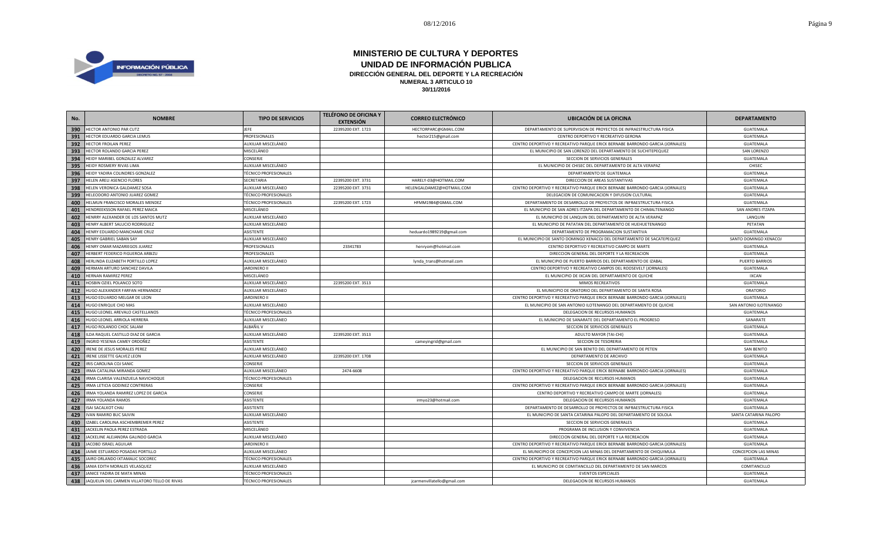# MINISTERIO DE CULTURA Y DEPORTES

## UNIDAD DE INFORMACIÓN PUBLICA

### DIRECCIÓN GENERAL DEL DEPORTE Y LA RECREACIÓN

**NUMERAL 3 ARTICULO 10**

**30/11/2016**

| No. | NOMBRE | TIPO DE SERVICIOS | TELÉFONO DE OFICINA Y EXTENSIÓN | CORREO ELECTRÓNICO | UBICACIÓN DE LA OFICINA | DEPARTAMENTO |
|---|---|---|---|---|---|---|
| 390 | HECTOR ANTONIO PAR CUTZ | JEFE | 22395200 EXT. 1723 | HECTORPARC@GMAIL.COM | DEPARTAMENTO DE SUPERVISION DE PROYECTOS DE INFRAESTRUCTURA FISICA | GUATEMALA |
| 391 | HECTOR EDUARDO GARCIA LEMUS | PROFESIONALES | | hector215@gmail.com | CENTRO DEPORTIVO Y RECREATIVO GERONA | GUATEMALA |
| 392 | HECTOR FROILAN PEREZ | AUXILIAR MISCELÁNEO | | | CENTRO DEPORTIVO Y RECREATIVO PARQUE ERICK BERNABE BARRONDO GARCIA (JORNALES) | GUATEMALA |
| 393 | HECTOR ROLANDO GARCIA PEREZ | MISCELÁNEO | | | EL MUNICIPIO DE SAN LORENZO DEL DEPARTAMENTO DE SUCHITEPEQUEZ | SAN LORENZO |
| 394 | HEIDY MARIBEL GONZALEZ ALVAREZ | CONSERJE | | | SECCION DE SERVICIOS GENERALES | GUATEMALA |
| 395 | HEIDY ROSMERY RIVAS LIMA | AUXILIAR MISCELÁNEO | | | EL MUNICIPIO DE CHISEC DEL DEPARTAMENTO DE ALTA VERAPAZ | CHISEC |
| 396 | HEIDY YADIRA COLINDRES GONZALEZ | TÉCNICO PROFESIONALES | | | DEPARTAMENTO DE GUATEMALA | GUATEMALA |
| 397 | HELEN ARELI ASENCIO FLORES | SECRETARIA | 22395200 EXT. 3731 | HARELY-03@HOTMAIL.COM | DIRECCION DE AREAS SUSTANTIVAS | GUATEMALA |
| 398 | HELEN VERONICA GALDAMEZ SOSA | AUXILIAR MISCELÁNEO | 22395200 EXT. 3731 | HELENGALDAMEZ@HOTMAIL.COM | CENTRO DEPORTIVO Y RECREATIVO PARQUE ERICK BERNABE BARRONDO GARCIA (JORNALES) | GUATEMALA |
| 399 | HELEODORO ANTONIO JUAREZ GOMEZ | TÉCNICO PROFESIONALES | | | DELEGACION DE COMUNICACION Y DIFUSION CULTURAL | GUATEMALA |
| 400 | HELMUN FRANCISCO MORALES MENDEZ | TÉCNICO PROFESIONALES | 22395200 EXT. 1723 | HFMM1984@GMAIL.COM | DEPARTAMENTO DE DESARROLLO DE PROYECTOS DE INFRAESTRUCTURA FISICA | GUATEMALA |
| 401 | HENDREEKSSON RAFAEL PEREZ MAICA | MISCELÁNEO | | | EL MUNICIPIO DE SAN ADRES ITZAPA DEL DEPARTAMENTO DE CHIMALTENANGO | SAN ANDRES ITZAPA |
| 402 | HENRRY ALEXANDER DE LOS SANTOS MUTZ | AUXILIAR MISCELÁNEO | | | EL MUNICIPIO DE LANQUIN DEL DEPARTAMENTO DE ALTA VERAPAZ | LANQUIN |
| 403 | HENRY ALBERT SALUCIO RODRIGUEZ | AUXILIAR MISCELÁNEO | | | EL MUNICIPIO DE PATATAN DEL DEPARTAMENTO DE HUEHUETENANGO | PETATAN |
| 404 | HENRY EDUARDO MANCHAME CRUZ | ASISTENTE | | heduardo1989219@gmail.com | DEPARTAMENTO DE PROGRAMACION SUSTANTIVA | GUATEMALA |
| 405 | HENRY GABRIEL SABAN SAY | AUXILIAR MISCELÁNEO | | | EL MUNICIPIO DE SANTO DOMINGO XENACOJ DEL DEPARTAMENTO DE SACATEPEQUEZ | SANTO DOMINGO XENACOJ |
| 406 | HENRY OMAR MAZARIEGOS JUAREZ | PROFESIONALES | 23341783 | henryom@hotmail.com | CENTRO DEPORTIVO Y RECREATIVO CAMPO DE MARTE | GUATEMALA |
| 407 | HERBERT FEDERICO FIGUEROA ARBIZU | PROFESIONALES | | | DIRECCION GENERAL DEL DEPORTE Y LA RECREACION | GUATEMALA |
| 408 | HERLINDA ELIZABETH PORTILLO LOPEZ | AUXILIAR MISCELÁNEO | | lynda_trans@hotmail.com | EL MUNICIPIO DE PUERTO BARRIOS DEL DEPARTAMENTO DE IZABAL | PUERTO BARRIOS |
| 409 | HERMAN ARTURO SANCHEZ DAVILA | JARDINERO II | | | CENTRO DEPORTIVO Y RECREATIVO CAMPOS DEL ROOSEVELT (JORNALES) | GUATEMALA |
| 410 | HERNAN RAMIREZ PEREZ | MISCELÁNEO | | | EL MUNICIPIO DE IXCAN DEL DEPARTAMENTO DE QUICHE | IXCAN |
| 411 | HOSBIN OZIEL POLANCO SOTO | AUXILIAR MISCELÁNEO | 22395200 EXT. 3513 | | MIMOS RECREATIVOS | GUATEMALA |
| 412 | HUGO ALEXANDER FARFAN HERNANDEZ | AUXILIAR MISCELÁNEO | | | EL MUNICIPIO DE ORATORIO DEL DEPARTAMENTO DE SANTA ROSA | ORATORIO |
| 413 | HUGO EDUARDO MELGAR DE LEON | JARDINERO II | | | CENTRO DEPORTIVO Y RECREATIVO PARQUE ERICK BERNABE BARRONDO GARCIA (JORNALES) | GUATEMALA |
| 414 | HUGO ENRIQUE CHO MAS | AUXILIAR MISCELÁNEO | | | EL MUNICIPIO DE SAN ANTONIO ILOTENANGO DEL DEPARTAMENTO DE QUICHE | SAN ANTONIO ILOTENANGO |
| 415 | HUGO LEONEL AREVALO CASTELLANOS | TÉCNICO PROFESIONALES | | | DELEGACION DE RECURSOS HUMANOS | GUATEMALA |
| 416 | HUGO LEONEL ARRIOLA HERRERA | AUXILIAR MISCELÁNEO | | | EL MUNICIPIO DE SANARATE DEL DEPARTAMENTO EL PROGRESO | SANARATE |
| 417 | HUGO ROLANDO CHOC SALAM | ALBAÑIL V | | | SECCION DE SERVICIOS GENERALES | GUATEMALA |
| 418 | ILDA RAQUEL CASTILLO DIAZ DE GARCIA | AUXILIAR MISCELÁNEO | 22395200 EXT. 3513 | | ADULTO MAYOR (TAI-CHI) | GUATEMALA |
| 419 | INGRID YESENIA CAMEY ORDOÑEZ | ASISTENTE | | cameyingrid@gmail.com | SECCION DE TESORERIA | GUATEMALA |
| 420 | IRENE DE JESUS MORALES PEREZ | AUXILIAR MISCELÁNEO | | | EL MUNICIPIO DE SAN BENITO DEL DEPARTAMENTO DE PETEN | SAN BENITO |
| 421 | IRENE LISSETTE GALVEZ LEON | AUXILIAR MISCELÁNEO | 22395200 EXT. 1708 | | DEPARTAMENTO DE ARCHIVO | GUATEMALA |
| 422 | IRIS CAROLINA COJ SANIC | CONSERJE | | | SECCION DE SERVICIOS GENERALES | GUATEMALA |
| 423 | IRMA CATALINA MIRANDA GOMEZ | AUXILIAR MISCELÁNEO | 2474-6608 | | CENTRO DEPORTIVO Y RECREATIVO PARQUE ERICK BERNABE BARRONDO GARCIA (JORNALES) | GUATEMALA |
| 424 | IRMA CLARISA VALENZUELA NAVICHOQUE | TÉCNICO PROFESIONALES | | | DELEGACION DE RECURSOS HUMANOS | GUATEMALA |
| 425 | IRMA LETICIA GODINEZ CONTRERAS | CONSERJE | | | CENTRO DEPORTIVO Y RECREATIVO PARQUE ERICK BERNABE BARRONDO GARCIA (JORNALES) | GUATEMALA |
| 426 | IRMA YOLANDA RAMIREZ LOPEZ DE GARCIA | CONSERJE | | | CENTRO DEPORTIVO Y RECREATIVO CAMPO DE MARTE (JORNALES) | GUATEMALA |
| 427 | IRMA YOLANDA RAMOS | ASISTENTE | | irmyo23@hotmail.com | DELEGACION DE RECURSOS HUMANOS | GUATEMALA |
| 428 | ISAI SACALXOT CHAJ | ASISTENTE | | | DEPARTAMENTO DE DESARROLLO DE PROYECTOS DE INFRAESTRUCTURA FISICA | GUATEMALA |
| 429 | IVAN RAMIRO BUC SAJVIN | AUXILIAR MISCELÁNEO | | | EL MUNICIPIO DE SANTA CATARINA PALOPO DEL DEPARTAMENTO DE SOLOLA | SANTA CATARINA PALOPO |
| 430 | IZABEL CAROLINA ASCHEMBREMER PEREZ | ASISTENTE | | | SECCION DE SERVICIOS GENERALES | GUATEMALA |
| 431 | JACKELIN PAOLA PEREZ ESTRADA | MISCELÁNEO | | | PROGRAMA DE INCLUSION Y CONVIVENCIA | GUATEMALA |
| 432 | JACKELINE ALEJANDRA GALINDO GARCIA | AUXILIAR MISCELÁNEO | | | DIRECCION GENERAL DEL DEPORTE Y LA RECREACION | GUATEMALA |
| 433 | JACOBO ISRAEL AGUILAR | JARDINERO II | | | CENTRO DEPORTIVO Y RECREATIVO PARQUE ERICK BERNABE BARRONDO GARCIA (JORNALES) | GUATEMALA |
| 434 | JAIME ESTUARDO POSADAS PORTILLO | AUXILIAR MISCELÁNEO | | | EL MUNICIPIO DE CONCEPCION LAS MINAS DEL DEPARTAMENTO DE CHIQUIMULA | CONCEPCION LAS MINAS |
| 435 | JAIRO ORLANDO IXTAMALIC SOCOREC | TÉCNICO PROFESIONALES | | | CENTRO DEPORTIVO Y RECREATIVO PARQUE ERICK BERNABE BARRONDO GARCIA (JORNALES) | GUATEMALA |
| 436 | JANIA EDITH MORALES VELASQUEZ | AUXILIAR MISCELÁNEO | | | EL MUNICIPIO DE COMITANCILLO DEL DEPARTAMENTO DE SAN MARCOS | COMITANCILLO |
| 437 | JANICE YADIRA DE MATA MINAS | TÉCNICO PROFESIONALES | | | EVENTOS ESPECIALES | GUATEMALA |
| 438 | JAQUELIN DEL CARMEN VILLATORO TELLO DE RIVAS | TÉCNICO PROFESIONALES | | jcarmenvillatello@gmail.com | DELEGACION DE RECURSOS HUMANOS | GUATEMALA |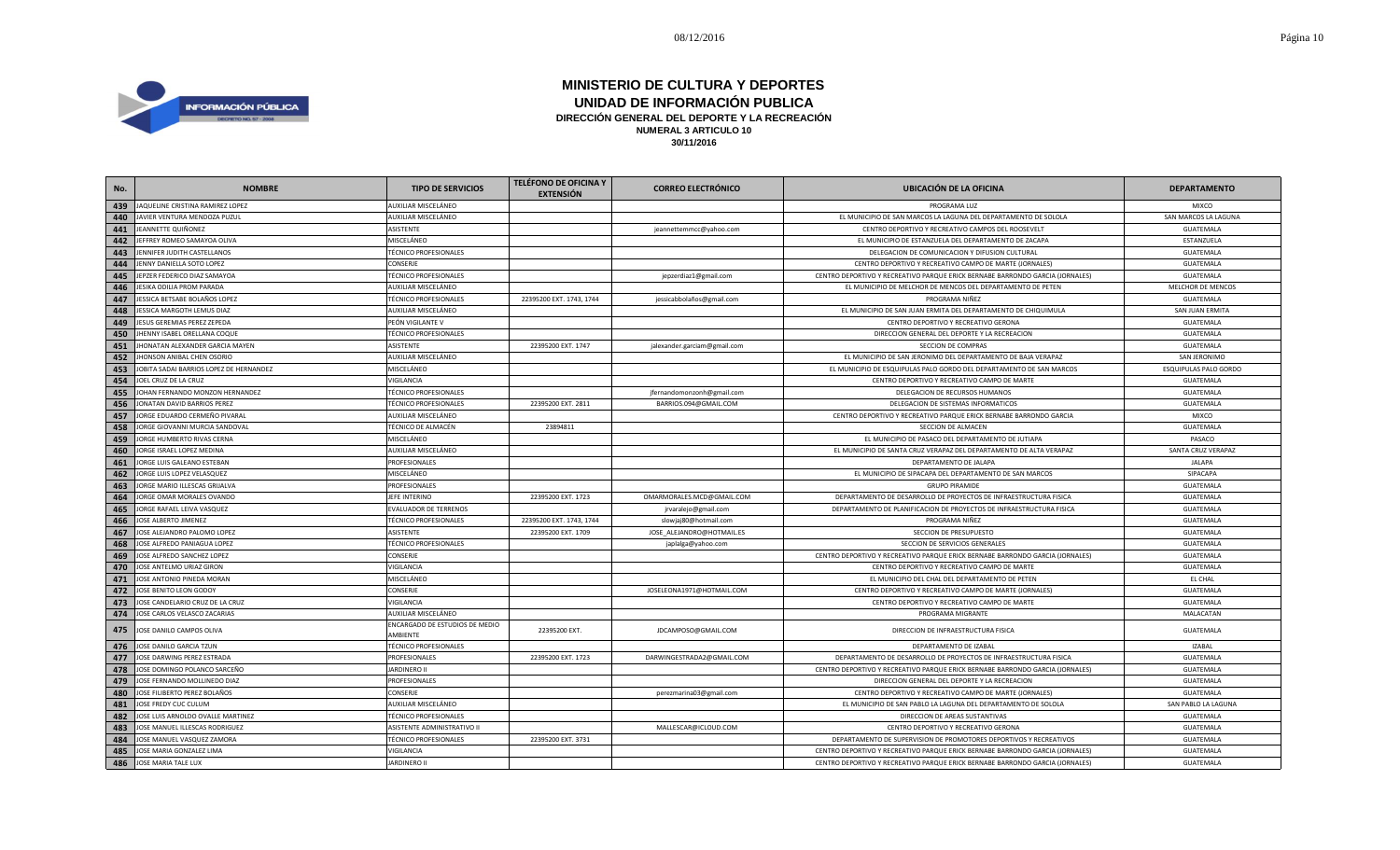# MINISTERIO DE CULTURA Y DEPORTES

## UNIDAD DE INFORMACIÓN PUBLICA

### DIRECCIÓN GENERAL DEL DEPORTE Y LA RECREACIÓN

**NUMERAL 3 ARTICULO 10**

**30/11/2016**

| No. | NOMBRE | TIPO DE SERVICIOS | TELÉFONO DE OFICINA Y EXTENSIÓN | CORREO ELECTRÓNICO | UBICACIÓN DE LA OFICINA | DEPARTAMENTO |
|---|---|---|---|---|---|---|
| 439 | JAQUELINE CRISTINA RAMIREZ LOPEZ | AUXILIAR MISCELÁNEO | | | PROGRAMA LUZ | MIXCO |
| 440 | JAVIER VENTURA MENDOZA PUZUL | AUXILIAR MISCELÁNEO | | | EL MUNICIPIO DE SAN MARCOS LA LAGUNA DEL DEPARTAMENTO DE SOLOLA | SAN MARCOS LA LAGUNA |
| 441 | JEANNETTE QUIÑONEZ | ASISTENTE | | jeannettemmcc@yahoo.com | CENTRO DEPORTIVO Y RECREATIVO CAMPOS DEL ROOSEVELT | GUATEMALA |
| 442 | JEFFREY ROMEO SAMAYOA OLIVA | MISCELÁNEO | | | EL MUNICIPIO DE ESTANZUELA DEL DEPARTAMENTO DE ZACAPA | ESTANZUELA |
| 443 | JENNIFER JUDITH CASTELLANOS | TÉCNICO PROFESIONALES | | | DELEGACION DE COMUNICACION Y DIFUSION CULTURAL | GUATEMALA |
| 444 | JENNY DANIELLA SOTO LOPEZ | CONSERJE | | | CENTRO DEPORTIVO Y RECREATIVO CAMPO DE MARTE (JORNALES) | GUATEMALA |
| 445 | JEPZER FEDERICO DIAZ SAMAYOA | TÉCNICO PROFESIONALES | | jepzerdiaz1@gmail.com | CENTRO DEPORTIVO Y RECREATIVO PARQUE ERICK BERNABE BARRONDO GARCIA (JORNALES) | GUATEMALA |
| 446 | JESIKA ODILIA PROM PARADA | AUXILIAR MISCELÁNEO | | | EL MUNICIPIO DE MELCHOR DE MENCOS DEL DEPARTAMENTO DE PETEN | MELCHOR DE MENCOS |
| 447 | JESSICA BETSABE BOLAÑOS LOPEZ | TÉCNICO PROFESIONALES | 22395200 EXT. 1743, 1744 | jessicabbolaños@gmail.com | PROGRAMA NIÑEZ | GUATEMALA |
| 448 | JESSICA MARGOTH LEMUS DIAZ | AUXILIAR MISCELÁNEO | | | EL MUNICIPIO DE SAN JUAN ERMITA DEL DEPARTAMENTO DE CHIQUIMULA | SAN JUAN ERMITA |
| 449 | JESUS GEREMIAS PEREZ ZEPEDA | PEÓN VIGILANTE V | | | CENTRO DEPORTIVO Y RECREATIVO GERONA | GUATEMALA |
| 450 | JHENNY ISABEL ORELLANA COQUE | TÉCNICO PROFESIONALES | | | DIRECCION GENERAL DEL DEPORTE Y LA RECREACION | GUATEMALA |
| 451 | JHONATAN ALEXANDER GARCIA MAYEN | ASISTENTE | 22395200 EXT. 1747 | jalexander.garciam@gmail.com | SECCION DE COMPRAS | GUATEMALA |
| 452 | JHONSON ANIBAL CHEN OSORIO | AUXILIAR MISCELÁNEO | | | EL MUNICIPIO DE SAN JERONIMO DEL DEPARTAMENTO DE BAJA VERAPAZ | SAN JERONIMO |
| 453 | JOBITA SADAI BARRIOS LOPEZ DE HERNANDEZ | MISCELÁNEO | | | EL MUNICIPIO DE ESQUIPULAS PALO GORDO DEL DEPARTAMENTO DE SAN MARCOS | ESQUIPULAS PALO GORDO |
| 454 | JOEL CRUZ DE LA CRUZ | VIGILANCIA | | | CENTRO DEPORTIVO Y RECREATIVO CAMPO DE MARTE | GUATEMALA |
| 455 | JOHAN FERNANDO MONZON HERNANDEZ | TÉCNICO PROFESIONALES | | jfernandomonzonh@gmail.com | DELEGACION DE RECURSOS HUMANOS | GUATEMALA |
| 456 | JONATAN DAVID BARRIOS PEREZ | TÉCNICO PROFESIONALES | 22395200 EXT. 2811 | BARRIOS.094@GMAIL.COM | DELEGACION DE SISTEMAS INFORMATICOS | GUATEMALA |
| 457 | JORGE EDUARDO CERMEÑO PIVARAL | AUXILIAR MISCELÁNEO | | | CENTRO DEPORTIVO Y RECREATIVO PARQUE ERICK BERNABE BARRONDO GARCIA | MIXCO |
| 458 | JORGE GIOVANNI MURCIA SANDOVAL | TÉCNICO DE ALMACÉN | 23894811 | | SECCION DE ALMACEN | GUATEMALA |
| 459 | JORGE HUMBERTO RIVAS CERNA | MISCELÁNEO | | | EL MUNICIPIO DE PASACO DEL DEPARTAMENTO DE JUTIAPA | PASACO |
| 460 | JORGE ISRAEL LOPEZ MEDINA | AUXILIAR MISCELÁNEO | | | EL MUNICIPIO DE SANTA CRUZ VERAPAZ DEL DEPARTAMENTO DE ALTA VERAPAZ | SANTA CRUZ VERAPAZ |
| 461 | JORGE LUIS GALEANO ESTEBAN | PROFESIONALES | | | DEPARTAMENTO DE JALAPA | JALAPA |
| 462 | JORGE LUIS LOPEZ VELASQUEZ | MISCELÁNEO | | | EL MUNICIPIO DE SIPACAPA DEL DEPARTAMENTO DE SAN MARCOS | SIPACAPA |
| 463 | JORGE MARIO ILLESCAS GRIJALVA | PROFESIONALES | | | GRUPO PIRAMIDE | GUATEMALA |
| 464 | JORGE OMAR MORALES OVANDO | JEFE INTERINO | 22395200 EXT. 1723 | OMARMORALES.MCD@GMAIL.COM | DEPARTAMENTO DE DESARROLLO DE PROYECTOS DE INFRAESTRUCTURA FISICA | GUATEMALA |
| 465 | JORGE RAFAEL LEIVA VASQUEZ | EVALUADOR DE TERRENOS | | jrvaralejo@gmail.com | DEPARTAMENTO DE PLANIFICACION DE PROYECTOS DE INFRAESTRUCTURA FISICA | GUATEMALA |
| 466 | JOSE ALBERTO JIMENEZ | TÉCNICO PROFESIONALES | 22395200 EXT. 1743, 1744 | slowjaj80@hotmail.com | PROGRAMA NIÑEZ | GUATEMALA |
| 467 | JOSE ALEJANDRO PALOMO LOPEZ | ASISTENTE | 22395200 EXT. 1709 | JOSE_ALEJANDRO@HOTMAIL.ES | SECCION DE PRESUPUESTO | GUATEMALA |
| 468 | JOSE ALFREDO PANIAGUA LOPEZ | TÉCNICO PROFESIONALES | | japlalga@yahoo.com | SECCION DE SERVICIOS GENERALES | GUATEMALA |
| 469 | JOSE ALFREDO SANCHEZ LOPEZ | CONSERJE | | | CENTRO DEPORTIVO Y RECREATIVO PARQUE ERICK BERNABE BARRONDO GARCIA (JORNALES) | GUATEMALA |
| 470 | JOSE ANTELMO URIAZ GIRON | VIGILANCIA | | | CENTRO DEPORTIVO Y RECREATIVO CAMPO DE MARTE | GUATEMALA |
| 471 | JOSE ANTONIO PINEDA MORAN | MISCELÁNEO | | | EL MUNICIPIO DEL CHAL DEL DEPARTAMENTO DE PETEN | EL CHAL |
| 472 | JOSE BENITO LEON GODOY | CONSERJE | | JOSELEONA1971@HOTMAIL.COM | CENTRO DEPORTIVO Y RECREATIVO CAMPO DE MARTE (JORNALES) | GUATEMALA |
| 473 | JOSE CANDELARIO CRUZ DE LA CRUZ | VIGILANCIA | | | CENTRO DEPORTIVO Y RECREATIVO CAMPO DE MARTE | GUATEMALA |
| 474 | JOSE CARLOS VELASCO ZACARIAS | AUXILIAR MISCELÁNEO | | | PROGRAMA MIGRANTE | MALACATAN |
| 475 | JOSE DANILO CAMPOS OLIVA | ENCARGADO DE ESTUDIOS DE MEDIO AMBIENTE | 22395200 EXT. | JDCAMPOSO@GMAIL.COM | DIRECCION DE INFRAESTRUCTURA FISICA | GUATEMALA |
| 476 | JOSE DANILO GARCIA TZUN | TÉCNICO PROFESIONALES | | | DEPARTAMENTO DE IZABAL | IZABAL |
| 477 | JOSE DARWING PEREZ ESTRADA | PROFESIONALES | 22395200 EXT. 1723 | DARWINGESTRADA2@GMAIL.COM | DEPARTAMENTO DE DESARROLLO DE PROYECTOS DE INFRAESTRUCTURA FISICA | GUATEMALA |
| 478 | JOSE DOMINGO POLANCO SARCEÑO | JARDINERO II | | | CENTRO DEPORTIVO Y RECREATIVO PARQUE ERICK BERNABE BARRONDO GARCIA (JORNALES) | GUATEMALA |
| 479 | JOSE FERNANDO MOLLINEDO DIAZ | PROFESIONALES | | | DIRECCION GENERAL DEL DEPORTE Y LA RECREACION | GUATEMALA |
| 480 | JOSE FILIBERTO PEREZ BOLAÑOS | CONSERJE | | perezmarina03@gmail.com | CENTRO DEPORTIVO Y RECREATIVO CAMPO DE MARTE (JORNALES) | GUATEMALA |
| 481 | JOSE FREDY CUC CULUM | AUXILIAR MISCELÁNEO | | | EL MUNICIPIO DE SAN PABLO LA LAGUNA DEL DEPARTAMENTO DE SOLOLA | SAN PABLO LA LAGUNA |
| 482 | JOSE LUIS ARNOLDO OVALLE MARTINEZ | TÉCNICO PROFESIONALES | | | DIRECCION DE AREAS SUSTANTIVAS | GUATEMALA |
| 483 | JOSE MANUEL ILLESCAS RODRIGUEZ | ASISTENTE ADMINISTRATIVO II | | MALLESCAR@ICLOUD.COM | CENTRO DEPORTIVO Y RECREATIVO GERONA | GUATEMALA |
| 484 | JOSE MANUEL VASQUEZ ZAMORA | TÉCNICO PROFESIONALES | 22395200 EXT. 3731 | | DEPARTAMENTO DE SUPERVISION DE PROMOTORES DEPORTIVOS Y RECREATIVOS | GUATEMALA |
| 485 | JOSE MARIA GONZALEZ LIMA | VIGILANCIA | | | CENTRO DEPORTIVO Y RECREATIVO PARQUE ERICK BERNABE BARRONDO GARCIA (JORNALES) | GUATEMALA |
| 486 | JOSE MARIA TALE LUX | JARDINERO II | | | CENTRO DEPORTIVO Y RECREATIVO PARQUE ERICK BERNABE BARRONDO GARCIA (JORNALES) | GUATEMALA |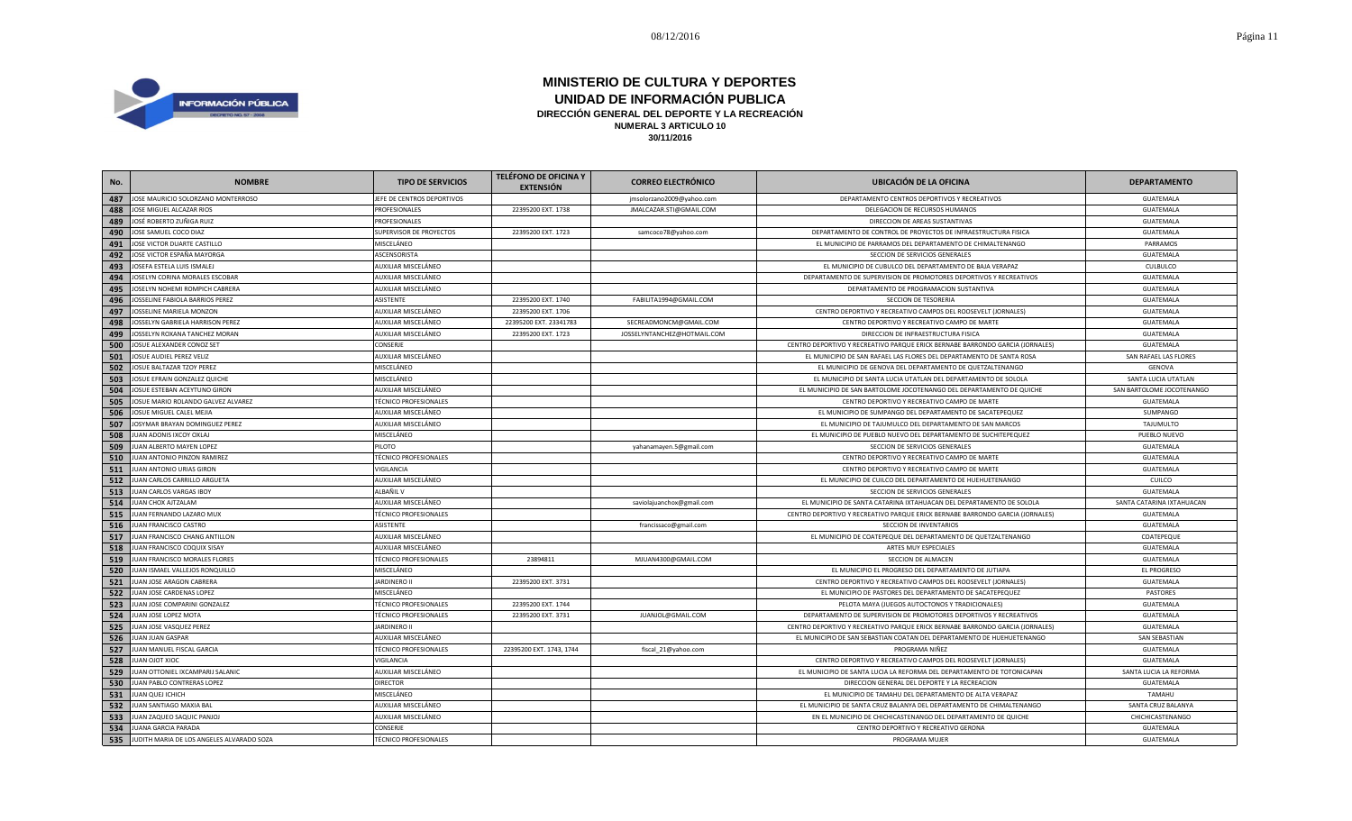# MINISTERIO DE CULTURA Y DEPORTES
## UNIDAD DE INFORMACIÓN PUBLICA
### DIRECCIÓN GENERAL DEL DEPORTE Y LA RECREACIÓN
**NUMERAL 3 ARTICULO 10**
**30/11/2016**

| No. | NOMBRE | TIPO DE SERVICIOS | TELÉFONO DE OFICINA Y EXTENSIÓN | CORREO ELECTRÓNICO | UBICACIÓN DE LA OFICINA | DEPARTAMENTO |
|---|---|---|---|---|---|---|
| 487 | JOSE MAURICIO SOLORZANO MONTERROSO | JEFE DE CENTROS DEPORTIVOS | | jmsolorzano2009@yahoo.com | DEPARTAMENTO CENTROS DEPORTIVOS Y RECREATIVOS | GUATEMALA |
| 488 | JOSE MIGUEL ALCAZAR RIOS | PROFESIONALES | 22395200 EXT. 1738 | JMALCAZAR.STI@GMAIL.COM | DELEGACION DE RECURSOS HUMANOS | GUATEMALA |
| 489 | JOSÉ ROBERTO ZUÑIGA RUIZ | PROFESIONALES | | | DIRECCION DE AREAS SUSTANTIVAS | GUATEMALA |
| 490 | JOSE SAMUEL COCO DIAZ | SUPERVISOR DE PROYECTOS | 22395200 EXT. 1723 | samcoco78@yahoo.com | DEPARTAMENTO DE CONTROL DE PROYECTOS DE INFRAESTRUCTURA FISICA | GUATEMALA |
| 491 | JOSE VICTOR DUARTE CASTILLO | MISCELÁNEO | | | EL MUNICIPIO DE PARRAMOS DEL DEPARTAMENTO DE CHIMALTENANGO | PARRAMOS |
| 492 | JOSE VICTOR ESPAÑA MAYORGA | ASCENSORISTA | | | SECCION DE SERVICIOS GENERALES | GUATEMALA |
| 493 | JOSEFA ESTELA LUIS ISMALEJ | AUXILIAR MISCELÁNEO | | | EL MUNICIPIO DE CUBULCO DEL DEPARTAMENTO DE BAJA VERAPAZ | CULBULCO |
| 494 | JOSELYN CORINA MORALES ESCOBAR | AUXILIAR MISCELÁNEO | | | DEPARTAMENTO DE SUPERVISION DE PROMOTORES DEPORTIVOS Y RECREATIVOS | GUATEMALA |
| 495 | JOSELYN NOHEMI ROMPICH CABRERA | AUXILIAR MISCELÁNEO | | | DEPARTAMENTO DE PROGRAMACION SUSTANTIVA | GUATEMALA |
| 496 | JOSSELINE FABIOLA BARRIOS PEREZ | ASISTENTE | 22395200 EXT. 1740 | FABILITA1994@GMAIL.COM | SECCION DE TESORERIA | GUATEMALA |
| 497 | JOSSELINE MARIELA MONZON | AUXILIAR MISCELÁNEO | 22395200 EXT. 1706 | | CENTRO DEPORTIVO Y RECREATIVO CAMPOS DEL ROOSEVELT (JORNALES) | GUATEMALA |
| 498 | JOSSELYN GABRIELA HARRISON PEREZ | AUXILIAR MISCELÁNEO | 22395200 EXT. 23341783 | SECREADMONCM@GMAIL.COM | CENTRO DEPORTIVO Y RECREATIVO CAMPO DE MARTE | GUATEMALA |
| 499 | JOSSELYN ROXANA TANCHEZ MORAN | AUXILIAR MISCELÁNEO | 22395200 EXT. 1723 | JOSSELYNTANCHEZ@HOTMAIL.COM | DIRECCION DE INFRAESTRUCTURA FISICA | GUATEMALA |
| 500 | JOSUE ALEXANDER CONOZ SET | CONSERJE | | | CENTRO DEPORTIVO Y RECREATIVO PARQUE ERICK BERNABE BARRONDO GARCIA (JORNALES) | GUATEMALA |
| 501 | JOSUE AUDIEL PEREZ VELIZ | AUXILIAR MISCELÁNEO | | | EL MUNICIPIO DE SAN RAFAEL LAS FLORES DEL DEPARTAMENTO DE SANTA ROSA | SAN RAFAEL LAS FLORES |
| 502 | JOSUE BALTAZAR TZOY PEREZ | MISCELÁNEO | | | EL MUNICIPIO DE GENOVA DEL DEPARTAMENTO DE QUETZALTENANGO | GENOVA |
| 503 | JOSUE EFRAIN GONZALEZ QUICHE | MISCELÁNEO | | | EL MUNICIPIO DE SANTA LUCIA UTATLAN DEL DEPARTAMENTO DE SOLOLA | SANTA LUCIA UTATLAN |
| 504 | JOSUE ESTEBAN ACEYTUNO GIRON | AUXILIAR MISCELÁNEO | | | EL MUNICIPIO DE SAN BARTOLOME JOCOTENANGO DEL DEPARTAMENTO DE QUICHE | SAN BARTOLOME JOCOTENANGO |
| 505 | JOSUE MARIO ROLANDO GALVEZ ALVAREZ | TÉCNICO PROFESIONALES | | | CENTRO DEPORTIVO Y RECREATIVO CAMPO DE MARTE | GUATEMALA |
| 506 | JOSUE MIGUEL CALEL MEJIA | AUXILIAR MISCELÁNEO | | | EL MUNICIPIO DE SUMPANGO DEL DEPARTAMENTO DE SACATEPEQUEZ | SUMPANGO |
| 507 | JOSYMAR BRAYAN DOMINGUEZ PEREZ | AUXILIAR MISCELÁNEO | | | EL MUNICIPIO DE TAJUMULCO DEL DEPARTAMENTO DE SAN MARCOS | TAJUMULTO |
| 508 | JUAN ADONIS IXCOY OXLAJ | MISCELÁNEO | | | EL MUNICIPIO DE PUEBLO NUEVO DEL DEPARTAMENTO DE SUCHITEPEQUEZ | PUEBLO NUEVO |
| 509 | JUAN ALBERTO MAYEN LOPEZ | PILOTO | | yahanamayen.5@gmail.com | SECCION DE SERVICIOS GENERALES | GUATEMALA |
| 510 | JUAN ANTONIO PINZON RAMIREZ | TÉCNICO PROFESIONALES | | | CENTRO DEPORTIVO Y RECREATIVO CAMPO DE MARTE | GUATEMALA |
| 511 | JUAN ANTONIO URIAS GIRON | VIGILANCIA | | | CENTRO DEPORTIVO Y RECREATIVO CAMPO DE MARTE | GUATEMALA |
| 512 | JUAN CARLOS CARRILLO ARGUETA | AUXILIAR MISCELÁNEO | | | EL MUNICIPIO DE CUILCO DEL DEPARTAMENTO DE HUEHUETENANGO | CUILCO |
| 513 | JUAN CARLOS VARGAS IBOY | ALBAÑIL V | | | SECCION DE SERVICIOS GENERALES | GUATEMALA |
| 514 | JUAN CHOX AJTZALAM | AUXILIAR MISCELÁNEO | | saviolajuanchox@gmail.com | EL MUNICIPIO DE SANTA CATARINA IXTAHUACAN DEL DEPARTAMENTO DE SOLOLA | SANTA CATARINA IXTAHUACAN |
| 515 | JUAN FERNANDO LAZARO MUX | TÉCNICO PROFESIONALES | | | CENTRO DEPORTIVO Y RECREATIVO PARQUE ERICK BERNABE BARRONDO GARCIA (JORNALES) | GUATEMALA |
| 516 | JUAN FRANCISCO CASTRO | ASISTENTE | | francissaco@gmail.com | SECCION DE INVENTARIOS | GUATEMALA |
| 517 | JUAN FRANCISCO CHANG ANTILLON | AUXILIAR MISCELÁNEO | | | EL MUNICIPIO DE COATEPEQUE DEL DEPARTAMENTO DE QUETZALTENANGO | COATEPEQUE |
| 518 | JUAN FRANCISCO COQUIX SISAY | AUXILIAR MISCELÁNEO | | | ARTES MUY ESPECIALES | GUATEMALA |
| 519 | JUAN FRANCISCO MORALES FLORES | TÉCNICO PROFESIONALES | 23894811 | MJUAN4300@GMAIL.COM | SECCION DE ALMACEN | GUATEMALA |
| 520 | JUAN ISMAEL VALLEJOS RONQUILLO | MISCELÁNEO | | | EL MUNICIPIO EL PROGRESO DEL DEPARTAMENTO DE JUTIAPA | EL PROGRESO |
| 521 | JUAN JOSE ARAGON CABRERA | JARDINERO II | 22395200 EXT. 3731 | | CENTRO DEPORTIVO Y RECREATIVO CAMPOS DEL ROOSEVELT (JORNALES) | GUATEMALA |
| 522 | JUAN JOSE CARDENAS LOPEZ | MISCELÁNEO | | | EL MUNICIPIO DE PASTORES DEL DEPARTAMENTO DE SACATEPEQUEZ | PASTORES |
| 523 | JUAN JOSE COMPARINI GONZALEZ | TÉCNICO PROFESIONALES | 22395200 EXT. 1744 | | PELOTA MAYA (JUEGOS AUTOCTONOS Y TRADICIONALES) | GUATEMALA |
| 524 | JUAN JOSE LOPEZ MOTA | TÉCNICO PROFESIONALES | 22395200 EXT. 3731 | JUANJOL@GMAIL.COM | DEPARTAMENTO DE SUPERVISION DE PROMOTORES DEPORTIVOS Y RECREATIVOS | GUATEMALA |
| 525 | JUAN JOSE VASQUEZ PEREZ | JARDINERO II | | | CENTRO DEPORTIVO Y RECREATIVO PARQUE ERICK BERNABE BARRONDO GARCIA (JORNALES) | GUATEMALA |
| 526 | JUAN JUAN GASPAR | AUXILIAR MISCELÁNEO | | | EL MUNICIPIO DE SAN SEBASTIAN COATAN DEL DEPARTAMENTO DE HUEHUETENANGO | SAN SEBASTIAN |
| 527 | JUAN MANUEL FISCAL GARCIA | TÉCNICO PROFESIONALES | 22395200 EXT. 1743, 1744 | fiscal_21@yahoo.com | PROGRAMA NIÑEZ | GUATEMALA |
| 528 | JUAN OJOT XIOC | VIGILANCIA | | | CENTRO DEPORTIVO Y RECREATIVO CAMPOS DEL ROOSEVELT (JORNALES) | GUATEMALA |
| 529 | JUAN OTTONIEL IXCAMPARIJ SALANIC | AUXILIAR MISCELÁNEO | | | EL MUNICIPIO DE SANTA LUCIA LA REFORMA DEL DEPARTAMENTO DE TOTONICAPAN | SANTA LUCIA LA REFORMA |
| 530 | JUAN PABLO CONTRERAS LOPEZ | DIRECTOR | | | DIRECCION GENERAL DEL DEPORTE Y LA RECREACION | GUATEMALA |
| 531 | JUAN QUEJ ICHICH | MISCELÁNEO | | | EL MUNICIPIO DE TAMAHU DEL DEPARTAMENTO DE ALTA VERAPAZ | TAMAHU |
| 532 | JUAN SANTIAGO MAXIA BAL | AUXILIAR MISCELÁNEO | | | EL MUNICIPIO DE SANTA CRUZ BALANYA DEL DEPARTAMENTO DE CHIMALTENANGO | SANTA CRUZ BALANYA |
| 533 | JUAN ZAQUEO SAQUIC PANJOJ | AUXILIAR MISCELÁNEO | | | EN EL MUNICIPIO DE CHICHICASTENANGO DEL DEPARTAMENTO DE QUICHE | CHICHICASTENANGO |
| 534 | JUANA GARCIA PARADA | CONSERJE | | | CENTRO DEPORTIVO Y RECREATIVO GERONA | GUATEMALA |
| 535 | JUDITH MARIA DE LOS ANGELES ALVARADO SOZA | TÉCNICO PROFESIONALES | | | PROGRAMA MUJER | GUATEMALA |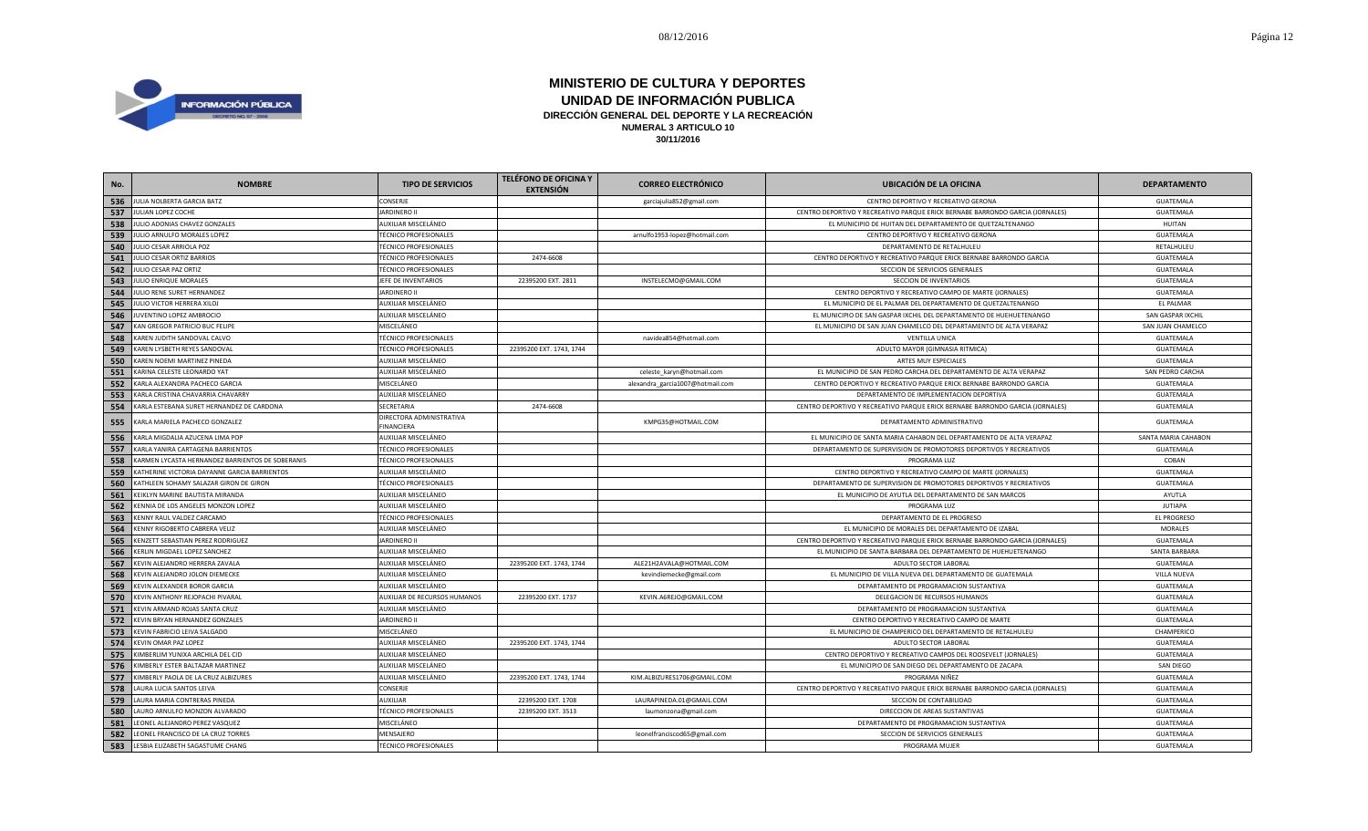# MINISTERIO DE CULTURA Y DEPORTES
## UNIDAD DE INFORMACIÓN PUBLICA
### DIRECCIÓN GENERAL DEL DEPORTE Y LA RECREACIÓN
**NUMERAL 3 ARTICULO 10**
**30/11/2016**

| No. | NOMBRE | TIPO DE SERVICIOS | TELÉFONO DE OFICINA Y EXTENSIÓN | CORREO ELECTRÓNICO | UBICACIÓN DE LA OFICINA | DEPARTAMENTO |
|---|---|---|---|---|---|---|
| 536 | JULIA NOLBERTA GARCIA BATZ | CONSERJE | | garciajulia852@gmail.com | CENTRO DEPORTIVO Y RECREATIVO GERONA | GUATEMALA |
| 537 | JULIAN LOPEZ COCHE | JARDINERO II | | | CENTRO DEPORTIVO Y RECREATIVO PARQUE ERICK BERNABE BARRONDO GARCIA (JORNALES) | GUATEMALA |
| 538 | JULIO ADONIAS CHAVEZ GONZALES | AUXILIAR MISCELÁNEO | | | EL MUNICIPIO DE HUITAN DEL DEPARTAMENTO DE QUETZALTENANGO | HUITAN |
| 539 | JULIO ARNULFO MORALES LOPEZ | TÉCNICO PROFESIONALES | | arnulfo1953-lopez@hotmail.com | CENTRO DEPORTIVO Y RECREATIVO GERONA | GUATEMALA |
| 540 | JULIO CESAR ARRIOLA POZ | TÉCNICO PROFESIONALES | | | DEPARTAMENTO DE RETALHULEU | RETALHULEU |
| 541 | JULIO CESAR ORTIZ BARRIOS | TÉCNICO PROFESIONALES | 2474-6608 | | CENTRO DEPORTIVO Y RECREATIVO PARQUE ERICK BERNABE BARRONDO GARCIA | GUATEMALA |
| 542 | JULIO CESAR PAZ ORTIZ | TÉCNICO PROFESIONALES | | | SECCION DE SERVICIOS GENERALES | GUATEMALA |
| 543 | JULIO ENRIQUE MORALES | JEFE DE INVENTARIOS | 22395200 EXT. 2811 | INSTELECMO@GMAIL.COM | SECCION DE INVENTARIOS | GUATEMALA |
| 544 | JULIO RENE SURET HERNANDEZ | JARDINERO II | | | CENTRO DEPORTIVO Y RECREATIVO CAMPO DE MARTE (JORNALES) | GUATEMALA |
| 545 | JULIO VICTOR HERRERA XILOJ | AUXILIAR MISCELÁNEO | | | EL MUNICIPIO DE EL PALMAR DEL DEPARTAMENTO DE QUETZALTENANGO | EL PALMAR |
| 546 | JUVENTINO LOPEZ AMBROCIO | AUXILIAR MISCELÁNEO | | | EL MUNICIPIO DE SAN GASPAR IXCHIL DEL DEPARTAMENTO DE HUEHUETENANGO | SAN GASPAR IXCHIL |
| 547 | KAN GREGOR PATRICIO BUC FELIPE | MISCELÁNEO | | | EL MUNICIPIO DE SAN JUAN CHAMELCO DEL DEPARTAMENTO DE ALTA VERAPAZ | SAN JUAN CHAMELCO |
| 548 | KAREN JUDITH SANDOVAL CALVO | TÉCNICO PROFESIONALES | | navidea854@hotmail.com | VENTILLA UNICA | GUATEMALA |
| 549 | KAREN LYSBETH REYES SANDOVAL | TÉCNICO PROFESIONALES | 22395200 EXT. 1743, 1744 | | ADULTO MAYOR (GIMNASIA RITMICA) | GUATEMALA |
| 550 | KAREN NOEMI MARTINEZ PINEDA | AUXILIAR MISCELÁNEO | | | ARTES MUY ESPECIALES | GUATEMALA |
| 551 | KARINA CELESTE LEONARDO YAT | AUXILIAR MISCELÁNEO | | celeste_karyn@hotmail.com | EL MUNICIPIO DE SAN PEDRO CARCHA DEL DEPARTAMENTO DE ALTA VERAPAZ | SAN PEDRO CARCHA |
| 552 | KARLA ALEXANDRA PACHECO GARCIA | MISCELÁNEO | | alexandra_garcia1007@hotmail.com | CENTRO DEPORTIVO Y RECREATIVO PARQUE ERICK BERNABE BARRONDO GARCIA | GUATEMALA |
| 553 | KARLA CRISTINA CHAVARRIA CHAVARRY | AUXILIAR MISCELÁNEO | | | DEPARTAMENTO DE IMPLEMENTACION DEPORTIVA | GUATEMALA |
| 554 | KARLA ESTEBANA SURET HERNANDEZ DE CARDONA | SECRETARIA | 2474-6608 | | CENTRO DEPORTIVO Y RECREATIVO PARQUE ERICK BERNABE BARRONDO GARCIA (JORNALES) | GUATEMALA |
| 555 | KARLA MARIELA PACHECO GONZALEZ | DIRECTORA ADMINISTRATIVA FINANCIERA | | KMPG35@HOTMAIL.COM | DEPARTAMENTO ADMINISTRATIVO | GUATEMALA |
| 556 | KARLA MIGDALIA AZUCENA LIMA POP | AUXILIAR MISCELÁNEO | | | EL MUNICIPIO DE SANTA MARIA CAHABON DEL DEPARTAMENTO DE ALTA VERAPAZ | SANTA MARIA CAHABON |
| 557 | KARLA YANIRA CARTAGENA BARRIENTOS | TÉCNICO PROFESIONALES | | | DEPARTAMENTO DE SUPERVISION DE PROMOTORES DEPORTIVOS Y RECREATIVOS | GUATEMALA |
| 558 | KARMEN LYCASTA HERNANDEZ BARRIENTOS DE SOBERANIS | TÉCNICO PROFESIONALES | | | PROGRAMA LUZ | COBAN |
| 559 | KATHERINE VICTORIA DAYANNE GARCIA BARRIENTOS | AUXILIAR MISCELÁNEO | | | CENTRO DEPORTIVO Y RECREATIVO CAMPO DE MARTE (JORNALES) | GUATEMALA |
| 560 | KATHLEEN SOHAMY SALAZAR GIRON DE GIRON | TÉCNICO PROFESIONALES | | | DEPARTAMENTO DE SUPERVISION DE PROMOTORES DEPORTIVOS Y RECREATIVOS | GUATEMALA |
| 561 | KEIKLYN MARINE BAUTISTA MIRANDA | AUXILIAR MISCELÁNEO | | | EL MUNICIPIO DE AYUTLA DEL DEPARTAMENTO DE SAN MARCOS | AYUTLA |
| 562 | KENNIA DE LOS ANGELES MONZON LOPEZ | AUXILIAR MISCELÁNEO | | | PROGRAMA LUZ | JUTIAPA |
| 563 | KENNY RAUL VALDEZ CARCAMO | TÉCNICO PROFESIONALES | | | DEPARTAMENTO DE EL PROGRESO | EL PROGRESO |
| 564 | KENNY RIGOBERTO CABRERA VELIZ | AUXILIAR MISCELÁNEO | | | EL MUNICIPIO DE MORALES DEL DEPARTAMENTO DE IZABAL | MORALES |
| 565 | KENZETT SEBASTIAN PEREZ RODRIGUEZ | JARDINERO II | | | CENTRO DEPORTIVO Y RECREATIVO PARQUE ERICK BERNABE BARRONDO GARCIA (JORNALES) | GUATEMALA |
| 566 | KERLIN MIGDAEL LOPEZ SANCHEZ | AUXILIAR MISCELÁNEO | | | EL MUNICIPIO DE SANTA BARBARA DEL DEPARTAMENTO DE HUEHUETENANGO | SANTA BARBARA |
| 567 | KEVIN ALEJANDRO HERRERA ZAVALA | AUXILIAR MISCELÁNEO | 22395200 EXT. 1743, 1744 | ALE21H2AVALA@HOTMAIL.COM | ADULTO SECTOR LABORAL | GUATEMALA |
| 568 | KEVIN ALEJANDRO JOLON DIEMECKE | AUXILIAR MISCELÁNEO | | kevindiemecke@gmail.com | EL MUNICIPIO DE VILLA NUEVA DEL DEPARTAMENTO DE GUATEMALA | VILLA NUEVA |
| 569 | KEVIN ALEXANDER BOROR GARCIA | AUXILIAR MISCELÁNEO | | | DEPARTAMENTO DE PROGRAMACION SUSTANTIVA | GUATEMALA |
| 570 | KEVIN ANTHONY REJOPACHI PIVARAL | AUXILIAR DE RECURSOS HUMANOS | 22395200 EXT. 1737 | KEVIN.A6REJO@GMAIL.COM | DELEGACION DE RECURSOS HUMANOS | GUATEMALA |
| 571 | KEVIN ARMAND ROJAS SANTA CRUZ | AUXILIAR MISCELÁNEO | | | DEPARTAMENTO DE PROGRAMACION SUSTANTIVA | GUATEMALA |
| 572 | KEVIN BRYAN HERNANDEZ GONZALES | JARDINERO II | | | CENTRO DEPORTIVO Y RECREATIVO CAMPO DE MARTE | GUATEMALA |
| 573 | KEVIN FABRICIO LEIVA SALGADO | MISCELÁNEO | | | EL MUNICIPIO DE CHAMPERICO DEL DEPARTAMENTO DE RETALHULEU | CHAMPERICO |
| 574 | KEVIN OMAR PAZ LOPEZ | AUXILIAR MISCELÁNEO | 22395200 EXT. 1743, 1744 | | ADULTO SECTOR LABORAL | GUATEMALA |
| 575 | KIMBERLIM YUNIXA ARCHILA DEL CID | AUXILIAR MISCELÁNEO | | | CENTRO DEPORTIVO Y RECREATIVO CAMPOS DEL ROOSEVELT (JORNALES) | GUATEMALA |
| 576 | KIMBERLY ESTER BALTAZAR MARTINEZ | AUXILIAR MISCELÁNEO | | | EL MUNICIPIO DE SAN DIEGO DEL DEPARTAMENTO DE ZACAPA | SAN DIEGO |
| 577 | KIMBERLY PAOLA DE LA CRUZ ALBIZURES | AUXILIAR MISCELÁNEO | 22395200 EXT. 1743, 1744 | KIM.ALBIZURES1706@GMAIL.COM | PROGRAMA NIÑEZ | GUATEMALA |
| 578 | LAURA LUCIA SANTOS LEIVA | CONSERJE | | | CENTRO DEPORTIVO Y RECREATIVO PARQUE ERICK BERNABE BARRONDO GARCIA (JORNALES) | GUATEMALA |
| 579 | LAURA MARIA CONTRERAS PINEDA | AUXILIAR | 22395200 EXT. 1708 | LAURAPINEDA.01@GMAIL.COM | SECCION DE CONTABILIDAD | GUATEMALA |
| 580 | LAURO ARNULFO MONZON ALVARADO | TÉCNICO PROFESIONALES | 22395200 EXT. 3513 | laumonzona@gmail.com | DIRECCION DE AREAS SUSTANTIVAS | GUATEMALA |
| 581 | LEONEL ALEJANDRO PEREZ VASQUEZ | MISCELÁNEO | | | DEPARTAMENTO DE PROGRAMACION SUSTANTIVA | GUATEMALA |
| 582 | LEONEL FRANCISCO DE LA CRUZ TORRES | MENSAJERO | | leonelfrancisco65@gmail.com | SECCION DE SERVICIOS GENERALES | GUATEMALA |
| 583 | LESBIA ELIZABETH SAGASTUME CHANG | TÉCNICO PROFESIONALES | | | PROGRAMA MUJER | GUATEMALA |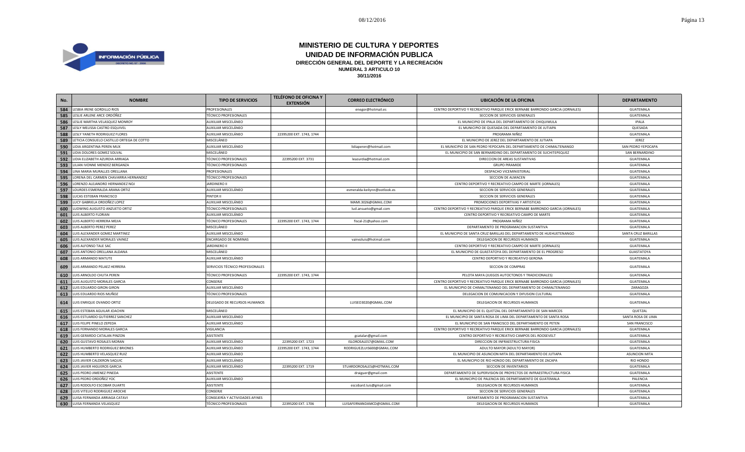# MINISTERIO DE CULTURA Y DEPORTES
## UNIDAD DE INFORMACIÓN PUBLICA
### DIRECCIÓN GENERAL DEL DEPORTE Y LA RECREACIÓN
**NUMERAL 3 ARTICULO 10**
**30/11/2016**

| No. | NOMBRE | TIPO DE SERVICIOS | TELÉFONO DE OFICINA Y EXTENSIÓN | CORREO ELECTRÓNICO | UBICACIÓN DE LA OFICINA | DEPARTAMENTO |
|---|---|---|---|---|---|---|
| 584 | LESBIA IRENE GORDILLO RIOS | PROFESIONALES | | enegor@hotmail.es | CENTRO DEPORTIVO Y RECREATIVO PARQUE ERICK BERNABE BARRONDO GARCIA (JORNALES) | GUATEMALA |
| 585 | LESLIE ARLENE ARCE ORDÓÑEZ | TÉCNICO PROFESIONALES | | | SECCION DE SERVICIOS GENERALES | GUATEMALA |
| 586 | LESLIE MARTHA VELASQUEZ MONROY | AUXILIAR MISCELÁNEO | | | EL MUNICIPIO DE IPALA DEL DEPARTAMENTO DE CHIQUIMULA | IPALA |
| 587 | LESLY MELISSA CASTRO ESQUIVEL | AUXILIAR MISCELÁNEO | | | EL MUNICIPIO DE QUESADA DEL DEPARTAMENTO DE JUTIAPA | QUESADA |
| 588 | LESLY YANETH RODRIGUEZ FLORES | AUXILIAR MISCELÁNEO | 22395200 EXT. 1743, 1744 | | PROGRAMA NIÑEZ | GUATEMALA |
| 589 | LETICIA CONSUELO CASTILLO ORTEGA DE COTTO | MISCELÁNEO | | | EL MUNICIPIO DE JEREZ DEL DEPARTAMENTO DE JUTIAPA | JEREZ |
| 590 | LIDIA ARGENTINA PEREN MUX | AUXILIAR MISCELÁNEO | | lidiaperen@hotmail.com | EL MUNICIPIO DE SAN PEDRO YEPOCAPA DEL DEPARTAMENTO DE CHIMALTENANGO | SAN PEDRO YEPOCAPA |
| 591 | LIDIA DOLORES GOMEZ SOLVAL | MISCELÁNEO | | | EL MUNICIPIO DE SAN BERNARDINO DEL DEPARTAMENTO DE SUCHITEPEQUEZ | SAN BERNARDINO |
| 592 | LIDIA ELIZABETH AZURDIA ARRIAGA | TÉCNICO PROFESIONALES | 22395200 EXT. 3731 | leazurdia@hotmail.com | DIRECCION DE AREAS SUSTANTIVAS | GUATEMALA |
| 593 | LILIAN IVONNE MENDEZ BERGANZA | TÉCNICO PROFESIONALES | | | GRUPO PIRAMIDE | GUATEMALA |
| 594 | LINA MARIA MURALLES ORELLANA | PROFESIONALES | | | DESPACHO VICEMINISTERIAL | GUATEMALA |
| 595 | LORENA DEL CARMEN CHAVARRIA HERNANDEZ | TÉCNICO PROFESIONALES | | | SECCION DE ALMACEN | GUATEMALA |
| 596 | LORENZO ALEJANDRO HERNANDEZ NOJ | JARDINERO II | | | CENTRO DEPORTIVO Y RECREATIVO CAMPO DE MARTE (JORNALES) | GUATEMALA |
| 597 | LOURDES ESMERALDA ARANA ORTIZ | AUXILIAR MISCELÁNEO | | esmeralda-keilynn@ootlook.es | SECCION DE SERVICIOS GENERALES | GUATEMALA |
| 598 | LUCAS ESTEBAN FRANCISCO | PINTOR II | | | SECCION DE SERVICIOS GENERALES | GUATEMALA |
| 599 | LUCY GABRIELA ORDOÑEZ LOPEZ | AUXILIAR MISCELÁNEO | | MAMI.3026@GMAIL.COM | PROMOCIONES DEPORTIVAS Y ARTISTICAS | GUATEMALA |
| 600 | LUDWING AUGUSTO ANZUETO ORTIZ | TÉCNICO PROFESIONALES | | lud.ansueto@gmail.com | CENTRO DEPORTIVO Y RECREATIVO PARQUE ERICK BERNABE BARRONDO GARCIA (JORNALES) | GUATEMALA |
| 601 | LUIS ALBERTO FLORIAN | AUXILIAR MISCELÁNEO | | | CENTRO DEPORTIVO Y RECREATIVO CAMPO DE MARTE | GUATEMALA |
| 602 | LUIS ALBERTO HERRERA MEJIA | TÉCNICO PROFESIONALES | 22395200 EXT. 1743, 1744 | fiscal-21@yahoo.com | PROGRAMA NIÑEZ | GUATEMALA |
| 603 | LUIS ALBERTO PEREZ PEREZ | MISCELÁNEO | | | DEPARTAMENTO DE PROGRAMACION SUSTANTIVA | GUATEMALA |
| 604 | LUIS ALEXANDER GOMEZ MARTINEZ | AUXILIAR MISCELÁNEO | | | EL MUNICIPIO DE SANTA CRUZ BARILLAS DEL DEPARTAMENTO DE HUEHUETENANGO | SANTA CRUZ BARILLAS |
| 605 | LUIS ALEXANDER MORALES VAINEZ | ENCARGADO DE NOMINAS | | vainezluis@hotmail.com | DELEGACION DE RECURSOS HUMANOS | GUATEMALA |
| 606 | LUIS ALFONSO TALE SAC | JARDINERO II | | | CENTRO DEPORTIVO Y RECREATIVO CAMPO DE MARTE (JORNALES) | GUATEMALA |
| 607 | LUIS ANTONIO ORELLANA ALDANA | MISCELÁNEO | | | EL MUNICIPIO DE GUASTATOYA DEL DEPARTAMENTO DE EL PROGRESO | GUASTATOYA |
| 608 | LUIS ARMANDO MATUTE | AUXILIAR MISCELÁNEO | | | CENTRO DEPORTIVO Y RECREATIVO GERONA | GUATEMALA |
| 609 | LUIS ARMANDO PELAEZ HERRERA | SERVICIOS TÉCNICO PROFESIONALES | | | SECCION DE COMPRAS | GUATEMALA |
| 610 | LUIS ARNOLDO CHUTA PEREN | TÉCNICO PROFESIONALES | 22395200 EXT. 1743, 1744 | | PELOTA MAYA (JUEGOS AUTOCTONOS Y TRADICIONALES) | GUATEMALA |
| 611 | LUIS AUGUSTO MORALES GARCIA | CONSERJE | | | CENTRO DEPORTIVO Y RECREATIVO PARQUE ERICK BERNABE BARRONDO GARCIA (JORNALES) | GUATEMALA |
| 612 | LUIS EDUARDO GIRON GIRON | AUXILIAR MISCELÁNEO | | | EL MUNICIPIO DE CHIMALTENANGO DEL DEPARTAMENTO DE CHIMALTENANGO | ZARAGOZA |
| 613 | LUIS EDUARDO RIOS MUÑOZ | TÉCNICO PROFESIONALES | | | DELEGACION DE COMUNICACION Y DIFUSION CULTURAL | GUATEMALA |
| 614 | LUIS ENRIQUE OVANDO ORTIZ | DELEGADO DE RECURSOS HUMANOS | | LUISEO3020@GMAIL.COM | DELEGACION DE RECURSOS HUMANOS | GUATEMALA |
| 615 | LUIS ESTEBAN AGUILAR JOACHIN | MISCELÁNEO | | | EL MUNICIPIO DE EL QUETZAL DEL DEPARTAMENTO DE SAN MARCOS | QUETZAL |
| 616 | LUIS ESTUARDO GUTIERREZ SANCHEZ | AUXILIAR MISCELÁNEO | | | EL MUNICIPIO DE SANTA ROSA DE LIMA DEL DEPARTAMENTO DE SANTA ROSA | SANTA ROSA DE LIMA |
| 617 | LUIS FELIPE PINELO ZEPEDA | AUXILIAR MISCELÁNEO | | | EL MUNICIPIO DE SAN FRANCISCO DEL DEPARTAMENTO DE PETEN | SAN FRANCISCO |
| 618 | LUIS FERNANDO MORALES GARCIA | VIGILANCIA | | | CENTRO DEPORTIVO Y RECREATIVO PARQUE ERICK BERNABE BARRONDO GARCIA (JORNALES) | GUATEMALA |
| 619 | LUIS GERARDO CATALAN PINZON | ASISTENTE | | gcatalan@gmail.com | CENTRO DEPORTIVO Y RECREATIVO CAMPOS DEL ROOSEVELT | GUATEMALA |
| 620 | LUIS GUSTAVO ROSALES MORAN | AUXILIAR MISCELÁNEO | 22395200 EXT. 1723 | ISLOROSALES7@GMAIL.COM | DIRECCION DE INFRAESTRUCTURA FISICA | GUATEMALA |
| 621 | LUIS HUMBERTO RODRIGUEZ BRIONES | AUXILIAR MISCELÁNEO | 22395200 EXT. 1743, 1744 | RODRIGUEZLUIS600@GMAIL.COM | ADULTO MAYOR (ADULTO MAYOR) | GUATEMALA |
| 622 | LUIS HUMBERTO VELASQUEZ RUIZ | AUXILIAR MISCELÁNEO | | | EL MUNICIPIO DE ASUNCION MITA DEL DEPARTAMENTO DE JUTIAPA | ASUNCION MITA |
| 623 | LUIS JAVIER CALDERON SAQUIC | AUXILIAR MISCELÁNEO | | | EL MUNICIPIO DE RIO HONDO DEL DEPARTAMENTO DE ZACAPA | RIO HONDO |
| 624 | LUIS JAVIER HIGUEROS GARCIA | AUXILIAR MISCELÁNEO | 22395200 EXT. 1719 | STUARDOROSALES@HOTMAIL.COM | SECCION DE INVENTARIOS | GUATEMALA |
| 625 | LUIS PEDRO JIMENEZ PINEDA | ASISTENTE | | draiguer@gmail.com | DEPARTAMENTO DE SUPERVISION DE PROYECTOS DE INFRAESTRUCTURA FISICA | GUATEMALA |
| 626 | LUIS PEDRO ORDOÑEZ YOC | AUXILIAR MISCELÁNEO | | | EL MUNICIPIO DE PALENCIA DEL DEPARTAMENTO DE GUATEMALA | PALENCIA |
| 627 | LUIS RODOLFO ESCOBAR DUARTE | ASISTENTE | | escobard.luis@gmail.com | DELEGACION DE RECURSOS HUMANOS | GUATEMALA |
| 628 | LUIS VITELIO RODRIGUEZ AROCHE | CONSERJE | | | SECCION DE SERVICIOS GENERALES | GUATEMALA |
| 629 | LUISA FERNANDA ARRIAGA CATAVI | CONSEJERÍA Y ACTIVIDADES AFINES | | | DEPARTAMENTO DE PROGRAMACION SUSTANTIVA | GUATEMALA |
| 630 | LUISA FERNANDA VELASQUEZ | TÉCNICO PROFESIONALES | 22395200 EXT. 1706 | LUISAFERNANDAMCD@GMAIL.COM | DELEGACION DE RECURSOS HUMANOS | GUATEMALA |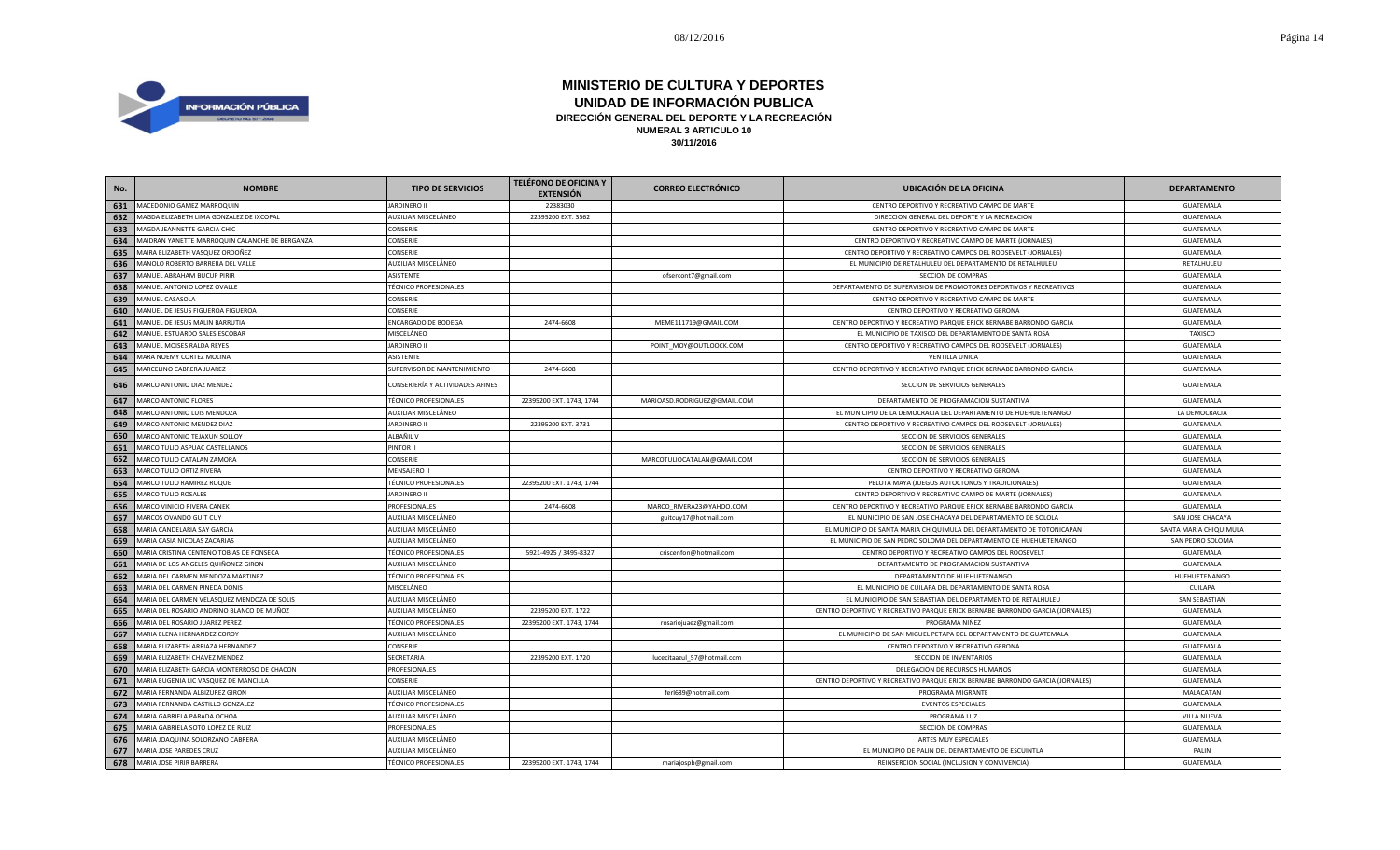# MINISTERIO DE CULTURA Y DEPORTES
## UNIDAD DE INFORMACIÓN PUBLICA
### DIRECCIÓN GENERAL DEL DEPORTE Y LA RECREACIÓN
**NUMERAL 3 ARTICULO 10**
**30/11/2016**

| No. | NOMBRE | TIPO DE SERVICIOS | TELÉFONO DE OFICINA Y EXTENSIÓN | CORREO ELECTRÓNICO | UBICACIÓN DE LA OFICINA | DEPARTAMENTO |
|---|---|---|---|---|---|---|
| 631 | MACEDONIO GAMEZ MARROQUIN | JARDINERO II | 22383030 | | CENTRO DEPORTIVO Y RECREATIVO CAMPO DE MARTE | GUATEMALA |
| 632 | MAGDA ELIZABETH LIMA GONZALEZ DE IXCOPAL | AUXILIAR MISCELÁNEO | 22395200 EXT. 3562 | | DIRECCION GENERAL DEL DEPORTE Y LA RECREACION | GUATEMALA |
| 633 | MAGDA JEANNETTE GARCIA CHIC | CONSERJE | | | CENTRO DEPORTIVO Y RECREATIVO CAMPO DE MARTE | GUATEMALA |
| 634 | MAIDRAN YANETTE MARROQUIN CALANCHE DE BERGANZA | CONSERJE | | | CENTRO DEPORTIVO Y RECREATIVO CAMPO DE MARTE (JORNALES) | GUATEMALA |
| 635 | MAIRA ELIZABETH VASQUEZ ORDOÑEZ | CONSERJE | | | CENTRO DEPORTIVO Y RECREATIVO CAMPOS DEL ROOSEVELT (JORNALES) | GUATEMALA |
| 636 | MANOLO ROBERTO BARRERA DEL VALLE | AUXILIAR MISCELÁNEO | | | EL MUNICIPIO DE RETALHULEU DEL DEPARTAMENTO DE RETALHULEU | RETALHULEU |
| 637 | MANUEL ABRAHAM BUCUP PIRIR | ASISTENTE | | ofsercont7@gmail.com | SECCION DE COMPRAS | GUATEMALA |
| 638 | MANUEL ANTONIO LOPEZ OVALLE | TÉCNICO PROFESIONALES | | | DEPARTAMENTO DE SUPERVISION DE PROMOTORES DEPORTIVOS Y RECREATIVOS | GUATEMALA |
| 639 | MANUEL CASASOLA | CONSERJE | | | CENTRO DEPORTIVO Y RECREATIVO CAMPO DE MARTE | GUATEMALA |
| 640 | MANUEL DE JESUS FIGUEROA FIGUEROA | CONSERJE | | | CENTRO DEPORTIVO Y RECREATIVO GERONA | GUATEMALA |
| 641 | MANUEL DE JESUS MALIN BARRUTIA | ENCARGADO DE BODEGA | 2474-6608 | MEME111719@GMAIL.COM | CENTRO DEPORTIVO Y RECREATIVO PARQUE ERICK BERNABE BARRONDO GARCIA | GUATEMALA |
| 642 | MANUEL ESTUARDO SALES ESCOBAR | MISCELÁNEO | | | EL MUNICIPIO DE TAXISCO DEL DEPARTAMENTO DE SANTA ROSA | TAXISCO |
| 643 | MANUEL MOISES RALDA REYES | JARDINERO II | | POINT_MOY@OUTLOOCK.COM | CENTRO DEPORTIVO Y RECREATIVO CAMPOS DEL ROOSEVELT (JORNALES) | GUATEMALA |
| 644 | MARA NOEMY CORTEZ MOLINA | ASISTENTE | | | VENTILLA UNICA | GUATEMALA |
| 645 | MARCELINO CABRERA JUAREZ | SUPERVISOR DE MANTENIMIENTO | 2474-6608 | | CENTRO DEPORTIVO Y RECREATIVO PARQUE ERICK BERNABE BARRONDO GARCIA | GUATEMALA |
| 646 | MARCO ANTONIO DIAZ MENDEZ | CONSERJERÍA Y ACTIVIDADES AFINES | | | SECCION DE SERVICIOS GENERALES | GUATEMALA |
| 647 | MARCO ANTONIO FLORES | TÉCNICO PROFESIONALES | 22395200 EXT. 1743, 1744 | MARIOASD.RODRIGUEZ@GMAIL.COM | DEPARTAMENTO DE PROGRAMACION SUSTANTIVA | GUATEMALA |
| 648 | MARCO ANTONIO LUIS MENDOZA | AUXILIAR MISCELÁNEO | | | EL MUNICIPIO DE LA DEMOCRACIA DEL DEPARTAMENTO DE HUEHUETENANGO | LA DEMOCRACIA |
| 649 | MARCO ANTONIO MENDEZ DIAZ | JARDINERO II | 22395200 EXT. 3731 | | CENTRO DEPORTIVO Y RECREATIVO CAMPOS DEL ROOSEVELT (JORNALES) | GUATEMALA |
| 650 | MARCO ANTONIO TEJAXUN SOLLOY | ALBAÑIL V | | | SECCION DE SERVICIOS GENERALES | GUATEMALA |
| 651 | MARCO TULIO ASPUAC CASTELLANOS | PINTOR II | | | SECCION DE SERVICIOS GENERALES | GUATEMALA |
| 652 | MARCO TULIO CATALAN ZAMORA | CONSERJE | | MARCOTULIOCATALAN@GMAIL.COM | SECCION DE SERVICIOS GENERALES | GUATEMALA |
| 653 | MARCO TULIO ORTIZ RIVERA | MENSAJERO II | | | CENTRO DEPORTIVO Y RECREATIVO GERONA | GUATEMALA |
| 654 | MARCO TULIO RAMIREZ ROQUE | TÉCNICO PROFESIONALES | 22395200 EXT. 1743, 1744 | | PELOTA MAYA (JUEGOS AUTOCTONOS Y TRADICIONALES) | GUATEMALA |
| 655 | MARCO TULIO ROSALES | JARDINERO II | | | CENTRO DEPORTIVO Y RECREATIVO CAMPO DE MARTE (JORNALES) | GUATEMALA |
| 656 | MARCO VINICIO RIVERA CANEK | PROFESIONALES | 2474-6608 | MARCO_RIVERA23@YAHOO.COM | CENTRO DEPORTIVO Y RECREATIVO PARQUE ERICK BERNABE BARRONDO GARCIA | GUATEMALA |
| 657 | MARCOS OVANDO GUIT CUY | AUXILIAR MISCELÁNEO | | guitcuy17@hotmail.com | EL MUNICIPIO DE SAN JOSE CHACAYA DEL DEPARTAMENTO DE SOLOLA | SAN JOSE CHACAYA |
| 658 | MARIA CANDELARIA SAY GARCIA | AUXILIAR MISCELÁNEO | | | EL MUNICIPIO DE SANTA MARIA CHIQUIMULA DEL DEPARTAMENTO DE TOTONICAPAN | SANTA MARIA CHIQUIMULA |
| 659 | MARIA CASIA NICOLAS ZACARIAS | AUXILIAR MISCELÁNEO | | | EL MUNICIPIO DE SAN PEDRO SOLOMA DEL DEPARTAMENTO DE HUEHUETENANGO | SAN PEDRO SOLOMA |
| 660 | MARIA CRISTINA CENTENO TOBIAS DE FONSECA | TÉCNICO PROFESIONALES | 5921-4925 / 3495-8327 | criscenfon@hotmail.com | CENTRO DEPORTIVO Y RECREATIVO CAMPOS DEL ROOSEVELT | GUATEMALA |
| 661 | MARIA DE LOS ANGELES QUIÑONEZ GIRON | AUXILIAR MISCELÁNEO | | | DEPARTAMENTO DE PROGRAMACION SUSTANTIVA | GUATEMALA |
| 662 | MARIA DEL CARMEN MENDOZA MARTINEZ | TÉCNICO PROFESIONALES | | | DEPARTAMENTO DE HUEHUETENANGO | HUEHUETENANGO |
| 663 | MARIA DEL CARMEN PINEDA DONIS | MISCELÁNEO | | | EL MUNICIPIO DE CUILAPA DEL DEPARTAMENTO DE SANTA ROSA | CUILAPA |
| 664 | MARIA DEL CARMEN VELASQUEZ MENDOZA DE SOLIS | AUXILIAR MISCELÁNEO | | | EL MUNICIPIO DE SAN SEBASTIAN DEL DEPARTAMENTO DE RETALHULEU | SAN SEBASTIAN |
| 665 | MARIA DEL ROSARIO ANDRINO BLANCO DE MUÑOZ | AUXILIAR MISCELÁNEO | 22395200 EXT. 1722 | | CENTRO DEPORTIVO Y RECREATIVO PARQUE ERICK BERNABE BARRONDO GARCIA (JORNALES) | GUATEMALA |
| 666 | MARIA DEL ROSARIO JUAREZ PEREZ | TÉCNICO PROFESIONALES | 22395200 EXT. 1743, 1744 | rosariojuaez@gmail.com | PROGRAMA NIÑEZ | GUATEMALA |
| 667 | MARIA ELENA HERNANDEZ COROY | AUXILIAR MISCELÁNEO | | | EL MUNICIPIO DE SAN MIGUEL PETAPA DEL DEPARTAMENTO DE GUATEMALA | GUATEMALA |
| 668 | MARIA ELIZABETH ARRIAZA HERNANDEZ | CONSERJE | | | CENTRO DEPORTIVO Y RECREATIVO GERONA | GUATEMALA |
| 669 | MARIA ELIZABETH CHAVEZ MENDEZ | SECRETARIA | 22395200 EXT. 1720 | lucecitaazul_57@hotmail.com | SECCION DE INVENTARIOS | GUATEMALA |
| 670 | MARIA ELIZABETH GARCIA MONTERROSO DE CHACON | PROFESIONALES | | | DELEGACION DE RECURSOS HUMANOS | GUATEMALA |
| 671 | MARIA EUGENIA LIC VASQUEZ DE MANCILLA | CONSERJE | | | CENTRO DEPORTIVO Y RECREATIVO PARQUE ERICK BERNABE BARRONDO GARCIA (JORNALES) | GUATEMALA |
| 672 | MARIA FERNANDA ALBIZUREZ GIRON | AUXILIAR MISCELÁNEO | | ferl689@hotmail.com | PROGRAMA MIGRANTE | MALACATAN |
| 673 | MARIA FERNANDA CASTILLO GONZALEZ | TÉCNICO PROFESIONALES | | | EVENTOS ESPECIALES | GUATEMALA |
| 674 | MARIA GABRIELA PARADA OCHOA | AUXILIAR MISCELÁNEO | | | PROGRAMA LUZ | VILLA NUEVA |
| 675 | MARIA GABRIELA SOTO LOPEZ DE RUIZ | PROFESIONALES | | | SECCION DE COMPRAS | GUATEMALA |
| 676 | MARIA JOAQUINA SOLORZANO CABRERA | AUXILIAR MISCELÁNEO | | | ARTES MUY ESPECIALES | GUATEMALA |
| 677 | MARIA JOSE PAREDES CRUZ | AUXILIAR MISCELÁNEO | | | EL MUNICIPIO DE PALIN DEL DEPARTAMENTO DE ESCUINTLA | PALIN |
| 678 | MARIA JOSE PIRIR BARRERA | TÉCNICO PROFESIONALES | 22395200 EXT. 1743, 1744 | mariajospb@gmail.com | REINSERCION SOCIAL (INCLUSION Y CONVIVENCIA) | GUATEMALA |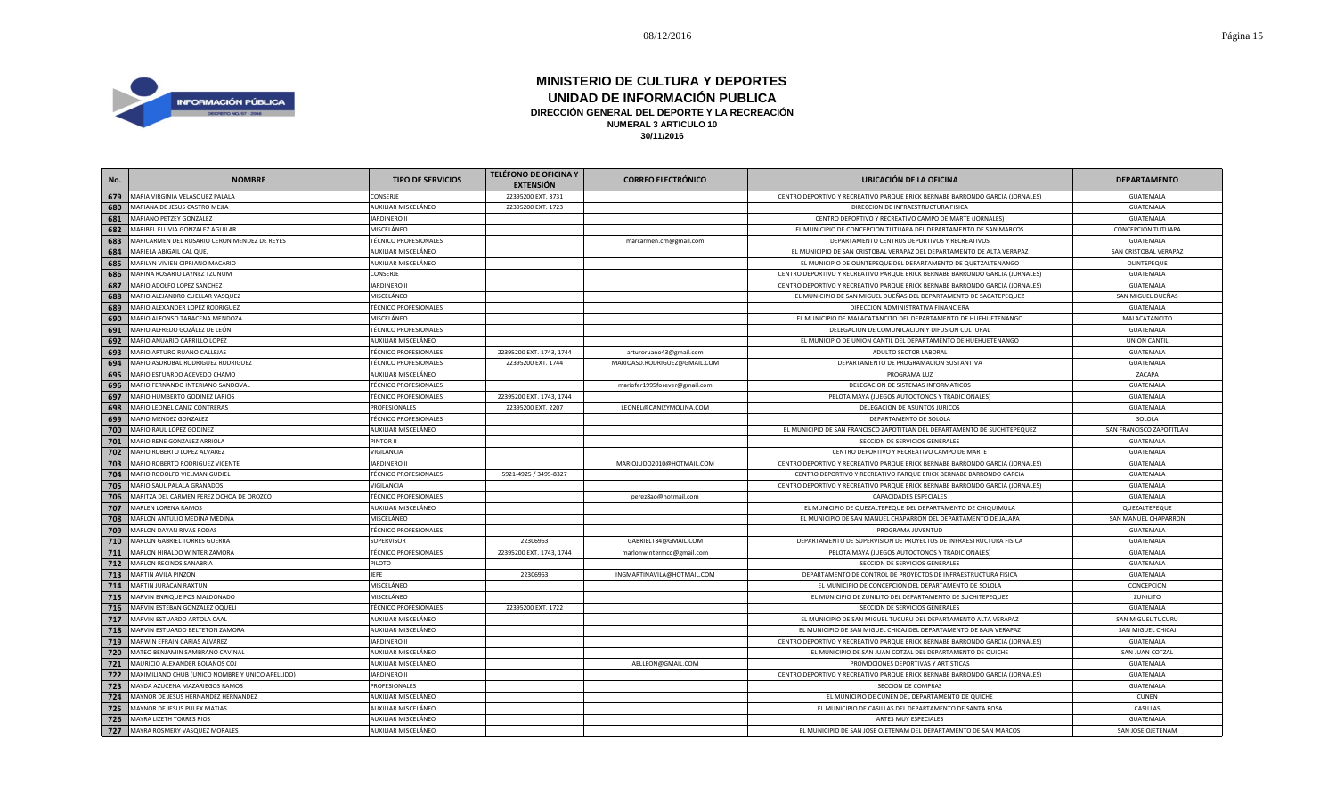# MINISTERIO DE CULTURA Y DEPORTES

## UNIDAD DE INFORMACIÓN PUBLICA

### DIRECCIÓN GENERAL DEL DEPORTE Y LA RECREACIÓN

**NUMERAL 3 ARTICULO 10**

**30/11/2016**

| No. | NOMBRE | TIPO DE SERVICIOS | TELÉFONO DE OFICINA Y EXTENSIÓN | CORREO ELECTRÓNICO | UBICACIÓN DE LA OFICINA | DEPARTAMENTO |
|---|---|---|---|---|---|---|
| 679 | MARIA VIRGINIA VELASQUEZ PALALA | CONSERJE | 22395200 EXT. 3731 | | CENTRO DEPORTIVO Y RECREATIVO PARQUE ERICK BERNABE BARRONDO GARCIA (JORNALES) | GUATEMALA |
| 680 | MARIANA DE JESUS CASTRO MEJIA | AUXILIAR MISCELÁNEO | 22395200 EXT. 1723 | | DIRECCION DE INFRAESTRUCTURA FISICA | GUATEMALA |
| 681 | MARIANO PETZEY GONZALEZ | JARDINERO II | | | CENTRO DEPORTIVO Y RECREATIVO CAMPO DE MARTE (JORNALES) | GUATEMALA |
| 682 | MARIBEL ELUVIA GONZALEZ AGUILAR | MISCELÁNEO | | | EL MUNICIPIO DE CONCEPCION TUTUAPA DEL DEPARTAMENTO DE SAN MARCOS | CONCEPCION TUTUAPA |
| 683 | MARICARMEN DEL ROSARIO CERON MENDEZ DE REYES | TÉCNICO PROFESIONALES | | marcarmen.cm@gmail.com | DEPARTAMENTO CENTROS DEPORTIVOS Y RECREATIVOS | GUATEMALA |
| 684 | MARIELA ABIGAIL CAL QUEJ | AUXILIAR MISCELÁNEO | | | EL MUNICIPIO DE SAN CRISTOBAL VERAPAZ DEL DEPARTAMENTO DE ALTA VERAPAZ | SAN CRISTOBAL VERAPAZ |
| 685 | MARILYN VIVIEN CIPRIANO MACARIO | AUXILIAR MISCELÁNEO | | | EL MUNICIPIO DE OLINTEPEQUE DEL DEPARTAMENTO DE QUETZALTENANGO | OLINTEPEQUE |
| 686 | MARINA ROSARIO LAYNEZ TZUNUM | CONSERJE | | | CENTRO DEPORTIVO Y RECREATIVO PARQUE ERICK BERNABE BARRONDO GARCIA (JORNALES) | GUATEMALA |
| 687 | MARIO ADOLFO LOPEZ SANCHEZ | JARDINERO II | | | CENTRO DEPORTIVO Y RECREATIVO PARQUE ERICK BERNABE BARRONDO GARCIA (JORNALES) | GUATEMALA |
| 688 | MARIO ALEJANDRO CUELLAR VASQUEZ | MISCELÁNEO | | | EL MUNICIPIO DE SAN MIGUEL DUEÑAS DEL DEPARTAMENTO DE SACATEPEQUEZ | SAN MIGUEL DUEÑAS |
| 689 | MARIO ALEXANDER LOPEZ RODRIGUEZ | TÉCNICO PROFESIONALES | | | DIRECCION ADMINISTRATIVA FINANCIERA | GUATEMALA |
| 690 | MARIO ALFONSO TARACENA MENDOZA | MISCELÁNEO | | | EL MUNICIPIO DE MALACATANCITO DEL DEPARTAMENTO DE HUEHUETENANGO | MALACATANCITO |
| 691 | MARIO ALFREDO GOZÁLEZ DE LEÓN | TÉCNICO PROFESIONALES | | | DELEGACION DE COMUNICACION Y DIFUSION CULTURAL | GUATEMALA |
| 692 | MARIO ANUARIO CARRILLO LOPEZ | AUXILIAR MISCELÁNEO | | | EL MUNICIPIO DE UNION CANTIL DEL DEPARTAMENTO DE HUEHUETENANGO | UNION CANTIL |
| 693 | MARIO ARTURO RUANO CALLEJAS | TÉCNICO PROFESIONALES | 22395200 EXT. 1743, 1744 | arturoruano43@gmail.com | ADULTO SECTOR LABORAL | GUATEMALA |
| 694 | MARIO ASDRUBAL RODRIGUEZ RODRIGUEZ | TÉCNICO PROFESIONALES | 22395200 EXT. 1744 | MARIOASD.RODRIGUEZ@GMAIL.COM | DEPARTAMENTO DE PROGRAMACION SUSTANTIVA | GUATEMALA |
| 695 | MARIO ESTUARDO ACEVEDO CHAMO | AUXILIAR MISCELÁNEO | | | PROGRAMA LUZ | ZACAPA |
| 696 | MARIO FERNANDO INTERIANO SANDOVAL | TÉCNICO PROFESIONALES | | mariofer1995forever@gmail.com | DELEGACION DE SISTEMAS INFORMATICOS | GUATEMALA |
| 697 | MARIO HUMBERTO GODINEZ LARIOS | TÉCNICO PROFESIONALES | 22395200 EXT. 1743, 1744 | | PELOTA MAYA (JUEGOS AUTOCTONOS Y TRADICIONALES) | GUATEMALA |
| 698 | MARIO LEONEL CANIZ CONTRERAS | PROFESIONALES | 22395200 EXT. 2207 | LEONEL@CANIZYMOLINA.COM | DELEGACION DE ASUNTOS JURICOS | GUATEMALA |
| 699 | MARIO MENDEZ GONZALEZ | TÉCNICO PROFESIONALES | | | DEPARTAMENTO DE SOLOLA | SOLOLA |
| 700 | MARIO RAUL LOPEZ GODINEZ | AUXILIAR MISCELÁNEO | | | EL MUNICIPIO DE SAN FRANCISCO ZAPOTITLAN DEL DEPARTAMENTO DE SUCHITEPEQUEZ | SAN FRANCISCO ZAPOTITLAN |
| 701 | MARIO RENE GONZALEZ ARRIOLA | PINTOR II | | | SECCION DE SERVICIOS GENERALES | GUATEMALA |
| 702 | MARIO ROBERTO LOPEZ ALVAREZ | VIGILANCIA | | | CENTRO DEPORTIVO Y RECREATIVO CAMPO DE MARTE | GUATEMALA |
| 703 | MARIO ROBERTO RODRIGUEZ VICENTE | JARDINERO II | | MARIOJUDO2010@HOTMAIL.COM | CENTRO DEPORTIVO Y RECREATIVO PARQUE ERICK BERNABE BARRONDO GARCIA (JORNALES) | GUATEMALA |
| 704 | MARIO RODOLFO VIELMAN GUDIEL | TÉCNICO PROFESIONALES | 5921-4925 / 3495-8327 | | CENTRO DEPORTIVO Y RECREATIVO PARQUE ERICK BERNABE BARRONDO GARCIA | GUATEMALA |
| 705 | MARIO SAUL PALALA GRANADOS | VIGILANCIA | | | CENTRO DEPORTIVO Y RECREATIVO PARQUE ERICK BERNABE BARRONDO GARCIA (JORNALES) | GUATEMALA |
| 706 | MARITZA DEL CARMEN PEREZ OCHOA DE OROZCO | TÉCNICO PROFESIONALES | | perez8ao@hotmail.com | CAPACIDADES ESPECIALES | GUATEMALA |
| 707 | MARLEN LORENA RAMOS | AUXILIAR MISCELÁNEO | | | EL MUNICIPIO DE QUEZALTEPEQUE DEL DEPARTAMENTO DE CHIQUIMULA | QUEZALTEPEQUE |
| 708 | MARLON ANTULIO MEDINA MEDINA | MISCELÁNEO | | | EL MUNICIPIO DE SAN MANUEL CHAPARRON DEL DEPARTAMENTO DE JALAPA | SAN MANUEL CHAPARRON |
| 709 | MARLON DAYAN RIVAS RODAS | TÉCNICO PROFESIONALES | | | PROGRAMA JUVENTUD | GUATEMALA |
| 710 | MARLON GABRIEL TORRES GUERRA | SUPERVISOR | 22306963 | GABRIELT84@GMAIL.COM | DEPARTAMENTO DE SUPERVISION DE PROYECTOS DE INFRAESTRUCTURA FISICA | GUATEMALA |
| 711 | MARLON HIRALDO WINTER ZAMORA | TÉCNICO PROFESIONALES | 22395200 EXT. 1743, 1744 | marlonwintermcd@gmail.com | PELOTA MAYA (JUEGOS AUTOCTONOS Y TRADICIONALES) | GUATEMALA |
| 712 | MARLON RECINOS SANABRIA | PILOTO | | | SECCION DE SERVICIOS GENERALES | GUATEMALA |
| 713 | MARTIN AVILA PINZON | JEFE | 22306963 | INGMARTINAVILA@HOTMAIL.COM | DEPARTAMENTO DE CONTROL DE PROYECTOS DE INFRAESTRUCTURA FISICA | GUATEMALA |
| 714 | MARTIN JURACAN RAXTUN | MISCELÁNEO | | | EL MUNICIPIO DE CONCEPCION DEL DEPARTAMENTO DE SOLOLA | CONCEPCION |
| 715 | MARVIN ENRIQUE POS MALDONADO | MISCELÁNEO | | | EL MUNICIPIO DE ZUNILITO DEL DEPARTAMENTO DE SUCHITEPEQUEZ | ZUNILITO |
| 716 | MARVIN ESTEBAN GONZALEZ OQUELI | TÉCNICO PROFESIONALES | 22395200 EXT. 1722 | | SECCION DE SERVICIOS GENERALES | GUATEMALA |
| 717 | MARVIN ESTUARDO ARTOLA CAAL | AUXILIAR MISCELÁNEO | | | EL MUNICIPIO DE SAN MIGUEL TUCURU DEL DEPARTAMENTO ALTA VERAPAZ | SAN MIGUEL TUCURU |
| 718 | MARVIN ESTUARDO BELTETON ZAMORA | AUXILIAR MISCELÁNEO | | | EL MUNICIPIO DE SAN MIGUEL CHICAJ DEL DEPARTAMENTO DE BAJA VERAPAZ | SAN MIGUEL CHICAJ |
| 719 | MARWIN EFRAIN CARIAS ALVAREZ | JARDINERO II | | | CENTRO DEPORTIVO Y RECREATIVO PARQUE ERICK BERNABE BARRONDO GARCIA (JORNALES) | GUATEMALA |
| 720 | MATEO BENJAMIN SAMBRANO CAVINAL | AUXILIAR MISCELÁNEO | | | EL MUNICIPIO DE SAN JUAN COTZAL DEL DEPARTAMENTO DE QUICHE | SAN JUAN COTZAL |
| 721 | MAURICIO ALEXANDER BOLAÑOS COJ | AUXILIAR MISCELÁNEO | | AELLEON@GMAIL.COM | PROMOCIONES DEPORTIVAS Y ARTISTICAS | GUATEMALA |
| 722 | MAXIMILIANO CHUB (UNICO NOMBRE Y UNICO APELLIDO) | JARDINERO II | | | CENTRO DEPORTIVO Y RECREATIVO PARQUE ERICK BERNABE BARRONDO GARCIA (JORNALES) | GUATEMALA |
| 723 | MAYDA AZUCENA MAZARIEGOS RAMOS | PROFESIONALES | | | SECCION DE COMPRAS | GUATEMALA |
| 724 | MAYNOR DE JESUS HERNANDEZ HERNANDEZ | AUXILIAR MISCELÁNEO | | | EL MUNICIPIO DE CUNEN DEL DEPARTAMENTO DE QUICHE | CUNEN |
| 725 | MAYNOR DE JESUS PULEX MATIAS | AUXILIAR MISCELÁNEO | | | EL MUNICIPIO DE CASILLAS DEL DEPARTAMENTO DE SANTA ROSA | CASILLAS |
| 726 | MAYRA LIZETH TORRES RIOS | AUXILIAR MISCELÁNEO | | | ARTES MUY ESPECIALES | GUATEMALA |
| 727 | MAYRA ROSMERY VASQUEZ MORALES | AUXILIAR MISCELÁNEO | | | EL MUNICIPIO DE SAN JOSE OJETENAM DEL DEPARTAMENTO DE SAN MARCOS | SAN JOSE OJETENAM |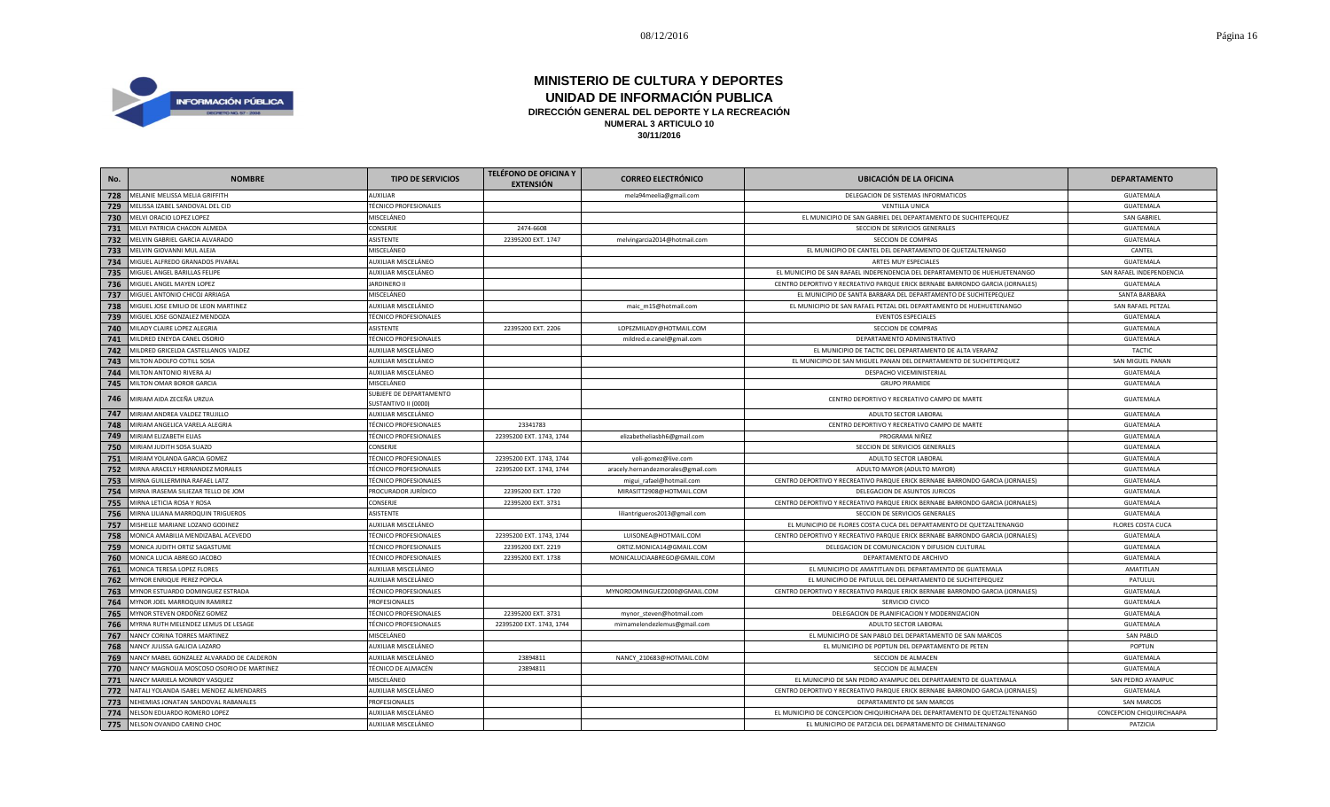# MINISTERIO DE CULTURA Y DEPORTES
## UNIDAD DE INFORMACIÓN PUBLICA
### DIRECCIÓN GENERAL DEL DEPORTE Y LA RECREACIÓN
**NUMERAL 3 ARTICULO 10**
**30/11/2016**

| No. | NOMBRE | TIPO DE SERVICIOS | TELÉFONO DE OFICINA Y EXTENSIÓN | CORREO ELECTRÓNICO | UBICACIÓN DE LA OFICINA | DEPARTAMENTO |
|---|---|---|---|---|---|---|
| 728 | MELANIE MELISSA MELIA GRIFFITH | AUXILIAR | | mela94meelia@gmail.com | DELEGACION DE SISTEMAS INFORMATICOS | GUATEMALA |
| 729 | MELISSA IZABEL SANDOVAL DEL CID | TÉCNICO PROFESIONALES | | | VENTILLA UNICA | GUATEMALA |
| 730 | MELVI ORACIO LOPEZ LOPEZ | MISCELÁNEO | | | EL MUNICIPIO DE SAN GABRIEL DEL DEPARTAMENTO DE SUCHITEPEQUEZ | SAN GABRIEL |
| 731 | MELVI PATRICIA CHACON ALMEDA | CONSERJE | 2474-6608 | | SECCION DE SERVICIOS GENERALES | GUATEMALA |
| 732 | MELVIN GABRIEL GARCIA ALVARADO | ASISTENTE | 22395200 EXT. 1747 | melvingarcia2014@hotmail.com | SECCION DE COMPRAS | GUATEMALA |
| 733 | MELVIN GIOVANNI MUL ALEJA | MISCELÁNEO | | | EL MUNICIPIO DE CANTEL DEL DEPARTAMENTO DE QUETZALTENANGO | CANTEL |
| 734 | MIGUEL ALFREDO GRANADOS PIVARAL | AUXILIAR MISCELÁNEO | | | ARTES MUY ESPECIALES | GUATEMALA |
| 735 | MIGUEL ANGEL BARILLAS FELIPE | AUXILIAR MISCELÁNEO | | | EL MUNICIPIO DE SAN RAFAEL INDEPENDENCIA DEL DEPARTAMENTO DE HUEHUETENANGO | SAN RAFAEL INDEPENDENCIA |
| 736 | MIGUEL ANGEL MAYEN LOPEZ | JARDINERO II | | | CENTRO DEPORTIVO Y RECREATIVO PARQUE ERICK BERNABE BARRONDO GARCIA (JORNALES) | GUATEMALA |
| 737 | MIGUEL ANTONIO CHICOJ ARRIAGA | MISCELÁNEO | | | EL MUNICIPIO DE SANTA BARBARA DEL DEPARTAMENTO DE SUCHITEPEQUEZ | SANTA BARBARA |
| 738 | MIGUEL JOSE EMILIO DE LEON MARTINEZ | AUXILIAR MISCELÁNEO | | maic_m15@hotmail.com | EL MUNICIPIO DE SAN RAFAEL PETZAL DEL DEPARTAMENTO DE HUEHUETENANGO | SAN RAFAEL PETZAL |
| 739 | MIGUEL JOSE GONZALEZ MENDOZA | TÉCNICO PROFESIONALES | | | EVENTOS ESPECIALES | GUATEMALA |
| 740 | MILADY CLAIRE LOPEZ ALEGRIA | ASISTENTE | 22395200 EXT. 2206 | LOPEZMILADY@HOTMAIL.COM | SECCION DE COMPRAS | GUATEMALA |
| 741 | MILDRED ENEYDA CANEL OSORIO | TÉCNICO PROFESIONALES | | mildred.e.canel@gmail.com | DEPARTAMENTO ADMINISTRATIVO | GUATEMALA |
| 742 | MILDRED GRICELDA CASTELLANOS VALDEZ | AUXILIAR MISCELÁNEO | | | EL MUNICIPIO DE TACTIC DEL DEPARTAMENTO DE ALTA VERAPAZ | TACTIC |
| 743 | MILTON ADOLFO COTILL SOSA | AUXILIAR MISCELÁNEO | | | EL MUNICIPIO DE SAN MIGUEL PANAN DEL DEPARTAMENTO DE SUCHITEPEQUEZ | SAN MIGUEL PANAN |
| 744 | MILTON ANTONIO RIVERA AJ | AUXILIAR MISCELÁNEO | | | DESPACHO VICEMINISTERIAL | GUATEMALA |
| 745 | MILTON OMAR BOROR GARCIA | MISCELÁNEO | | | GRUPO PIRAMIDE | GUATEMALA |
| 746 | MIRIAM AIDA ZECEÑA URZUA | SUBJEFE DE DEPARTAMENTO SUSTANTIVO II (0000) | | | CENTRO DEPORTIVO Y RECREATIVO CAMPO DE MARTE | GUATEMALA |
| 747 | MIRIAM ANDREA VALDEZ TRUJILLO | AUXILIAR MISCELÁNEO | | | ADULTO SECTOR LABORAL | GUATEMALA |
| 748 | MIRIAM ANGELICA VARELA ALEGRIA | TÉCNICO PROFESIONALES | 23341783 | | CENTRO DEPORTIVO Y RECREATIVO CAMPO DE MARTE | GUATEMALA |
| 749 | MIRIAM ELIZABETH ELIAS | TÉCNICO PROFESIONALES | 22395200 EXT. 1743, 1744 | elizabetheliasbh6@gmail.com | PROGRAMA NIÑEZ | GUATEMALA |
| 750 | MIRIAM JUDITH SOSA SUAZO | CONSERJE | | | SECCION DE SERVICIOS GENERALES | GUATEMALA |
| 751 | MIRIAM YOLANDA GARCIA GOMEZ | TÉCNICO PROFESIONALES | 22395200 EXT. 1743, 1744 | yoli-gomez@live.com | ADULTO SECTOR LABORAL | GUATEMALA |
| 752 | MIRNA ARACELY HERNANDEZ MORALES | TÉCNICO PROFESIONALES | 22395200 EXT. 1743, 1744 | aracely.hernandezmorales@gmail.com | ADULTO MAYOR (ADULTO MAYOR) | GUATEMALA |
| 753 | MIRNA GUILLERMINA RAFAEL LATZ | TÉCNICO PROFESIONALES | | migui_rafael@hotmail.com | CENTRO DEPORTIVO Y RECREATIVO PARQUE ERICK BERNABE BARRONDO GARCIA (JORNALES) | GUATEMALA |
| 754 | MIRNA IRASEMA SILIEZAR TELLO DE JOM | PROCURADOR JURÍDICO | 22395200 EXT. 1720 | MIRASITT2908@HOTMAIL.COM | DELEGACION DE ASUNTOS JURICOS | GUATEMALA |
| 755 | MIRNA LETICIA ROSA Y ROSA | CONSERJE | 22395200 EXT. 3731 | | CENTRO DEPORTIVO Y RECREATIVO PARQUE ERICK BERNABE BARRONDO GARCIA (JORNALES) | GUATEMALA |
| 756 | MIRNA LILIANA MARROQUIN TRIGUEROS | ASISTENTE | | liliantrigueros2013@gmail.com | SECCION DE SERVICIOS GENERALES | GUATEMALA |
| 757 | MISHELLE MARIANE LOZANO GODINEZ | AUXILIAR MISCELÁNEO | | | EL MUNICIPIO DE FLORES COSTA CUCA DEL DEPARTAMENTO DE QUETZALTENANGO | FLORES COSTA CUCA |
| 758 | MONICA AMABILIA MENDIZABAL ACEVEDO | TÉCNICO PROFESIONALES | 22395200 EXT. 1743, 1744 | LUISONEA@HOTMAIL.COM | CENTRO DEPORTIVO Y RECREATIVO PARQUE ERICK BERNABE BARRONDO GARCIA (JORNALES) | GUATEMALA |
| 759 | MONICA JUDITH ORTIZ SAGASTUME | TÉCNICO PROFESIONALES | 22395200 EXT. 2219 | ORTIZ.MONICA14@GMAIL.COM | DELEGACION DE COMUNICACION Y DIFUSION CULTURAL | GUATEMALA |
| 760 | MONICA LUCIA ABREGO JACOBO | TÉCNICO PROFESIONALES | 22395200 EXT. 1738 | MONICALUCIAABREGO@GMAIL.COM | DEPARTAMENTO DE ARCHIVO | GUATEMALA |
| 761 | MONICA TERESA LOPEZ FLORES | AUXILIAR MISCELÁNEO | | | EL MUNICIPIO DE AMATITLAN DEL DEPARTAMENTO DE GUATEMALA | AMATITLAN |
| 762 | MYNOR ENRIQUE PEREZ POPOLA | AUXILIAR MISCELÁNEO | | | EL MUNICIPIO DE PATULUL DEL DEPARTAMENTO DE SUCHITEPEQUEZ | PATULUL |
| 763 | MYNOR ESTUARDO DOMINGUEZ ESTRADA | TÉCNICO PROFESIONALES | | MYNORDOMINGUEZ2000@GMAIL.COM | CENTRO DEPORTIVO Y RECREATIVO PARQUE ERICK BERNABE BARRONDO GARCIA (JORNALES) | GUATEMALA |
| 764 | MYNOR JOEL MARROQUIN RAMIREZ | PROFESIONALES | | | SERVICIO CIVICO | GUATEMALA |
| 765 | MYNOR STEVEN ORDOÑEZ GOMEZ | TÉCNICO PROFESIONALES | 22395200 EXT. 3731 | mynor_steven@hotmail.com | DELEGACION DE PLANIFICACION Y MODERNIZACION | GUATEMALA |
| 766 | MYRNA RUTH MELENDEZ LEMUS DE LESAGE | TÉCNICO PROFESIONALES | 22395200 EXT. 1743, 1744 | mirnamelendezlemus@gmail.com | ADULTO SECTOR LABORAL | GUATEMALA |
| 767 | NANCY CORINA TORRES MARTINEZ | MISCELÁNEO | | | EL MUNICIPIO DE SAN PABLO DEL DEPARTAMENTO DE SAN MARCOS | SAN PABLO |
| 768 | NANCY JULISSA GALICIA LAZARO | AUXILIAR MISCELÁNEO | | | EL MUNICIPIO DE POPTUN DEL DEPARTAMENTO DE PETEN | POPTUN |
| 769 | NANCY MABEL GONZALEZ ALVARADO DE CALDERON | AUXILIAR MISCELÁNEO | 23894811 | NANCY_210683@HOTMAIL.COM | SECCION DE ALMACEN | GUATEMALA |
| 770 | NANCY MAGNOLIA MOSCOSO OSORIO DE MARTINEZ | TÉCNICO DE ALMACÉN | 23894811 | | SECCION DE ALMACEN | GUATEMALA |
| 771 | NANCY MARIELA MONROY VASQUEZ | MISCELÁNEO | | | EL MUNICIPIO DE SAN PEDRO AYAMPUC DEL DEPARTAMENTO DE GUATEMALA | SAN PEDRO AYAMPUC |
| 772 | NATALI YOLANDA ISABEL MENDEZ ALMENDARES | AUXILIAR MISCELÁNEO | | | CENTRO DEPORTIVO Y RECREATIVO PARQUE ERICK BERNABE BARRONDO GARCIA (JORNALES) | GUATEMALA |
| 773 | NEHEMIAS JONATAN SANDOVAL RABANALES | PROFESIONALES | | | DEPARTAMENTO DE SAN MARCOS | SAN MARCOS |
| 774 | NELSON EDUARDO ROMERO LOPEZ | AUXILIAR MISCELÁNEO | | | EL MUNICIPIO DE CONCEPCION CHIQUIRICHAPA DEL DEPARTAMENTO DE QUETZALTENANGO | CONCEPCION CHIQUIRICHAAPA |
| 775 | NELSON OVANDO CARINO CHOC | AUXILIAR MISCELÁNEO | | | EL MUNICIPIO DE PATZICIA DEL DEPARTAMENTO DE CHIMALTENANGO | PATZICIA |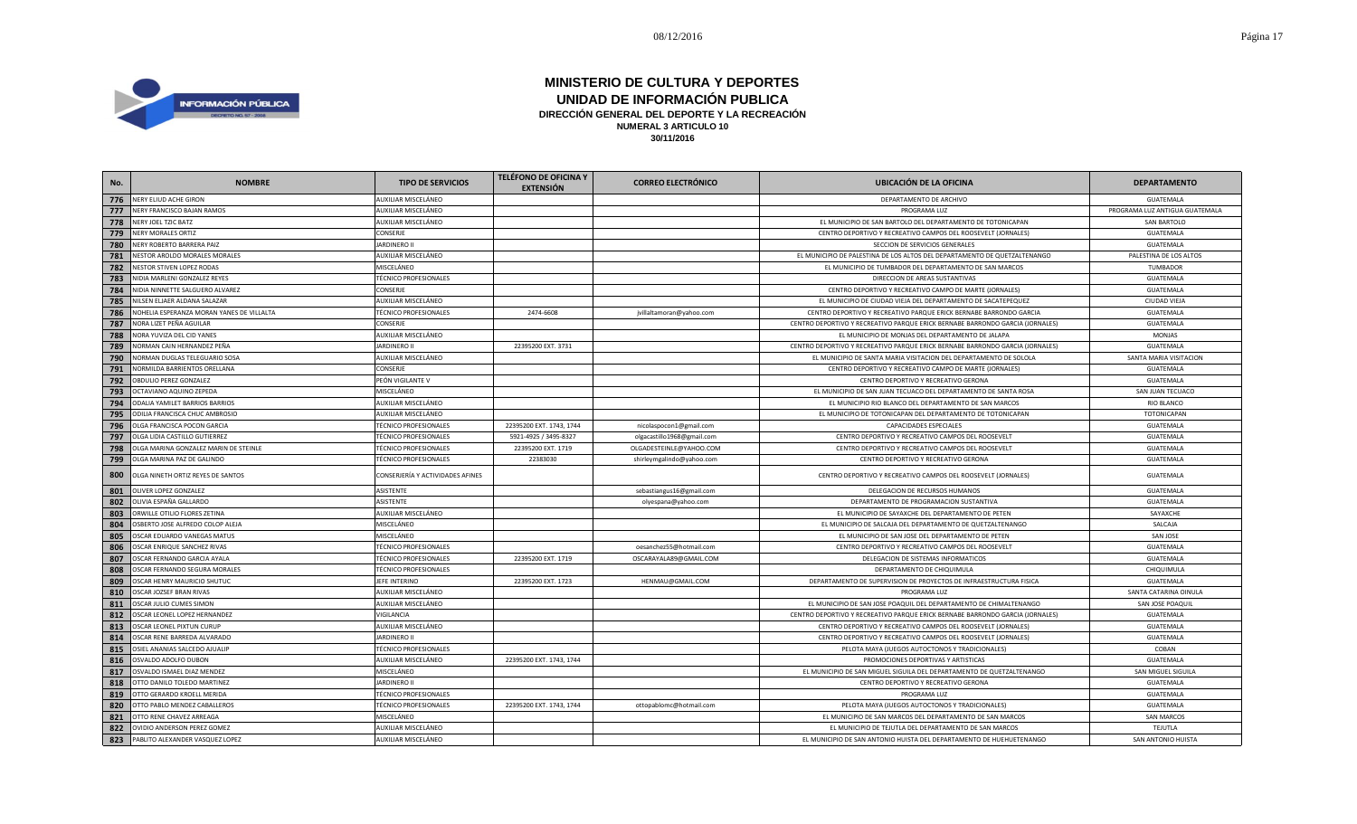# MINISTERIO DE CULTURA Y DEPORTES

## UNIDAD DE INFORMACIÓN PUBLICA

### DIRECCIÓN GENERAL DEL DEPORTE Y LA RECREACIÓN

**NUMERAL 3 ARTICULO 10**

**30/11/2016**

| No. | NOMBRE | TIPO DE SERVICIOS | TELÉFONO DE OFICINA Y EXTENSIÓN | CORREO ELECTRÓNICO | UBICACIÓN DE LA OFICINA | DEPARTAMENTO |
|---|---|---|---|---|---|---|
| 776 | NERY ELIUD ACHE GIRON | AUXILIAR MISCELÁNEO | | | DEPARTAMENTO DE ARCHIVO | GUATEMALA |
| 777 | NERY FRANCISCO BAJAN RAMOS | AUXILIAR MISCELÁNEO | | | PROGRAMA LUZ | PROGRAMA LUZ ANTIGUA GUATEMALA |
| 778 | NERY JOEL TZIC BATZ | AUXILIAR MISCELÁNEO | | | EL MUNICIPIO DE SAN BARTOLO DEL DEPARTAMENTO DE TOTONICAPAN | SAN BARTOLO |
| 779 | NERY MORALES ORTIZ | CONSERJE | | | CENTRO DEPORTIVO Y RECREATIVO CAMPOS DEL ROOSEVELT (JORNALES) | GUATEMALA |
| 780 | NERY ROBERTO BARRERA PAIZ | JARDINERO II | | | SECCION DE SERVICIOS GENERALES | GUATEMALA |
| 781 | NESTOR AROLDO MORALES MORALES | AUXILIAR MISCELÁNEO | | | EL MUNICIPIO DE PALESTINA DE LOS ALTOS DEL DEPARTAMENTO DE QUETZALTENANGO | PALESTINA DE LOS ALTOS |
| 782 | NESTOR STIVEN LOPEZ RODAS | MISCELÁNEO | | | EL MUNICIPIO DE TUMBADOR DEL DEPARTAMENTO DE SAN MARCOS | TUMBADOR |
| 783 | NIDIA MARLENI GONZALEZ REYES | TÉCNICO PROFESIONALES | | | DIRECCION DE AREAS SUSTANTIVAS | GUATEMALA |
| 784 | NIDIA NINNETTE SALGUERO ALVAREZ | CONSERJE | | | CENTRO DEPORTIVO Y RECREATIVO CAMPO DE MARTE (JORNALES) | GUATEMALA |
| 785 | NILSEN ELJAER ALDANA SALAZAR | AUXILIAR MISCELÁNEO | | | EL MUNICIPIO DE CIUDAD VIEJA DEL DEPARTAMENTO DE SACATEPEQUEZ | CIUDAD VIEJA |
| 786 | NOHELIA ESPERANZA MORAN YANES DE VILLALTA | TÉCNICO PROFESIONALES | 2474-6608 | jvillaltamoran@yahoo.com | CENTRO DEPORTIVO Y RECREATIVO PARQUE ERICK BERNABE BARRONDO GARCIA | GUATEMALA |
| 787 | NORA LIZET PEÑA AGUILAR | CONSERJE | | | CENTRO DEPORTIVO Y RECREATIVO PARQUE ERICK BERNABE BARRONDO GARCIA (JORNALES) | GUATEMALA |
| 788 | NORA YUVIZA DEL CID YANES | AUXILIAR MISCELÁNEO | | | EL MUNICIPIO DE MONJAS DEL DEPARTAMENTO DE JALAPA | MONJAS |
| 789 | NORMAN CAIN HERNANDEZ PEÑA | JARDINERO II | 22395200 EXT. 3731 | | CENTRO DEPORTIVO Y RECREATIVO PARQUE ERICK BERNABE BARRONDO GARCIA (JORNALES) | GUATEMALA |
| 790 | NORMAN DUGLAS TELEGUARIO SOSA | AUXILIAR MISCELÁNEO | | | EL MUNICIPIO DE SANTA MARIA VISITACION DEL DEPARTAMENTO DE SOLOLA | SANTA MARIA VISITACION |
| 791 | NORMILDA BARRIENTOS ORELLANA | CONSERJE | | | CENTRO DEPORTIVO Y RECREATIVO CAMPO DE MARTE (JORNALES) | GUATEMALA |
| 792 | OBDULIO PEREZ GONZALEZ | PEÓN VIGILANTE V | | | CENTRO DEPORTIVO Y RECREATIVO GERONA | GUATEMALA |
| 793 | OCTAVIANO AQUINO ZEPEDA | MISCELÁNEO | | | EL MUNICIPIO DE SAN JUAN TECUACO DEL DEPARTAMENTO DE SANTA ROSA | SAN JUAN TECUACO |
| 794 | ODALIA YAMILET BARRIOS BARRIOS | AUXILIAR MISCELÁNEO | | | EL MUNICIPIO RIO BLANCO DEL DEPARTAMENTO DE SAN MARCOS | RIO BLANCO |
| 795 | ODILIA FRANCISCA CHUC AMBROSIO | AUXILIAR MISCELÁNEO | | | EL MUNICIPIO DE TOTONICAPAN DEL DEPARTAMENTO DE TOTONICAPAN | TOTONICAPAN |
| 796 | OLGA FRANCISCA POCON GARCIA | TÉCNICO PROFESIONALES | 22395200 EXT. 1743, 1744 | nicolaspocon1@gmail.com | CAPACIDADES ESPECIALES | GUATEMALA |
| 797 | OLGA LIDIA CASTILLO GUTIERREZ | TÉCNICO PROFESIONALES | 5921-4925 / 3495-8327 | olgacastillo1968@gmail.com | CENTRO DEPORTIVO Y RECREATIVO CAMPOS DEL ROOSEVELT | GUATEMALA |
| 798 | OLGA MARINA GONZALEZ MARIN DE STEINLE | TÉCNICO PROFESIONALES | 22395200 EXT. 1719 | OLGADESTEINLE@YAHOO.COM | CENTRO DEPORTIVO Y RECREATIVO CAMPOS DEL ROOSEVELT | GUATEMALA |
| 799 | OLGA MARINA PAZ DE GALINDO | TÉCNICO PROFESIONALES | 22383030 | shirleymgalindo@yahoo.com | CENTRO DEPORTIVO Y RECREATIVO GERONA | GUATEMALA |
| 800 | OLGA NINETH ORTIZ REYES DE SANTOS | CONSERJERÍA Y ACTIVIDADES AFINES | | | CENTRO DEPORTIVO Y RECREATIVO CAMPOS DEL ROOSEVELT (JORNALES) | GUATEMALA |
| 801 | OLIVER LOPEZ GONZALEZ | ASISTENTE | | sebastiangus16@gmail.com | DELEGACION DE RECURSOS HUMANOS | GUATEMALA |
| 802 | OLIVIA ESPAÑA GALLARDO | ASISTENTE | | olyespana@yahoo.com | DEPARTAMENTO DE PROGRAMACION SUSTANTIVA | GUATEMALA |
| 803 | ORWILLE OTILIO FLORES ZETINA | AUXILIAR MISCELÁNEO | | | EL MUNICIPIO DE SAYAXCHE DEL DEPARTAMENTO DE PETEN | SAYAXCHE |
| 804 | OSBERTO JOSE ALFREDO COLOP ALEJA | MISCELÁNEO | | | EL MUNICIPIO DE SALCAJA DEL DEPARTAMENTO DE QUETZALTENANGO | SALCAJA |
| 805 | OSCAR EDUARDO VANEGAS MATUS | MISCELÁNEO | | | EL MUNICIPIO DE SAN JOSE DEL DEPARTAMENTO DE PETEN | SAN JOSE |
| 806 | OSCAR ENRIQUE SANCHEZ RIVAS | TÉCNICO PROFESIONALES | | oesanchez55@hotmail.com | CENTRO DEPORTIVO Y RECREATIVO CAMPOS DEL ROOSEVELT | GUATEMALA |
| 807 | OSCAR FERNANDO GARCIA AYALA | TÉCNICO PROFESIONALES | 22395200 EXT. 1719 | OSCARAYALA89@GMAIL.COM | DELEGACION DE SISTEMAS INFORMATICOS | GUATEMALA |
| 808 | OSCAR FERNANDO SEGURA MORALES | TÉCNICO PROFESIONALES | | | DEPARTAMENTO DE CHIQUIMULA | CHIQUIMULA |
| 809 | OSCAR HENRY MAURICIO SHUTUC | JEFE INTERINO | 22395200 EXT. 1723 | HENMAU@GMAIL.COM | DEPARTAMENTO DE SUPERVISION DE PROYECTOS DE INFRAESTRUCTURA FISICA | GUATEMALA |
| 810 | OSCAR JOZSEF BRAN RIVAS | AUXILIAR MISCELÁNEO | | | PROGRAMA LUZ | SANTA CATARINA OINULA |
| 811 | OSCAR JULIO CUMES SIMON | AUXILIAR MISCELÁNEO | | | EL MUNICIPIO DE SAN JOSE POAQUIL DEL DEPARTAMENTO DE CHIMALTENANGO | SAN JOSE POAQUIL |
| 812 | OSCAR LEONEL LOPEZ HERNANDEZ | VIGILANCIA | | | CENTRO DEPORTIVO Y RECREATIVO PARQUE ERICK BERNABE BARRONDO GARCIA (JORNALES) | GUATEMALA |
| 813 | OSCAR LEONEL PIXTUN CURUP | AUXILIAR MISCELÁNEO | | | CENTRO DEPORTIVO Y RECREATIVO CAMPOS DEL ROOSEVELT (JORNALES) | GUATEMALA |
| 814 | OSCAR RENE BARREDA ALVARADO | JARDINERO II | | | CENTRO DEPORTIVO Y RECREATIVO CAMPOS DEL ROOSEVELT (JORNALES) | GUATEMALA |
| 815 | OSIEL ANANIAS SALCEDO AJUALIP | TÉCNICO PROFESIONALES | | | PELOTA MAYA (JUEGOS AUTOCTONOS Y TRADICIONALES) | COBAN |
| 816 | OSVALDO ADOLFO DUBON | AUXILIAR MISCELÁNEO | 22395200 EXT. 1743, 1744 | | PROMOCIONES DEPORTIVAS Y ARTISTICAS | GUATEMALA |
| 817 | OSVALDO ISMAEL DIAZ MENDEZ | MISCELÁNEO | | | EL MUNICIPIO DE SAN MIGUEL SIGUILA DEL DEPARTAMENTO DE QUETZALTENANGO | SAN MIGUEL SIGUILA |
| 818 | OTTO DANILO TOLEDO MARTINEZ | JARDINERO II | | | CENTRO DEPORTIVO Y RECREATIVO GERONA | GUATEMALA |
| 819 | OTTO GERARDO KROELL MERIDA | TÉCNICO PROFESIONALES | | | PROGRAMA LUZ | GUATEMALA |
| 820 | OTTO PABLO MENDEZ CABALLEROS | TÉCNICO PROFESIONALES | 22395200 EXT. 1743, 1744 | ottopablomc@hotmail.com | PELOTA MAYA (JUEGOS AUTOCTONOS Y TRADICIONALES) | GUATEMALA |
| 821 | OTTO RENE CHAVEZ ARREAGA | MISCELÁNEO | | | EL MUNICIPIO DE SAN MARCOS DEL DEPARTAMENTO DE SAN MARCOS | SAN MARCOS |
| 822 | OVIDIO ANDERSON PEREZ GOMEZ | AUXILIAR MISCELÁNEO | | | EL MUNICIPIO DE TEJUTLA DEL DEPARTAMENTO DE SAN MARCOS | TEJUTLA |
| 823 | PABLITO ALEXANDER VASQUEZ LOPEZ | AUXILIAR MISCELÁNEO | | | EL MUNICIPIO DE SAN ANTONIO HUISTA DEL DEPARTAMENTO DE HUEHUETENANGO | SAN ANTONIO HUISTA |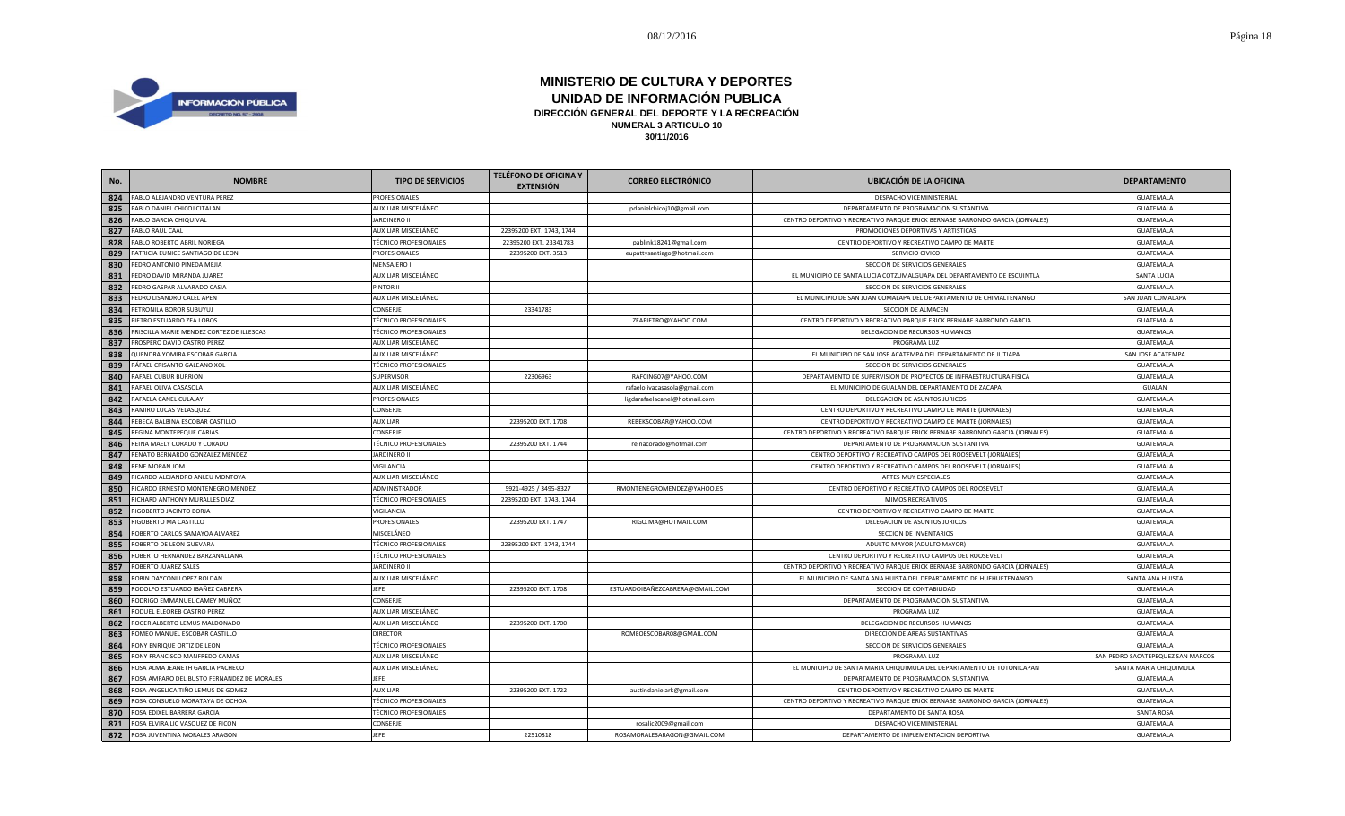# MINISTERIO DE CULTURA Y DEPORTES
## UNIDAD DE INFORMACIÓN PUBLICA
### DIRECCIÓN GENERAL DEL DEPORTE Y LA RECREACIÓN
**NUMERAL 3 ARTICULO 10**
**30/11/2016**

| No. | NOMBRE | TIPO DE SERVICIOS | TELÉFONO DE OFICINA Y EXTENSIÓN | CORREO ELECTRÓNICO | UBICACIÓN DE LA OFICINA | DEPARTAMENTO |
|---|---|---|---|---|---|---|
| 824 | PABLO ALEJANDRO VENTURA PEREZ | PROFESIONALES | | | DESPACHO VICEMINISTERIAL | GUATEMALA |
| 825 | PABLO DANIEL CHICOJ CITALAN | AUXILIAR MISCELÁNEO | | pdanielchicoj10@gmail.com | DEPARTAMENTO DE PROGRAMACION SUSTANTIVA | GUATEMALA |
| 826 | PABLO GARCIA CHIQUIVAL | JARDINERO II | | | CENTRO DEPORTIVO Y RECREATIVO PARQUE ERICK BERNABE BARRONDO GARCIA (JORNALES) | GUATEMALA |
| 827 | PABLO RAUL CAAL | AUXILIAR MISCELÁNEO | 22395200 EXT. 1743, 1744 | | PROMOCIONES DEPORTIVAS Y ARTISTICAS | GUATEMALA |
| 828 | PABLO ROBERTO ABRIL NORIEGA | TÉCNICO PROFESIONALES | 22395200 EXT. 23341783 | pablink18241@gmail.com | CENTRO DEPORTIVO Y RECREATIVO CAMPO DE MARTE | GUATEMALA |
| 829 | PATRICIA EUNICE SANTIAGO DE LEON | PROFESIONALES | 22395200 EXT. 3513 | eupattysantiago@hotmail.com | SERVICIO CIVICO | GUATEMALA |
| 830 | PEDRO ANTONIO PINEDA MEJIA | MENSAJERO II | | | SECCION DE SERVICIOS GENERALES | GUATEMALA |
| 831 | PEDRO DAVID MIRANDA JUAREZ | AUXILIAR MISCELÁNEO | | | EL MUNICIPIO DE SANTA LUCIA COTZUMALGUAPA DEL DEPARTAMENTO DE ESCUINTLA | SANTA LUCIA |
| 832 | PEDRO GASPAR ALVARADO CASIA | PINTOR II | | | SECCION DE SERVICIOS GENERALES | GUATEMALA |
| 833 | PEDRO LISANDRO CALEL APEN | AUXILIAR MISCELÁNEO | | | EL MUNICIPIO DE SAN JUAN COMALAPA DEL DEPARTAMENTO DE CHIMALTENANGO | SAN JUAN COMALAPA |
| 834 | PETRONILA BOROR SUBUYUJ | CONSERJE | 23341783 | | SECCION DE ALMACEN | GUATEMALA |
| 835 | PIETRO ESTUARDO ZEA LOBOS | TÉCNICO PROFESIONALES | | ZEAPIETRO@YAHOO.COM | CENTRO DEPORTIVO Y RECREATIVO PARQUE ERICK BERNABE BARRONDO GARCIA | GUATEMALA |
| 836 | PRISCILLA MARIE MENDEZ CORTEZ DE ILLESCAS | TÉCNICO PROFESIONALES | | | DELEGACION DE RECURSOS HUMANOS | GUATEMALA |
| 837 | PROSPERO DAVID CASTRO PEREZ | AUXILIAR MISCELÁNEO | | | PROGRAMA LUZ | GUATEMALA |
| 838 | QUENDRA YOMIRA ESCOBAR GARCIA | AUXILIAR MISCELÁNEO | | | EL MUNICIPIO DE SAN JOSE ACATEMPA DEL DEPARTAMENTO DE JUTIAPA | SAN JOSE ACATEMPA |
| 839 | RAFAEL CRISANTO GALEANO XOL | TÉCNICO PROFESIONALES | | | SECCION DE SERVICIOS GENERALES | GUATEMALA |
| 840 | RAFAEL CUBUR BURRION | SUPERVISOR | 22306963 | RAFCING07@YAHOO.COM | DEPARTAMENTO DE SUPERVISION DE PROYECTOS DE INFRAESTRUCTURA FISICA | GUATEMALA |
| 841 | RAFAEL OLIVA CASASOLA | AUXILIAR MISCELÁNEO | | rafaelolivacasasola@gmail.com | EL MUNICIPIO DE GUALAN DEL DEPARTAMENTO DE ZACAPA | GUALAN |
| 842 | RAFAELA CANEL CULAJAY | PROFESIONALES | | ligdarafaelacanel@hotmail.com | DELEGACION DE ASUNTOS JURICOS | GUATEMALA |
| 843 | RAMIRO LUCAS VELASQUEZ | CONSERJE | | | CENTRO DEPORTIVO Y RECREATIVO CAMPO DE MARTE (JORNALES) | GUATEMALA |
| 844 | REBECA BALBINA ESCOBAR CASTILLO | AUXILIAR | 22395200 EXT. 1708 | REBEKSCOBAR@YAHOO.COM | CENTRO DEPORTIVO Y RECREATIVO CAMPO DE MARTE (JORNALES) | GUATEMALA |
| 845 | REGINA MONTEPEQUE CARIAS | CONSERJE | | | CENTRO DEPORTIVO Y RECREATIVO PARQUE ERICK BERNABE BARRONDO GARCIA (JORNALES) | GUATEMALA |
| 846 | REINA MAELY CORADO Y CORADO | TÉCNICO PROFESIONALES | 22395200 EXT. 1744 | reinacorado@hotmail.com | DEPARTAMENTO DE PROGRAMACION SUSTANTIVA | GUATEMALA |
| 847 | RENATO BERNARDO GONZALEZ MENDEZ | JARDINERO II | | | CENTRO DEPORTIVO Y RECREATIVO CAMPOS DEL ROOSEVELT (JORNALES) | GUATEMALA |
| 848 | RENE MORAN JOM | VIGILANCIA | | | CENTRO DEPORTIVO Y RECREATIVO CAMPOS DEL ROOSEVELT (JORNALES) | GUATEMALA |
| 849 | RICARDO ALEJANDRO ANLEU MONTOYA | AUXILIAR MISCELÁNEO | | | ARTES MUY ESPECIALES | GUATEMALA |
| 850 | RICARDO ERNESTO MONTENEGRO MENDEZ | ADMINISTRADOR | 5921-4925 / 3495-8327 | RMONTENEGROMENDEZ@YAHOO.ES | CENTRO DEPORTIVO Y RECREATIVO CAMPOS DEL ROOSEVELT | GUATEMALA |
| 851 | RICHARD ANTHONY MURALLES DIAZ | TÉCNICO PROFESIONALES | 22395200 EXT. 1743, 1744 | | MIMOS RECREATIVOS | GUATEMALA |
| 852 | RIGOBERTO JACINTO BORJA | VIGILANCIA | | | CENTRO DEPORTIVO Y RECREATIVO CAMPO DE MARTE | GUATEMALA |
| 853 | RIGOBERTO MA CASTILLO | PROFESIONALES | 22395200 EXT. 1747 | RIGO.MA@HOTMAIL.COM | DELEGACION DE ASUNTOS JURICOS | GUATEMALA |
| 854 | ROBERTO CARLOS SAMAYOA ALVAREZ | MISCELÁNEO | | | SECCION DE INVENTARIOS | GUATEMALA |
| 855 | ROBERTO DE LEON GUEVARA | TÉCNICO PROFESIONALES | 22395200 EXT. 1743, 1744 | | ADULTO MAYOR (ADULTO MAYOR) | GUATEMALA |
| 856 | ROBERTO HERNANDEZ BARZANALLANA | TÉCNICO PROFESIONALES | | | CENTRO DEPORTIVO Y RECREATIVO CAMPOS DEL ROOSEVELT | GUATEMALA |
| 857 | ROBERTO JUAREZ SALES | JARDINERO II | | | CENTRO DEPORTIVO Y RECREATIVO PARQUE ERICK BERNABE BARRONDO GARCIA (JORNALES) | GUATEMALA |
| 858 | ROBIN DAYCONI LOPEZ ROLDAN | AUXILIAR MISCELÁNEO | | | EL MUNICIPIO DE SANTA ANA HUISTA DEL DEPARTAMENTO DE HUEHUETENANGO | SANTA ANA HUISTA |
| 859 | RODOLFO ESTUARDO IBAÑEZ CABRERA | JEFE | 22395200 EXT. 1708 | ESTUARDOIBAÑEZCABRERA@GMAIL.COM | SECCION DE CONTABILIDAD | GUATEMALA |
| 860 | RODRIGO EMMANUEL CAMEY MUÑOZ | CONSERJE | | | DEPARTAMENTO DE PROGRAMACION SUSTANTIVA | GUATEMALA |
| 861 | RODUEL ELEOREB CASTRO PEREZ | AUXILIAR MISCELÁNEO | | | PROGRAMA LUZ | GUATEMALA |
| 862 | ROGER ALBERTO LEMUS MALDONADO | AUXILIAR MISCELÁNEO | 22395200 EXT. 1700 | | DELEGACION DE RECURSOS HUMANOS | GUATEMALA |
| 863 | ROMEO MANUEL ESCOBAR CASTILLO | DIRECTOR | | ROMEOESCOBAR08@GMAIL.COM | DIRECCION DE AREAS SUSTANTIVAS | GUATEMALA |
| 864 | RONY ENRIQUE ORTIZ DE LEON | TÉCNICO PROFESIONALES | | | SECCION DE SERVICIOS GENERALES | GUATEMALA |
| 865 | RONY FRANCISCO MANFREDO CAMAS | AUXILIAR MISCELÁNEO | | | PROGRAMA LUZ | SAN PEDRO SACATEPEQUEZ SAN MARCOS |
| 866 | ROSA ALMA JEANETH GARCIA PACHECO | AUXILIAR MISCELÁNEO | | | EL MUNICIPIO DE SANTA MARIA CHIQUIMULA DEL DEPARTAMENTO DE TOTONICAPAN | SANTA MARIA CHIQUIMULA |
| 867 | ROSA AMPARO DEL BUSTO FERNANDEZ DE MORALES | JEFE | | | DEPARTAMENTO DE PROGRAMACION SUSTANTIVA | GUATEMALA |
| 868 | ROSA ANGELICA TIÑO LEMUS DE GOMEZ | AUXILIAR | 22395200 EXT. 1722 | austindanielark@gmail.com | CENTRO DEPORTIVO Y RECREATIVO CAMPO DE MARTE | GUATEMALA |
| 869 | ROSA CONSUELO MORATAYA DE OCHOA | TÉCNICO PROFESIONALES | | | CENTRO DEPORTIVO Y RECREATIVO PARQUE ERICK BERNABE BARRONDO GARCIA (JORNALES) | GUATEMALA |
| 870 | ROSA EDIXEL BARRERA GARCIA | TÉCNICO PROFESIONALES | | | DEPARTAMENTO DE SANTA ROSA | SANTA ROSA |
| 871 | ROSA ELVIRA LIC VASQUEZ DE PICON | CONSERJE | | rosalic2009@gmail.com | DESPACHO VICEMINISTERIAL | GUATEMALA |
| 872 | ROSA JUVENTINA MORALES ARAGON | JEFE | 22510818 | ROSAMORALESARAGON@GMAIL.COM | DEPARTAMENTO DE IMPLEMENTACION DEPORTIVA | GUATEMALA |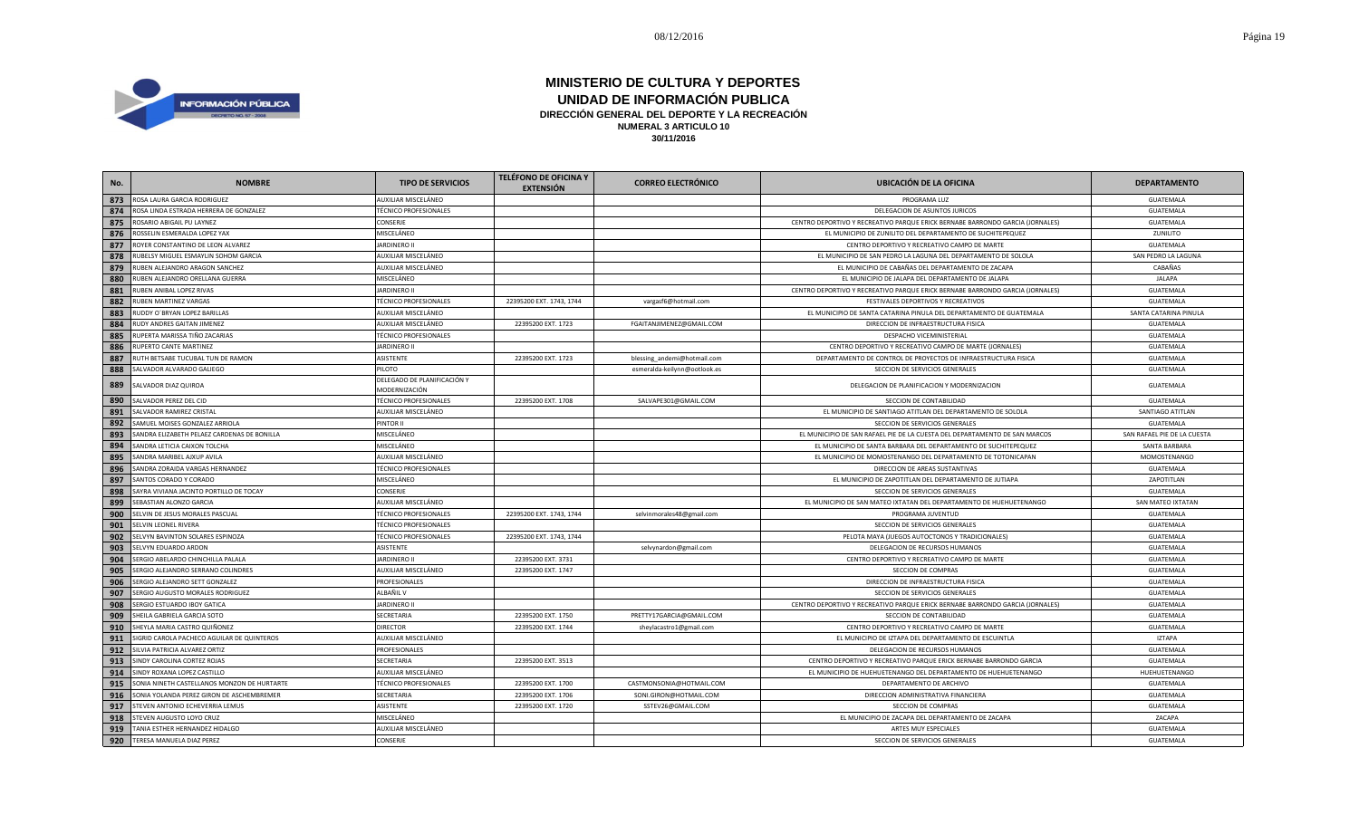# MINISTERIO DE CULTURA Y DEPORTES

## UNIDAD DE INFORMACIÓN PUBLICA

### DIRECCIÓN GENERAL DEL DEPORTE Y LA RECREACIÓN

**NUMERAL 3 ARTICULO 10**

**30/11/2016**

| No. | NOMBRE | TIPO DE SERVICIOS | TELÉFONO DE OFICINA Y EXTENSIÓN | CORREO ELECTRÓNICO | UBICACIÓN DE LA OFICINA | DEPARTAMENTO |
|---|---|---|---|---|---|---|
| 873 | ROSA LAURA GARCIA RODRIGUEZ | AUXILIAR MISCELÁNEO | | | PROGRAMA LUZ | GUATEMALA |
| 874 | ROSA LINDA ESTRADA HERRERA DE GONZALEZ | TÉCNICO PROFESIONALES | | | DELEGACION DE ASUNTOS JURICOS | GUATEMALA |
| 875 | ROSARIO ABIGAIL PU LAYNEZ | CONSERJE | | | CENTRO DEPORTIVO Y RECREATIVO PARQUE ERICK BERNABE BARRONDO GARCIA (JORNALES) | GUATEMALA |
| 876 | ROSSELIN ESMERALDA LOPEZ YAX | MISCELÁNEO | | | EL MUNICIPIO DE ZUNILITO DEL DEPARTAMENTO DE SUCHITEPEQUEZ | ZUNILITO |
| 877 | ROYER CONSTANTINO DE LEON ALVAREZ | JARDINERO II | | | CENTRO DEPORTIVO Y RECREATIVO CAMPO DE MARTE | GUATEMALA |
| 878 | RUBELSY MIGUEL ESMAYLIN SOHOM GARCIA | AUXILIAR MISCELÁNEO | | | EL MUNICIPIO DE SAN PEDRO LA LAGUNA DEL DEPARTAMENTO DE SOLOLA | SAN PEDRO LA LAGUNA |
| 879 | RUBEN ALEJANDRO ARAGON SANCHEZ | AUXILIAR MISCELÁNEO | | | EL MUNICIPIO DE CABAÑAS DEL DEPARTAMENTO DE ZACAPA | CABAÑAS |
| 880 | RUBEN ALEJANDRO ORELLANA GUERRA | MISCELÁNEO | | | EL MUNICIPIO DE JALAPA DEL DEPARTAMENTO DE JALAPA | JALAPA |
| 881 | RUBEN ANIBAL LOPEZ RIVAS | JARDINERO II | | | CENTRO DEPORTIVO Y RECREATIVO PARQUE ERICK BERNABE BARRONDO GARCIA (JORNALES) | GUATEMALA |
| 882 | RUBEN MARTINEZ VARGAS | TÉCNICO PROFESIONALES | 22395200 EXT. 1743, 1744 | vargasf6@hotmail.com | FESTIVALES DEPORTIVOS Y RECREATIVOS | GUATEMALA |
| 883 | RUDDY O´BRYAN LOPEZ BARILLAS | AUXILIAR MISCELÁNEO | | | EL MUNICIPIO DE SANTA CATARINA PINULA DEL DEPARTAMENTO DE GUATEMALA | SANTA CATARINA PINULA |
| 884 | RUDY ANDRES GAITAN JIMENEZ | AUXILIAR MISCELÁNEO | 22395200 EXT. 1723 | FGAITANJIMENEZ@GMAIL.COM | DIRECCION DE INFRAESTRUCTURA FISICA | GUATEMALA |
| 885 | RUPERTA MARISSA TIÑO ZACARIAS | TÉCNICO PROFESIONALES | | | DESPACHO VICEMINISTERIAL | GUATEMALA |
| 886 | RUPERTO CANTE MARTINEZ | JARDINERO II | | | CENTRO DEPORTIVO Y RECREATIVO CAMPO DE MARTE (JORNALES) | GUATEMALA |
| 887 | RUTH BETSABE TUCUBAL TUN DE RAMON | ASISTENTE | 22395200 EXT. 1723 | blessing_andemi@hotmail.com | DEPARTAMENTO DE CONTROL DE PROYECTOS DE INFRAESTRUCTURA FISICA | GUATEMALA |
| 888 | SALVADOR ALVARADO GALIEGO | PILOTO | | esmeralda-keilynn@outlook.es | SECCION DE SERVICIOS GENERALES | GUATEMALA |
| 889 | SALVADOR DIAZ QUIROA | DELEGADO DE PLANIFICACIÓN Y MODERNIZACIÓN | | | DELEGACION DE PLANIFICACION Y MODERNIZACION | GUATEMALA |
| 890 | SALVADOR PEREZ DEL CID | TÉCNICO PROFESIONALES | 22395200 EXT. 1708 | SALVAPE301@GMAIL.COM | SECCION DE CONTABILIDAD | GUATEMALA |
| 891 | SALVADOR RAMIREZ CRISTAL | AUXILIAR MISCELÁNEO | | | EL MUNICIPIO DE SANTIAGO ATITLAN DEL DEPARTAMENTO DE SOLOLA | SANTIAGO ATITLAN |
| 892 | SAMUEL MOISES GONZALEZ ARRIOLA | PINTOR II | | | SECCION DE SERVICIOS GENERALES | GUATEMALA |
| 893 | SANDRA ELIZABETH PELAEZ CARDENAS DE BONILLA | MISCELÁNEO | | | EL MUNICIPIO DE SAN RAFAEL PIE DE LA CUESTA DEL DEPARTAMENTO DE SAN MARCOS | SAN RAFAEL PIE DE LA CUESTA |
| 894 | SANDRA LETICIA CAIXON TOLCHA | MISCELÁNEO | | | EL MUNICIPIO DE SANTA BARBARA DEL DEPARTAMENTO DE SUCHITEPEQUEZ | SANTA BARBARA |
| 895 | SANDRA MARIBEL AJXUP AVILA | AUXILIAR MISCELÁNEO | | | EL MUNICIPIO DE MOMOSTENANGO DEL DEPARTAMENTO DE TOTONICAPAN | MOMOSTENANGO |
| 896 | SANDRA ZORAIDA VARGAS HERNANDEZ | TÉCNICO PROFESIONALES | | | DIRECCION DE AREAS SUSTANTIVAS | GUATEMALA |
| 897 | SANTOS CORADO Y CORADO | MISCELÁNEO | | | EL MUNICIPIO DE ZAPOTITLAN DEL DEPARTAMENTO DE JUTIAPA | ZAPOTITLAN |
| 898 | SAYRA VIVIANA JACINTO PORTILLO DE TOCAY | CONSERJE | | | SECCION DE SERVICIOS GENERALES | GUATEMALA |
| 899 | SEBASTIAN ALONZO GARCIA | AUXILIAR MISCELÁNEO | | | EL MUNICIPIO DE SAN MATEO IXTATAN DEL DEPARTAMENTO DE HUEHUETENANGO | SAN MATEO IXTATAN |
| 900 | SELVIN DE JESUS MORALES PASCUAL | TÉCNICO PROFESIONALES | 22395200 EXT. 1743, 1744 | selvinmorales48@gmail.com | PROGRAMA JUVENTUD | GUATEMALA |
| 901 | SELVIN LEONEL RIVERA | TÉCNICO PROFESIONALES | | | SECCION DE SERVICIOS GENERALES | GUATEMALA |
| 902 | SELVYN BAVINTON SOLARES ESPINOZA | TÉCNICO PROFESIONALES | 22395200 EXT. 1743, 1744 | | PELOTA MAYA (JUEGOS AUTOCTONOS Y TRADICIONALES) | GUATEMALA |
| 903 | SELVYN EDUARDO ARDON | ASISTENTE | | selvynardon@gmail.com | DELEGACION DE RECURSOS HUMANOS | GUATEMALA |
| 904 | SERGIO ABELARDO CHINCHILLA PALALA | JARDINERO II | 22395200 EXT. 3731 | | CENTRO DEPORTIVO Y RECREATIVO CAMPO DE MARTE | GUATEMALA |
| 905 | SERGIO ALEJANDRO SERRANO COLINDRES | AUXILIAR MISCELÁNEO | 22395200 EXT. 1747 | | SECCION DE COMPRAS | GUATEMALA |
| 906 | SERGIO ALEJANDRO SETT GONZALEZ | PROFESIONALES | | | DIRECCION DE INFRAESTRUCTURA FISICA | GUATEMALA |
| 907 | SERGIO AUGUSTO MORALES RODRIGUEZ | ALBAÑIL V | | | SECCION DE SERVICIOS GENERALES | GUATEMALA |
| 908 | SERGIO ESTUARDO IBOY GATICA | JARDINERO II | | | CENTRO DEPORTIVO Y RECREATIVO PARQUE ERICK BERNABE BARRONDO GARCIA (JORNALES) | GUATEMALA |
| 909 | SHEILA GABRIELA GARCIA SOTO | SECRETARIA | 22395200 EXT. 1750 | PRETTY17GARCIA@GMAIL.COM | SECCION DE CONTABILIDAD | GUATEMALA |
| 910 | SHEYLA MARIA CASTRO QUIÑONEZ | DIRECTOR | 22395200 EXT. 1744 | sheylacastro1@gmail.com | CENTRO DEPORTIVO Y RECREATIVO CAMPO DE MARTE | GUATEMALA |
| 911 | SIGRID CAROLA PACHECO AGUILAR DE QUINTEROS | AUXILIAR MISCELÁNEO | | | EL MUNICIPIO DE IZTAPA DEL DEPARTAMENTO DE ESCUINTLA | IZTAPA |
| 912 | SILVIA PATRICIA ALVAREZ ORTIZ | PROFESIONALES | | | DELEGACION DE RECURSOS HUMANOS | GUATEMALA |
| 913 | SINDY CAROLINA CORTEZ ROJAS | SECRETARIA | 22395200 EXT. 3513 | | CENTRO DEPORTIVO Y RECREATIVO PARQUE ERICK BERNABE BARRONDO GARCIA | GUATEMALA |
| 914 | SINDY ROXANA LOPEZ CASTILLO | AUXILIAR MISCELÁNEO | | | EL MUNICIPIO DE HUEHUETENANGO DEL DEPARTAMENTO DE HUEHUETENANGO | HUEHUETENANGO |
| 915 | SONIA NINETH CASTELLANOS MONZON DE HURTARTE | TÉCNICO PROFESIONALES | 22395200 EXT. 1700 | CASTMONSONIA@HOTMAIL.COM | DEPARTAMENTO DE ARCHIVO | GUATEMALA |
| 916 | SONIA YOLANDA PEREZ GIRON DE ASCHEMBREMER | SECRETARIA | 22395200 EXT. 1706 | SONI.GIRON@HOTMAIL.COM | DIRECCION ADMINISTRATIVA FINANCIERA | GUATEMALA |
| 917 | STEVEN ANTONIO ECHEVERRIA LEMUS | ASISTENTE | 22395200 EXT. 1720 | SSTEV26@GMAIL.COM | SECCION DE COMPRAS | GUATEMALA |
| 918 | STEVEN AUGUSTO LOYO CRUZ | MISCELÁNEO | | | EL MUNICIPIO DE ZACAPA DEL DEPARTAMENTO DE ZACAPA | ZACAPA |
| 919 | TANIA ESTHER HERNANDEZ HIDALGO | AUXILIAR MISCELÁNEO | | | ARTES MUY ESPECIALES | GUATEMALA |
| 920 | TERESA MANUELA DIAZ PEREZ | CONSERJE | | | SECCION DE SERVICIOS GENERALES | GUATEMALA |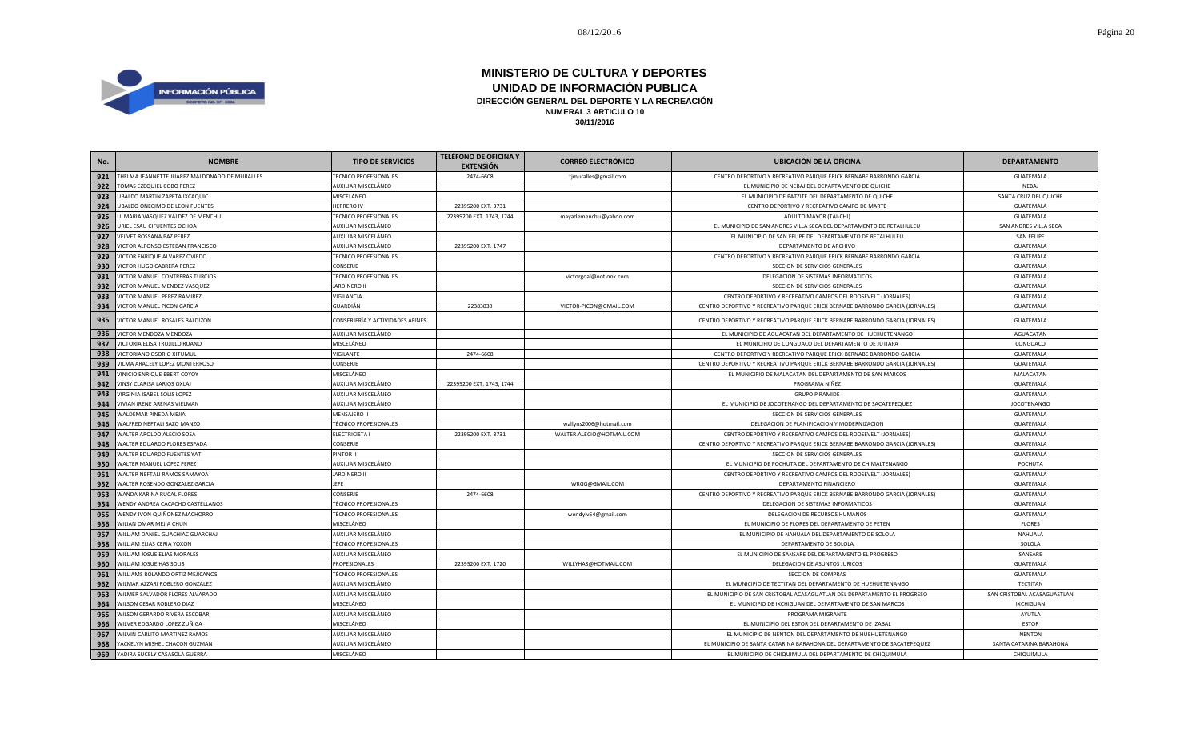# MINISTERIO DE CULTURA Y DEPORTES

## UNIDAD DE INFORMACIÓN PUBLICA

### DIRECCIÓN GENERAL DEL DEPORTE Y LA RECREACIÓN

**NUMERAL 3 ARTICULO 10**

**30/11/2016**

| No. | NOMBRE | TIPO DE SERVICIOS | TELÉFONO DE OFICINA Y EXTENSIÓN | CORREO ELECTRÓNICO | UBICACIÓN DE LA OFICINA | DEPARTAMENTO |
|---|---|---|---|---|---|---|
| 921 | THELMA JEANNETTE JUAREZ MALDONADO DE MURALLES | TÉCNICO PROFESIONALES | 2474-6608 | tjmuralles@gmail.com | CENTRO DEPORTIVO Y RECREATIVO PARQUE ERICK BERNABE BARRONDO GARCIA | GUATEMALA |
| 922 | TOMAS EZEQUIEL COBO PEREZ | AUXILIAR MISCELÁNEO | | | EL MUNICIPIO DE NEBAJ DEL DEPARTAMENTO DE QUICHE | NEBAJ |
| 923 | UBALDO MARTIN ZAPETA IXCAQUIC | MISCELÁNEO | | | EL MUNICIPIO DE PATZITE DEL DEPARTAMENTO DE QUICHE | SANTA CRUZ DEL QUICHE |
| 924 | UBALDO ONECIMO DE LEON FUENTES | HERRERO IV | 22395200 EXT. 3731 | | CENTRO DEPORTIVO Y RECREATIVO CAMPO DE MARTE | GUATEMALA |
| 925 | ULMARIA VASQUEZ VALDEZ DE MENCHU | TÉCNICO PROFESIONALES | 22395200 EXT. 1743, 1744 | mayademenchu@yahoo.com | ADULTO MAYOR (TAI-CHI) | GUATEMALA |
| 926 | URIEL ESAU CIFUENTES OCHOA | AUXILIAR MISCELÁNEO | | | EL MUNICIPIO DE SAN ANDRES VILLA SECA DEL DEPARTAMENTO DE RETALHULEU | SAN ANDRES VILLA SECA |
| 927 | VELVET ROSSANA PAZ PEREZ | AUXILIAR MISCELÁNEO | | | EL MUNICIPIO DE SAN FELIPE DEL DEPARTAMENTO DE RETALHULEU | SAN FELIPE |
| 928 | VICTOR ALFONSO ESTEBAN FRANCISCO | AUXILIAR MISCELÁNEO | 22395200 EXT. 1747 | | DEPARTAMENTO DE ARCHIVO | GUATEMALA |
| 929 | VICTOR ENRIQUE ALVAREZ OVIEDO | TÉCNICO PROFESIONALES | | | CENTRO DEPORTIVO Y RECREATIVO PARQUE ERICK BERNABE BARRONDO GARCIA | GUATEMALA |
| 930 | VICTOR HUGO CABRERA PEREZ | CONSERJE | | | SECCION DE SERVICIOS GENERALES | GUATEMALA |
| 931 | VICTOR MANUEL CONTRERAS TURCIOS | TÉCNICO PROFESIONALES | | victorgoal@ootlook.com | DELEGACION DE SISTEMAS INFORMATICOS | GUATEMALA |
| 932 | VICTOR MANUEL MENDEZ VASQUEZ | JARDINERO II | | | SECCION DE SERVICIOS GENERALES | GUATEMALA |
| 933 | VICTOR MANUEL PEREZ RAMIREZ | VIGILANCIA | | | CENTRO DEPORTIVO Y RECREATIVO CAMPOS DEL ROOSEVELT (JORNALES) | GUATEMALA |
| 934 | VICTOR MANUEL PICON GARCIA | GUARDIÁN | 22383030 | VICTOR-PICON@GMAIL.COM | CENTRO DEPORTIVO Y RECREATIVO PARQUE ERICK BERNABE BARRONDO GARCIA (JORNALES) | GUATEMALA |
| 935 | VICTOR MANUEL ROSALES BALDIZON | CONSERJERÍA Y ACTIVIDADES AFINES | | | CENTRO DEPORTIVO Y RECREATIVO PARQUE ERICK BERNABE BARRONDO GARCIA (JORNALES) | GUATEMALA |
| 936 | VICTOR MENDOZA MENDOZA | AUXILIAR MISCELÁNEO | | | EL MUNICIPIO DE AGUACATAN DEL DEPARTAMENTO DE HUEHUETENANGO | AGUACATAN |
| 937 | VICTORIA ELISA TRUJILLO RUANO | MISCELÁNEO | | | EL MUNICIPIO DE CONGUACO DEL DEPARTAMENTO DE JUTIAPA | CONGUACO |
| 938 | VICTORIANO OSORIO XITUMUL | VIGILANTE | 2474-6608 | | CENTRO DEPORTIVO Y RECREATIVO PARQUE ERICK BERNABE BARRONDO GARCIA | GUATEMALA |
| 939 | VILMA ARACELY LOPEZ MONTERROSO | CONSERJE | | | CENTRO DEPORTIVO Y RECREATIVO PARQUE ERICK BERNABE BARRONDO GARCIA (JORNALES) | GUATEMALA |
| 941 | VINICIO ENRIQUE EBERT COYOY | MISCELÁNEO | | | EL MUNICIPIO DE MALACATAN DEL DEPARTAMENTO DE SAN MARCOS | MALACATAN |
| 942 | VINSY CLARISA LARIOS OXLAJ | AUXILIAR MISCELÁNEO | 22395200 EXT. 1743, 1744 | | PROGRAMA NIÑEZ | GUATEMALA |
| 943 | VIRGINIA ISABEL SOLIS LOPEZ | AUXILIAR MISCELÁNEO | | | GRUPO PIRAMIDE | GUATEMALA |
| 944 | VIVIAN IRENE ARENAS VIELMAN | AUXILIAR MISCELÁNEO | | | EL MUNICIPIO DE JOCOTENANGO DEL DEPARTAMENTO DE SACATEPEQUEZ | JOCOTENANGO |
| 945 | WALDEMAR PINEDA MEJIA | MENSAJERO II | | | SECCION DE SERVICIOS GENERALES | GUATEMALA |
| 946 | WALFRED NEFTALI SAZO MANZO | TÉCNICO PROFESIONALES | | wallyns2006@hotmail.com | DELEGACION DE PLANIFICACION Y MODERNIZACION | GUATEMALA |
| 947 | WALTER AROLDO ALECIO SOSA | ELECTRICISTA I | 22395200 EXT. 3731 | WALTER.ALECIO@HOTMAIL.COM | CENTRO DEPORTIVO Y RECREATIVO CAMPOS DEL ROOSEVELT (JORNALES) | GUATEMALA |
| 948 | WALTER EDUARDO FLORES ESPADA | CONSERJE | | | CENTRO DEPORTIVO Y RECREATIVO PARQUE ERICK BERNABE BARRONDO GARCIA (JORNALES) | GUATEMALA |
| 949 | WALTER EDUARDO FUENTES YAT | PINTOR II | | | SECCION DE SERVICIOS GENERALES | GUATEMALA |
| 950 | WALTER MANUEL LOPEZ PEREZ | AUXILIAR MISCELÁNEO | | | EL MUNICIPIO DE POCHUTA DEL DEPARTAMENTO DE CHIMALTENANGO | POCHUTA |
| 951 | WALTER NEFTALI RAMOS SAMAYOA | JARDINERO II | | | CENTRO DEPORTIVO Y RECREATIVO CAMPOS DEL ROOSEVELT (JORNALES) | GUATEMALA |
| 952 | WALTER ROSENDO GONZALEZ GARCIA | JEFE | | WRGG@GMAIL.COM | DEPARTAMENTO FINANCIERO | GUATEMALA |
| 953 | WANDA KARINA RUCAL FLORES | CONSERJE | 2474-6608 | | CENTRO DEPORTIVO Y RECREATIVO PARQUE ERICK BERNABE BARRONDO GARCIA (JORNALES) | GUATEMALA |
| 954 | WENDY ANDREA CACACHO CASTELLANOS | TÉCNICO PROFESIONALES | | | DELEGACION DE SISTEMAS INFORMATICOS | GUATEMALA |
| 955 | WENDY IVON QUIÑONEZ MACHORRO | TÉCNICO PROFESIONALES | | wendyiv54@gmail.com | DELEGACION DE RECURSOS HUMANOS | GUATEMALA |
| 956 | WILIAN OMAR MEJIA CHUN | MISCELÁNEO | | | EL MUNICIPIO DE FLORES DEL DEPARTAMENTO DE PETEN | FLORES |
| 957 | WILLIAM DANIEL GUACHIAC GUARCHAJ | AUXILIAR MISCELÁNEO | | | EL MUNICIPIO DE NAHUALA DEL DEPARTAMENTO DE SOLOLA | NAHUALA |
| 958 | WILLIAM ELIAS CERIA YOXON | TÉCNICO PROFESIONALES | | | DEPARTAMENTO DE SOLOLA | SOLOLA |
| 959 | WILLIAM JOSUE ELIAS MORALES | AUXILIAR MISCELÁNEO | | | EL MUNICIPIO DE SANSARE DEL DEPARTAMENTO EL PROGRESO | SANSARE |
| 960 | WILLIAM JOSUE HAS SOLIS | PROFESIONALES | 22395200 EXT. 1720 | WILLYHAS@HOTMAIL.COM | DELEGACION DE ASUNTOS JURICOS | GUATEMALA |
| 961 | WILLIAMS ROLANDO ORTIZ MEJICANOS | TÉCNICO PROFESIONALES | | | SECCION DE COMPRAS | GUATEMALA |
| 962 | WILMAR AZZARI ROBLERO GONZALEZ | AUXILIAR MISCELÁNEO | | | EL MUNICIPIO DE TECTITAN DEL DEPARTAMENTO DE HUEHUETENANGO | TECTITAN |
| 963 | WILMER SALVADOR FLORES ALVARADO | AUXILIAR MISCELÁNEO | | | EL MUNICIPIO DE SAN CRISTOBAL ACASAGUATLAN DEL DEPARTAMENTO EL PROGRESO | SAN CRISTOBAL ACASAGUASTLAN |
| 964 | WILSON CESAR ROBLERO DIAZ | MISCELÁNEO | | | EL MUNICIPIO DE IXCHIGUAN DEL DEPARTAMENTO DE SAN MARCOS | IXCHIGUAN |
| 965 | WILSON GERARDO RIVERA ESCOBAR | AUXILIAR MISCELÁNEO | | | PROGRAMA MIGRANTE | AYUTLA |
| 966 | WILVER EDGARDO LOPEZ ZUÑIGA | MISCELÁNEO | | | EL MUNICIPIO DEL ESTOR DEL DEPARTAMENTO DE IZABAL | ESTOR |
| 967 | WILVIN CARLITO MARTINEZ RAMOS | AUXILIAR MISCELÁNEO | | | EL MUNICIPIO DE NENTON DEL DEPARTAMENTO DE HUEHUETENANGO | NENTON |
| 968 | YACKELYN MISHEL CHACON GUZMAN | AUXILIAR MISCELÁNEO | | | EL MUNICIPIO DE SANTA CATARINA BARAHONA DEL DEPARTAMENTO DE SACATEPEQUEZ | SANTA CATARINA BARAHONA |
| 969 | YADIRA SUCELY CASASOLA GUERRA | MISCELÁNEO | | | EL MUNICIPIO DE CHIQUIMULA DEL DEPARTAMENTO DE CHIQUIMULA | CHIQUIMULA |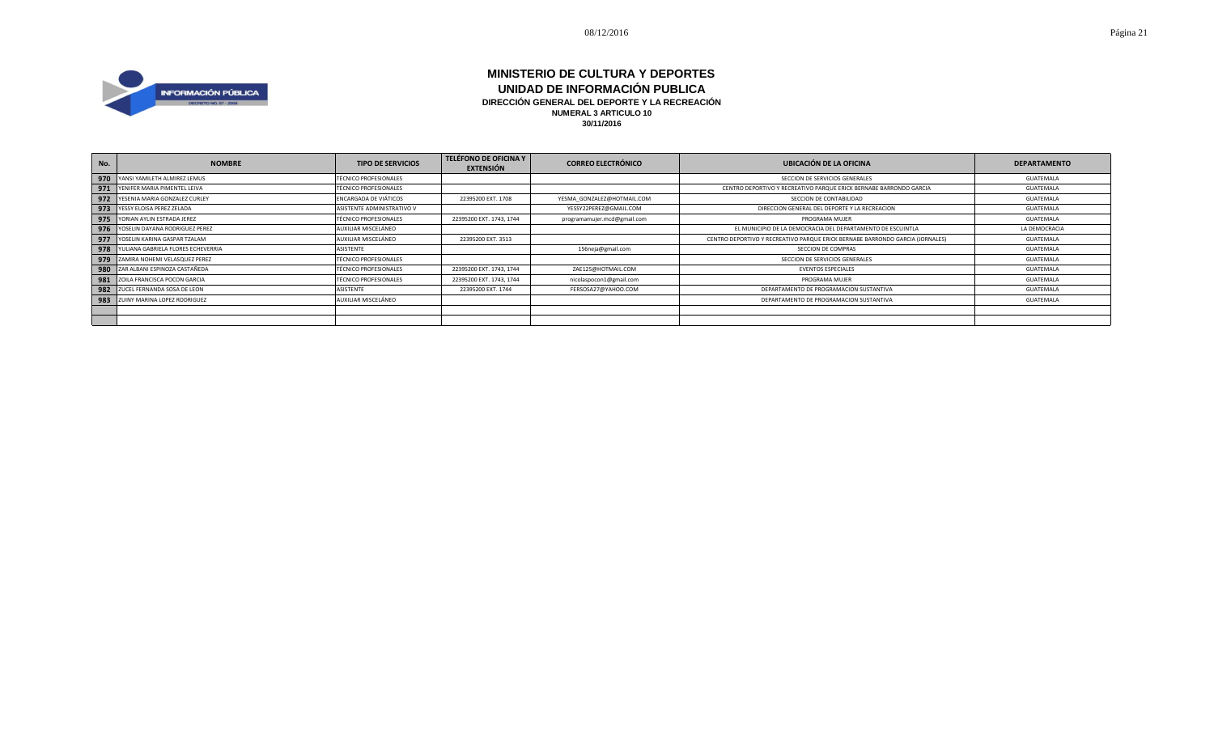# MINISTERIO DE CULTURA Y DEPORTES
## UNIDAD DE INFORMACIÓN PUBLICA
### DIRECCIÓN GENERAL DEL DEPORTE Y LA RECREACIÓN
**NUMERAL 3 ARTICULO 10**
**30/11/2016**

| No. | NOMBRE | TIPO DE SERVICIOS | TELÉFONO DE OFICINA Y EXTENSIÓN | CORREO ELECTRÓNICO | UBICACIÓN DE LA OFICINA | DEPARTAMENTO |
|---|---|---|---|---|---|---|
| 970 | YANSI YAMILETH ALMIREZ LEMUS | TÉCNICO PROFESIONALES | | | SECCION DE SERVICIOS GENERALES | GUATEMALA |
| 971 | YENIFER MARIA PIMENTEL LEIVA | TÉCNICO PROFESIONALES | | | CENTRO DEPORTIVO Y RECREATIVO PARQUE ERICK BERNABE BARRONDO GARCIA | GUATEMALA |
| 972 | YESENIA MARIA GONZALEZ CURLEY | ENCARGADA DE VIÁTICOS | 22395200 EXT. 1708 | YESMA_GONZALEZ@HOTMAIL.COM | SECCION DE CONTABILIDAD | GUATEMALA |
| 973 | YESSY ELOISA PEREZ ZELADA | ASISTENTE ADMINISTRATIVO V | | YESSY22PEREZ@GMAIL.COM | DIRECCION GENERAL DEL DEPORTE Y LA RECREACION | GUATEMALA |
| 975 | YORIAN AYLIN ESTRADA JEREZ | TÉCNICO PROFESIONALES | 22395200 EXT. 1743, 1744 | programamujer.mcd@gmail.com | PROGRAMA MUJER | GUATEMALA |
| 976 | YOSELIN DAYANA RODRIGUEZ PEREZ | AUXILIAR MISCELÁNEO | | | EL MUNICIPIO DE LA DEMOCRACIA DEL DEPARTAMENTO DE ESCUINTLA | LA DEMOCRACIA |
| 977 | YOSELIN KARINA GASPAR TZALAM | AUXILIAR MISCELÁNEO | 22395200 EXT. 3513 | | CENTRO DEPORTIVO Y RECREATIVO PARQUE ERICK BERNABE BARRONDO GARCIA (JORNALES) | GUATEMALA |
| 978 | YULIANA GABRIELA FLORES ECHEVERRIA | ASISTENTE | | 156neja@gmail.com | SECCION DE COMPRAS | GUATEMALA |
| 979 | ZAMIRA NOHEMI VELASQUEZ PEREZ | TÉCNICO PROFESIONALES | | | SECCION DE SERVICIOS GENERALES | GUATEMALA |
| 980 | ZAR ALBANI ESPINOZA CASTAÑEDA | TÉCNICO PROFESIONALES | 22395200 EXT. 1743, 1744 | ZAE125@HOTMAIL.COM | EVENTOS ESPECIALES | GUATEMALA |
| 981 | ZOILA FRANCISCA POCON GARCIA | TÉCNICO PROFESIONALES | 22395200 EXT. 1743, 1744 | nicolaspocon1@gmail.com | PROGRAMA MUJER | GUATEMALA |
| 982 | ZUCEL FERNANDA SOSA DE LEON | ASISTENTE | 22395200 EXT. 1744 | FERSOSA27@YAHOO.COM | DEPARTAMENTO DE PROGRAMACION SUSTANTIVA | GUATEMALA |
| 983 | ZUINY MARINA LOPEZ RODRIGUEZ | AUXILIAR MISCELÁNEO | | | DEPARTAMENTO DE PROGRAMACION SUSTANTIVA | GUATEMALA |
| | | | | | | |
| | | | | | | |